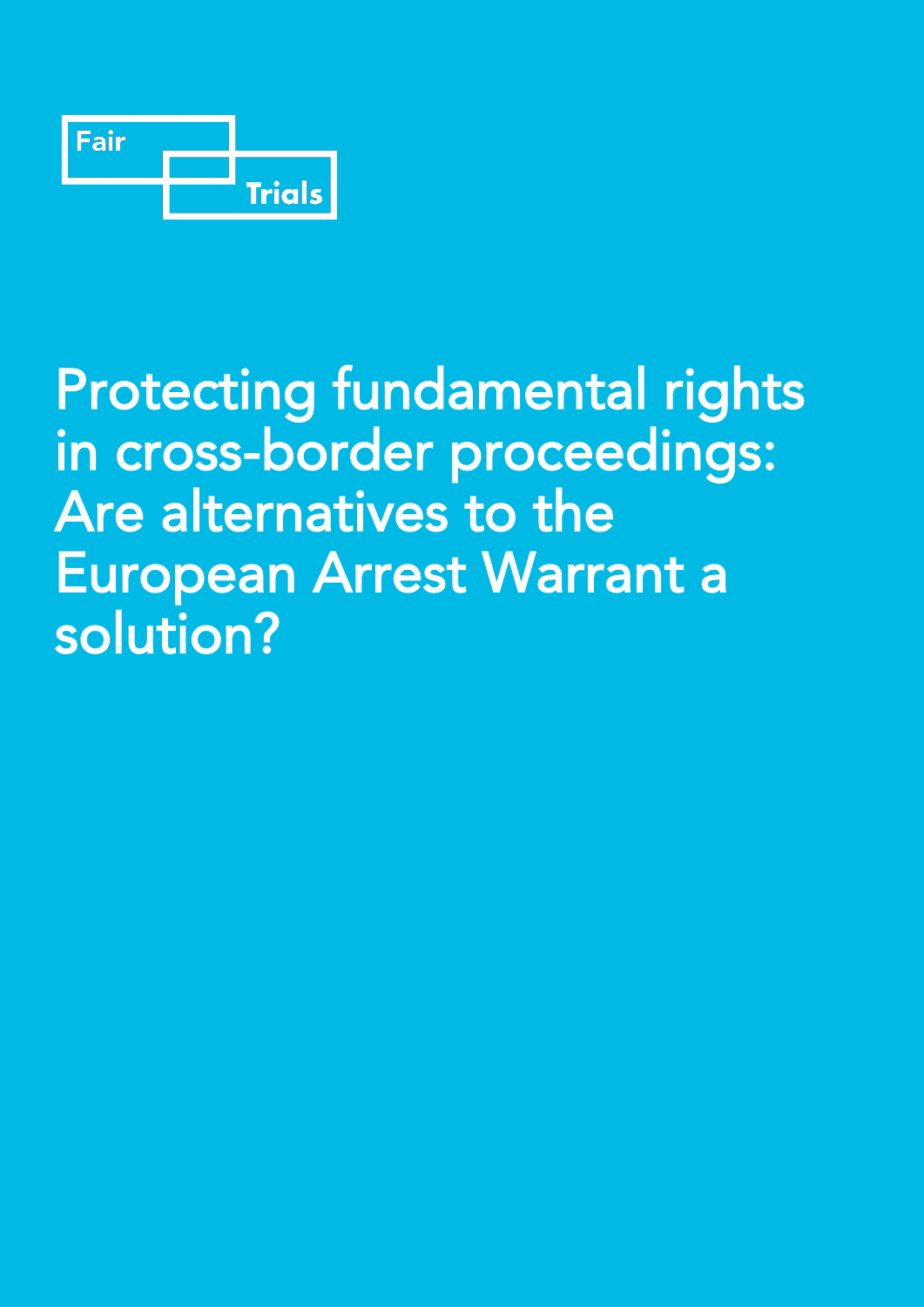Fair

Trials

# Protecting fundamental rights in cross-border proceedings: Are alternatives to the European Arrest Warrant a solution?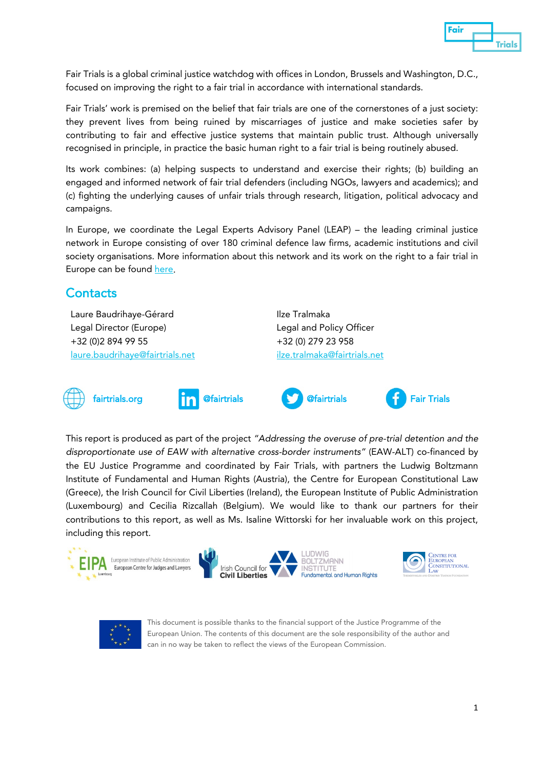Fair Trials is a global criminal justice watchdog with offices in London, Brussels and Washington, D.C., focused on improving the right to a fair trial in accordance with international standards.

Fair Trials' work is premised on the belief that fair trials are one of the cornerstones of a just society: they prevent lives from being ruined by miscarriages of justice and make societies safer by contributing to fair and effective justice systems that maintain public trust. Although universally recognised in principle, in practice the basic human right to a fair trial is being routinely abused.

Its work combines: (a) helping suspects to understand and exercise their rights; (b) building an engaged and informed network of fair trial defenders (including NGOs, lawyers and academics); and (c) fighting the underlying causes of unfair trials through research, litigation, political advocacy and campaigns.

In Europe, we coordinate the Legal Experts Advisory Panel (LEAP) – the leading criminal justice network in Europe consisting of over 180 criminal defence law firms, academic institutions and civil society organisations. More information about this network and its work on the right to a fair trial in Europe can be found here.

## Contacts

Laure Baudrihaye-Gérard
Legal Director (Europe)
+32 (0)2 894 99 55
laure.baudrihaye@fairtrials.net

Ilze Tralmaka
Legal and Policy Officer
+32 (0) 279 23 958
ilze.tralmaka@fairtrials.net

fairtrials.org | @fairtrials | @fairtrials | Fair Trials

This report is produced as part of the project *"Addressing the overuse of pre-trial detention and the disproportionate use of EAW with alternative cross-border instruments"* (EAW-ALT) co-financed by the EU Justice Programme and coordinated by Fair Trials, with partners the Ludwig Boltzmann Institute of Fundamental and Human Rights (Austria), the Centre for European Constitutional Law (Greece), the Irish Council for Civil Liberties (Ireland), the European Institute of Public Administration (Luxembourg) and Cecilia Rizcallah (Belgium). We would like to thank our partners for their contributions to this report, as well as Ms. Isaline Wittorski for her invaluable work on this project, including this report.

This document is possible thanks to the financial support of the Justice Programme of the European Union. The contents of this document are the sole responsibility of the author and can in no way be taken to reflect the views of the European Commission.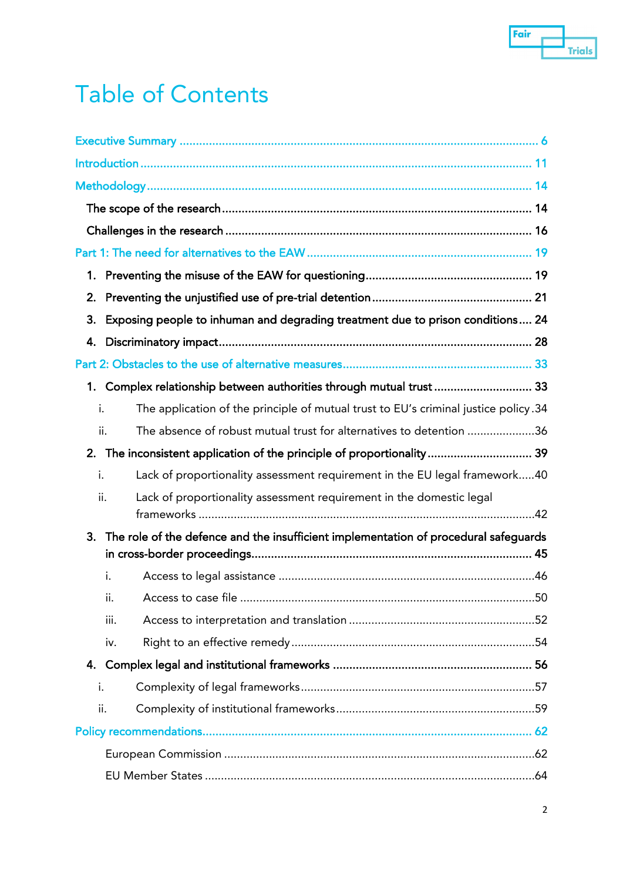# Table of Contents

Executive Summary ........................................................................................................ 6

Introduction ................................................................................................................... 11

Methodology .................................................................................................................. 14

- The scope of the research ............................................................................................ 14
- Challenges in the research ........................................................................................... 16

Part 1: The need for alternatives to the EAW ................................................................. 19

1. Preventing the misuse of the EAW for questioning .................................................. 19
2. Preventing the unjustified use of pre-trial detention ................................................ 21
3. Exposing people to inhuman and degrading treatment due to prison conditions .... 24
4. Discriminatory impact ............................................................................................... 28

Part 2: Obstacles to the use of alternative measures ...................................................... 33

1. Complex relationship between authorities through mutual trust ............................ 33
   - i. The application of the principle of mutual trust to EU's criminal justice policy .34
   - ii. The absence of robust mutual trust for alternatives to detention .....................36
2. The inconsistent application of the principle of proportionality ............................... 39
   - i. Lack of proportionality assessment requirement in the EU legal framework.....40
   - ii. Lack of proportionality assessment requirement in the domestic legal frameworks ........................................................................................................42
3. The role of the defence and the insufficient implementation of procedural safeguards in cross-border proceedings ........................................................................................... 45
   - i. Access to legal assistance ................................................................................46
   - ii. Access to case file ...........................................................................................50
   - iii. Access to interpretation and translation ..........................................................52
   - iv. Right to an effective remedy ...........................................................................54
4. Complex legal and institutional frameworks ............................................................ 56
   - i. Complexity of legal frameworks .......................................................................57
   - ii. Complexity of institutional frameworks ............................................................59

Policy recommendations ................................................................................................. 62

- European Commission ..................................................................................................62
- EU Member States .......................................................................................................64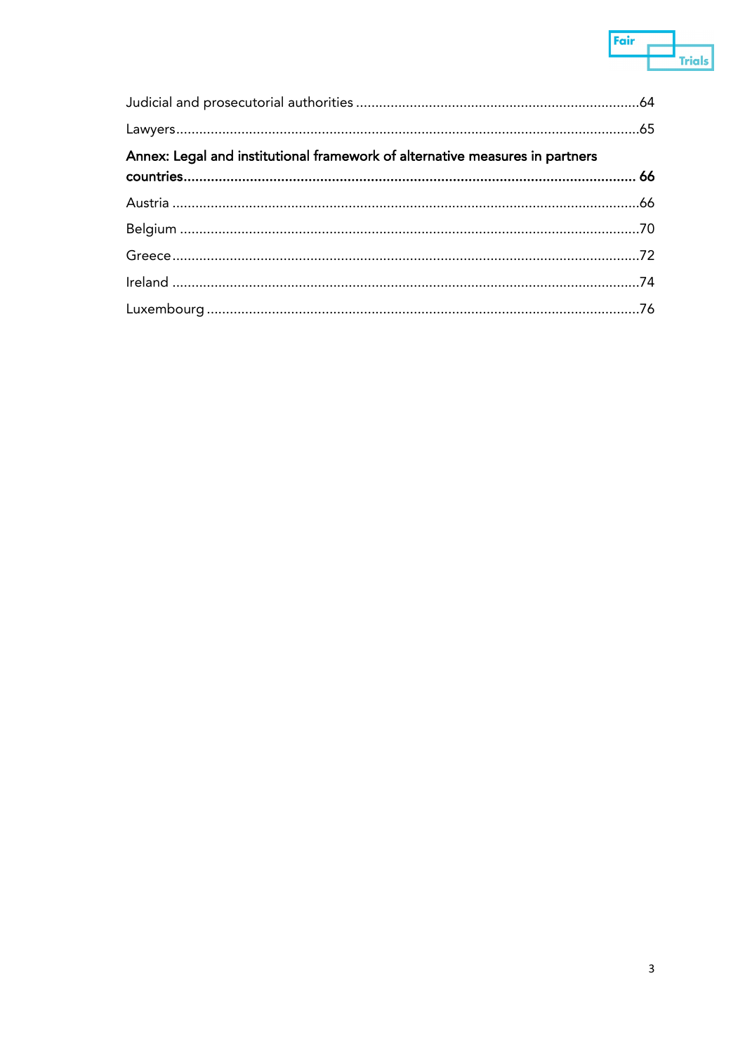Judicial and prosecutorial authorities ..........................................................................64

Lawyers..........................................................................................................................65

**Annex: Legal and institutional framework of alternative measures in partners countries.................................................................................................................... 66**

Austria ...........................................................................................................................66

Belgium .........................................................................................................................70

Greece............................................................................................................................72

Ireland ...........................................................................................................................74

Luxembourg ..................................................................................................................76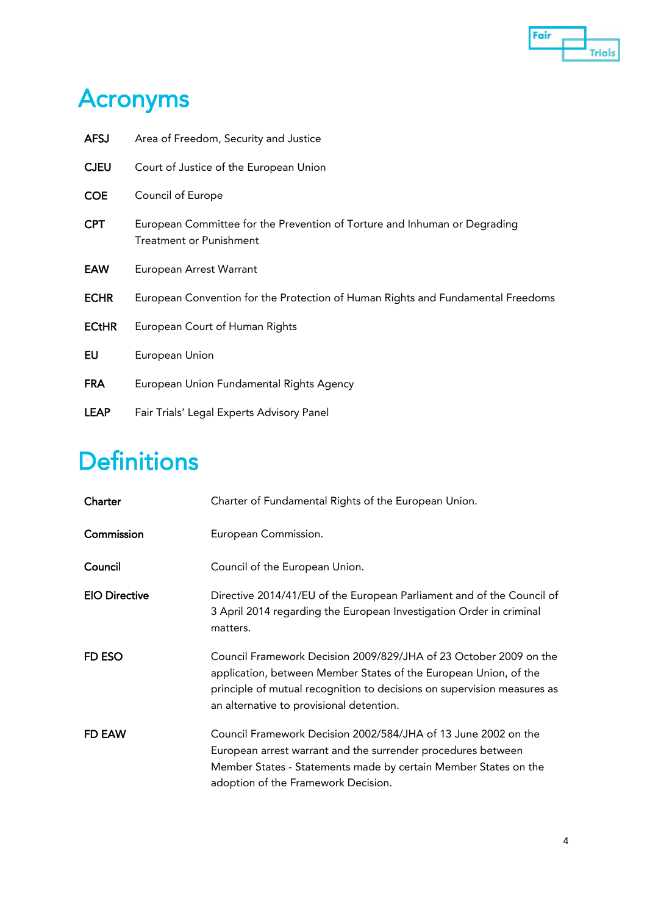# Acronyms

| | |
|---|---|
| **AFSJ** | Area of Freedom, Security and Justice |
| **CJEU** | Court of Justice of the European Union |
| **COE** | Council of Europe |
| **CPT** | European Committee for the Prevention of Torture and Inhuman or Degrading Treatment or Punishment |
| **EAW** | European Arrest Warrant |
| **ECHR** | European Convention for the Protection of Human Rights and Fundamental Freedoms |
| **ECtHR** | European Court of Human Rights |
| **EU** | European Union |
| **FRA** | European Union Fundamental Rights Agency |
| **LEAP** | Fair Trials' Legal Experts Advisory Panel |

# Definitions

| | |
|---|---|
| **Charter** | Charter of Fundamental Rights of the European Union. |
| **Commission** | European Commission. |
| **Council** | Council of the European Union. |
| **EIO Directive** | Directive 2014/41/EU of the European Parliament and of the Council of 3 April 2014 regarding the European Investigation Order in criminal matters. |
| **FD ESO** | Council Framework Decision 2009/829/JHA of 23 October 2009 on the application, between Member States of the European Union, of the principle of mutual recognition to decisions on supervision measures as an alternative to provisional detention. |
| **FD EAW** | Council Framework Decision 2002/584/JHA of 13 June 2002 on the European arrest warrant and the surrender procedures between Member States - Statements made by certain Member States on the adoption of the Framework Decision. |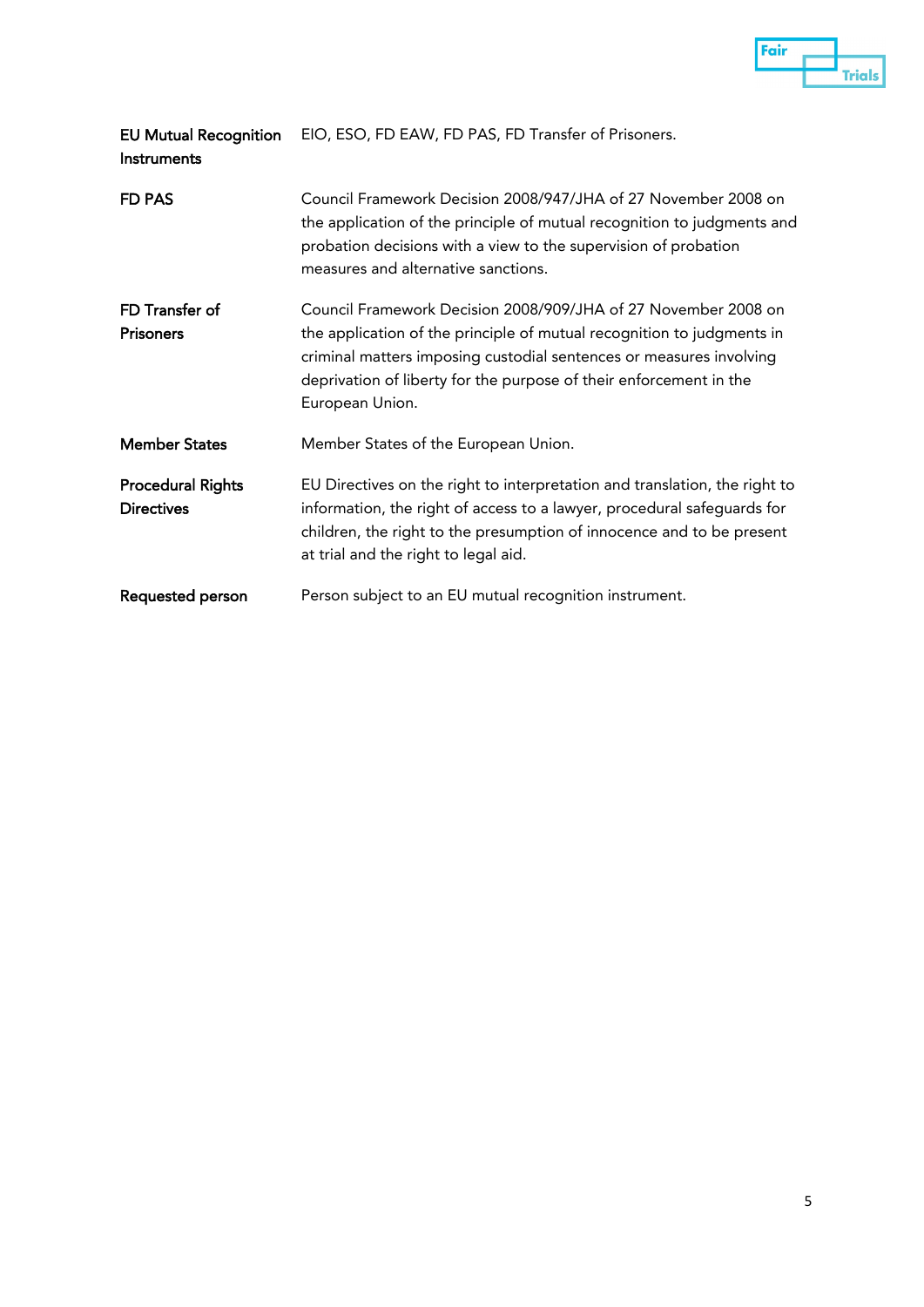| | |
|---|---|
| **EU Mutual Recognition Instruments** | EIO, ESO, FD EAW, FD PAS, FD Transfer of Prisoners. |
| **FD PAS** | Council Framework Decision 2008/947/JHA of 27 November 2008 on the application of the principle of mutual recognition to judgments and probation decisions with a view to the supervision of probation measures and alternative sanctions. |
| **FD Transfer of Prisoners** | Council Framework Decision 2008/909/JHA of 27 November 2008 on the application of the principle of mutual recognition to judgments in criminal matters imposing custodial sentences or measures involving deprivation of liberty for the purpose of their enforcement in the European Union. |
| **Member States** | Member States of the European Union. |
| **Procedural Rights Directives** | EU Directives on the right to interpretation and translation, the right to information, the right of access to a lawyer, procedural safeguards for children, the right to the presumption of innocence and to be present at trial and the right to legal aid. |
| **Requested person** | Person subject to an EU mutual recognition instrument. |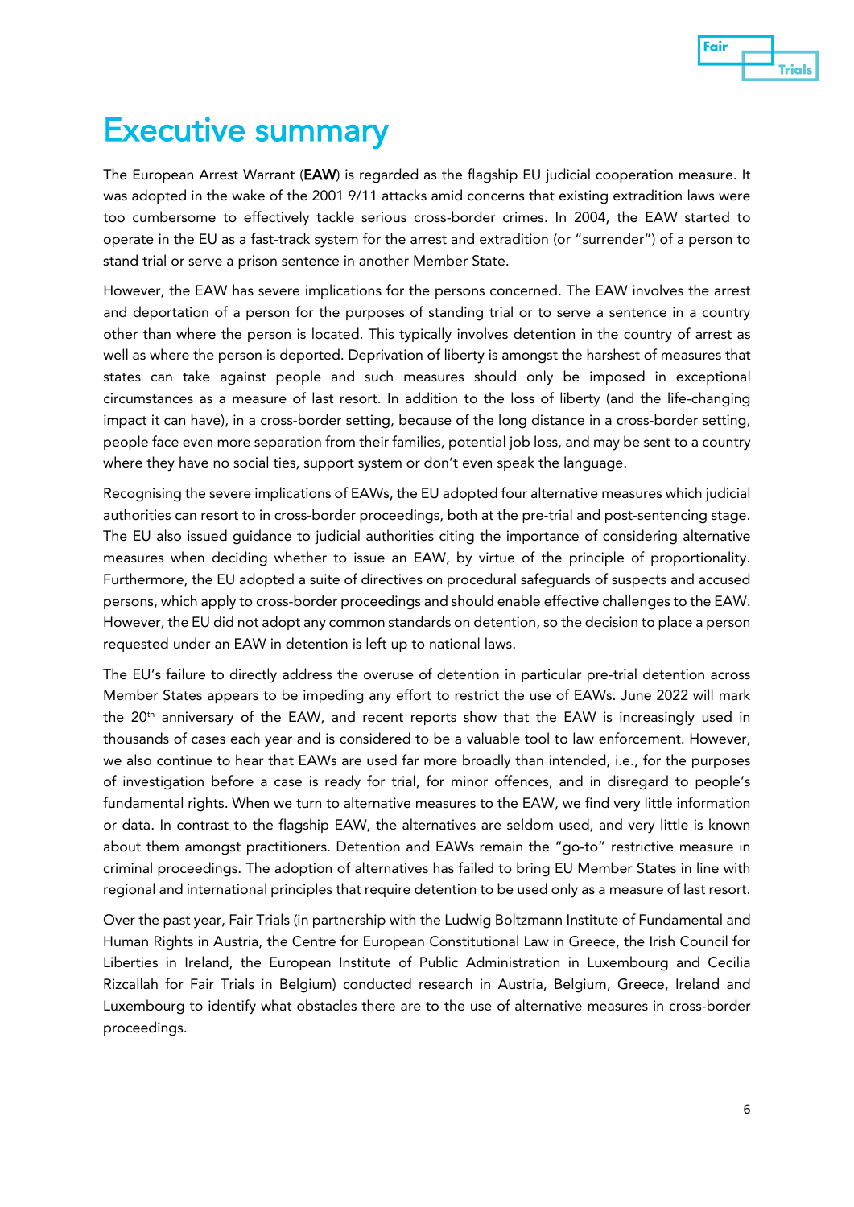# Executive summary

The European Arrest Warrant (**EAW**) is regarded as the flagship EU judicial cooperation measure. It was adopted in the wake of the 2001 9/11 attacks amid concerns that existing extradition laws were too cumbersome to effectively tackle serious cross-border crimes. In 2004, the EAW started to operate in the EU as a fast-track system for the arrest and extradition (or "surrender") of a person to stand trial or serve a prison sentence in another Member State.

However, the EAW has severe implications for the persons concerned. The EAW involves the arrest and deportation of a person for the purposes of standing trial or to serve a sentence in a country other than where the person is located. This typically involves detention in the country of arrest as well as where the person is deported. Deprivation of liberty is amongst the harshest of measures that states can take against people and such measures should only be imposed in exceptional circumstances as a measure of last resort. In addition to the loss of liberty (and the life-changing impact it can have), in a cross-border setting, because of the long distance in a cross-border setting, people face even more separation from their families, potential job loss, and may be sent to a country where they have no social ties, support system or don't even speak the language.

Recognising the severe implications of EAWs, the EU adopted four alternative measures which judicial authorities can resort to in cross-border proceedings, both at the pre-trial and post-sentencing stage. The EU also issued guidance to judicial authorities citing the importance of considering alternative measures when deciding whether to issue an EAW, by virtue of the principle of proportionality. Furthermore, the EU adopted a suite of directives on procedural safeguards of suspects and accused persons, which apply to cross-border proceedings and should enable effective challenges to the EAW. However, the EU did not adopt any common standards on detention, so the decision to place a person requested under an EAW in detention is left up to national laws.

The EU's failure to directly address the overuse of detention in particular pre-trial detention across Member States appears to be impeding any effort to restrict the use of EAWs. June 2022 will mark the 20th anniversary of the EAW, and recent reports show that the EAW is increasingly used in thousands of cases each year and is considered to be a valuable tool to law enforcement. However, we also continue to hear that EAWs are used far more broadly than intended, i.e., for the purposes of investigation before a case is ready for trial, for minor offences, and in disregard to people's fundamental rights. When we turn to alternative measures to the EAW, we find very little information or data. In contrast to the flagship EAW, the alternatives are seldom used, and very little is known about them amongst practitioners. Detention and EAWs remain the "go-to" restrictive measure in criminal proceedings. The adoption of alternatives has failed to bring EU Member States in line with regional and international principles that require detention to be used only as a measure of last resort.

Over the past year, Fair Trials (in partnership with the Ludwig Boltzmann Institute of Fundamental and Human Rights in Austria, the Centre for European Constitutional Law in Greece, the Irish Council for Liberties in Ireland, the European Institute of Public Administration in Luxembourg and Cecilia Rizcallah for Fair Trials in Belgium) conducted research in Austria, Belgium, Greece, Ireland and Luxembourg to identify what obstacles there are to the use of alternative measures in cross-border proceedings.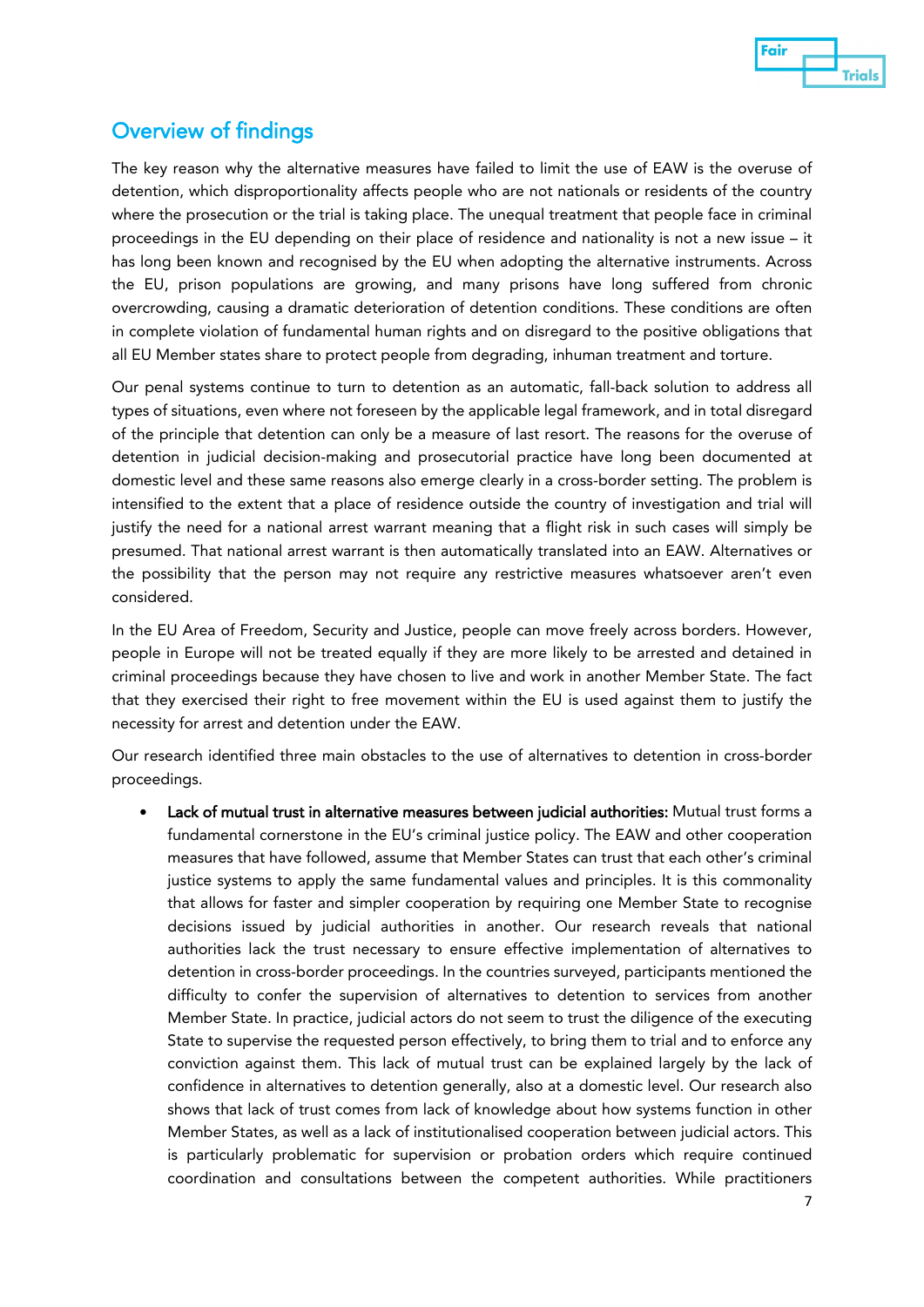## Overview of findings

The key reason why the alternative measures have failed to limit the use of EAW is the overuse of detention, which disproportionality affects people who are not nationals or residents of the country where the prosecution or the trial is taking place. The unequal treatment that people face in criminal proceedings in the EU depending on their place of residence and nationality is not a new issue – it has long been known and recognised by the EU when adopting the alternative instruments. Across the EU, prison populations are growing, and many prisons have long suffered from chronic overcrowding, causing a dramatic deterioration of detention conditions. These conditions are often in complete violation of fundamental human rights and on disregard to the positive obligations that all EU Member states share to protect people from degrading, inhuman treatment and torture.

Our penal systems continue to turn to detention as an automatic, fall-back solution to address all types of situations, even where not foreseen by the applicable legal framework, and in total disregard of the principle that detention can only be a measure of last resort. The reasons for the overuse of detention in judicial decision-making and prosecutorial practice have long been documented at domestic level and these same reasons also emerge clearly in a cross-border setting. The problem is intensified to the extent that a place of residence outside the country of investigation and trial will justify the need for a national arrest warrant meaning that a flight risk in such cases will simply be presumed. That national arrest warrant is then automatically translated into an EAW. Alternatives or the possibility that the person may not require any restrictive measures whatsoever aren't even considered.

In the EU Area of Freedom, Security and Justice, people can move freely across borders. However, people in Europe will not be treated equally if they are more likely to be arrested and detained in criminal proceedings because they have chosen to live and work in another Member State. The fact that they exercised their right to free movement within the EU is used against them to justify the necessity for arrest and detention under the EAW.

Our research identified three main obstacles to the use of alternatives to detention in cross-border proceedings.

- **Lack of mutual trust in alternative measures between judicial authorities:** Mutual trust forms a fundamental cornerstone in the EU's criminal justice policy. The EAW and other cooperation measures that have followed, assume that Member States can trust that each other's criminal justice systems to apply the same fundamental values and principles. It is this commonality that allows for faster and simpler cooperation by requiring one Member State to recognise decisions issued by judicial authorities in another. Our research reveals that national authorities lack the trust necessary to ensure effective implementation of alternatives to detention in cross-border proceedings. In the countries surveyed, participants mentioned the difficulty to confer the supervision of alternatives to detention to services from another Member State. In practice, judicial actors do not seem to trust the diligence of the executing State to supervise the requested person effectively, to bring them to trial and to enforce any conviction against them. This lack of mutual trust can be explained largely by the lack of confidence in alternatives to detention generally, also at a domestic level. Our research also shows that lack of trust comes from lack of knowledge about how systems function in other Member States, as well as a lack of institutionalised cooperation between judicial actors. This is particularly problematic for supervision or probation orders which require continued coordination and consultations between the competent authorities. While practitioners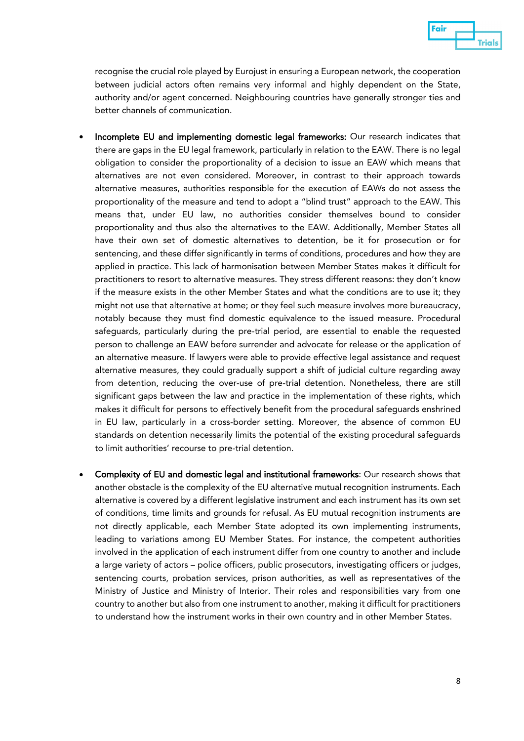recognise the crucial role played by Eurojust in ensuring a European network, the cooperation between judicial actors often remains very informal and highly dependent on the State, authority and/or agent concerned. Neighbouring countries have generally stronger ties and better channels of communication.

- **Incomplete EU and implementing domestic legal frameworks:** Our research indicates that there are gaps in the EU legal framework, particularly in relation to the EAW. There is no legal obligation to consider the proportionality of a decision to issue an EAW which means that alternatives are not even considered. Moreover, in contrast to their approach towards alternative measures, authorities responsible for the execution of EAWs do not assess the proportionality of the measure and tend to adopt a "blind trust" approach to the EAW. This means that, under EU law, no authorities consider themselves bound to consider proportionality and thus also the alternatives to the EAW. Additionally, Member States all have their own set of domestic alternatives to detention, be it for prosecution or for sentencing, and these differ significantly in terms of conditions, procedures and how they are applied in practice. This lack of harmonisation between Member States makes it difficult for practitioners to resort to alternative measures. They stress different reasons: they don't know if the measure exists in the other Member States and what the conditions are to use it; they might not use that alternative at home; or they feel such measure involves more bureaucracy, notably because they must find domestic equivalence to the issued measure. Procedural safeguards, particularly during the pre-trial period, are essential to enable the requested person to challenge an EAW before surrender and advocate for release or the application of an alternative measure. If lawyers were able to provide effective legal assistance and request alternative measures, they could gradually support a shift of judicial culture regarding away from detention, reducing the over-use of pre-trial detention. Nonetheless, there are still significant gaps between the law and practice in the implementation of these rights, which makes it difficult for persons to effectively benefit from the procedural safeguards enshrined in EU law, particularly in a cross-border setting. Moreover, the absence of common EU standards on detention necessarily limits the potential of the existing procedural safeguards to limit authorities' recourse to pre-trial detention.

- **Complexity of EU and domestic legal and institutional frameworks**: Our research shows that another obstacle is the complexity of the EU alternative mutual recognition instruments. Each alternative is covered by a different legislative instrument and each instrument has its own set of conditions, time limits and grounds for refusal. As EU mutual recognition instruments are not directly applicable, each Member State adopted its own implementing instruments, leading to variations among EU Member States. For instance, the competent authorities involved in the application of each instrument differ from one country to another and include a large variety of actors – police officers, public prosecutors, investigating officers or judges, sentencing courts, probation services, prison authorities, as well as representatives of the Ministry of Justice and Ministry of Interior. Their roles and responsibilities vary from one country to another but also from one instrument to another, making it difficult for practitioners to understand how the instrument works in their own country and in other Member States.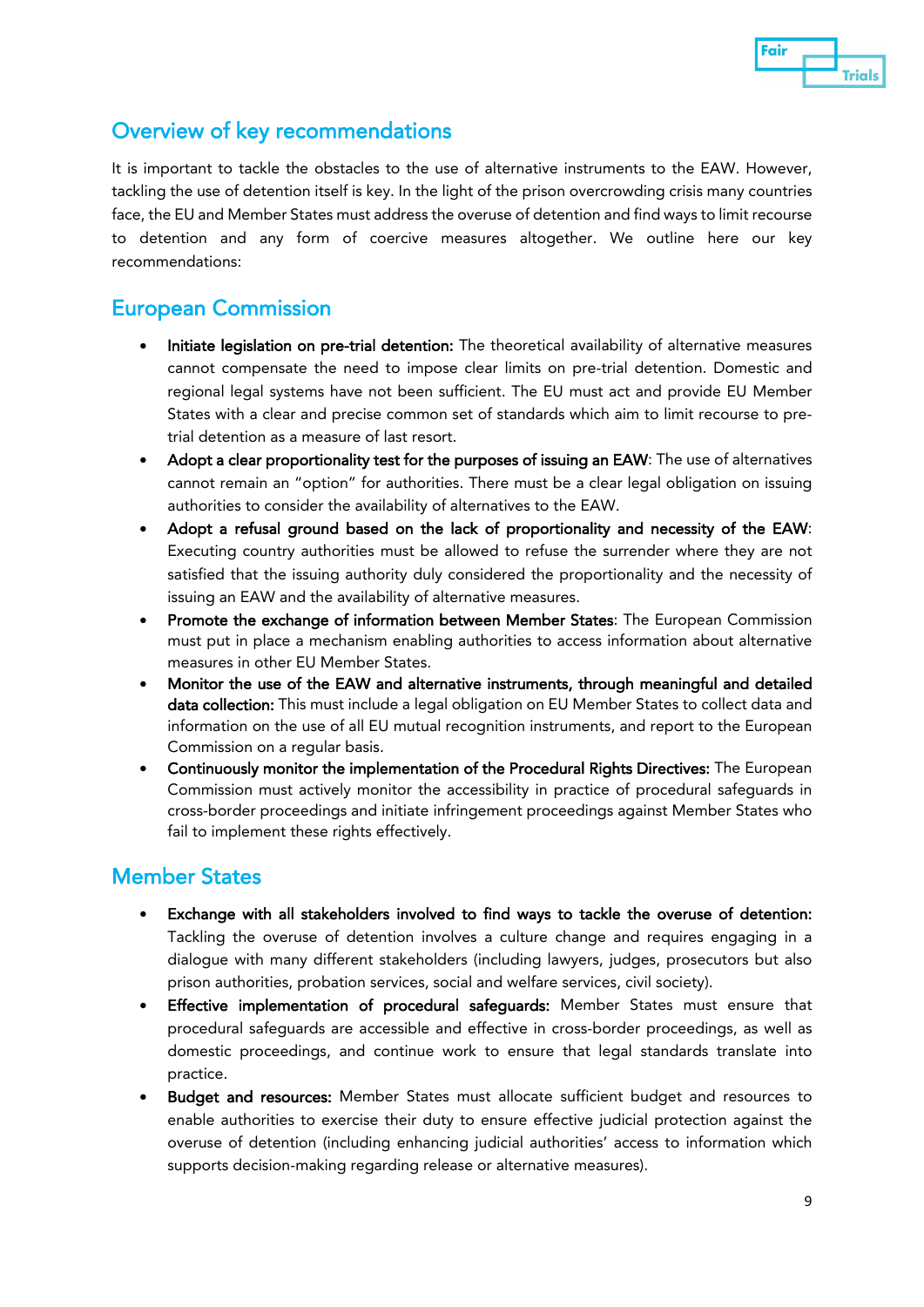## Overview of key recommendations

It is important to tackle the obstacles to the use of alternative instruments to the EAW. However, tackling the use of detention itself is key. In the light of the prison overcrowding crisis many countries face, the EU and Member States must address the overuse of detention and find ways to limit recourse to detention and any form of coercive measures altogether. We outline here our key recommendations:

## European Commission

- **Initiate legislation on pre-trial detention:** The theoretical availability of alternative measures cannot compensate the need to impose clear limits on pre-trial detention. Domestic and regional legal systems have not been sufficient. The EU must act and provide EU Member States with a clear and precise common set of standards which aim to limit recourse to pre-trial detention as a measure of last resort.
- **Adopt a clear proportionality test for the purposes of issuing an EAW**: The use of alternatives cannot remain an "option" for authorities. There must be a clear legal obligation on issuing authorities to consider the availability of alternatives to the EAW.
- **Adopt a refusal ground based on the lack of proportionality and necessity of the EAW**: Executing country authorities must be allowed to refuse the surrender where they are not satisfied that the issuing authority duly considered the proportionality and the necessity of issuing an EAW and the availability of alternative measures.
- **Promote the exchange of information between Member States**: The European Commission must put in place a mechanism enabling authorities to access information about alternative measures in other EU Member States.
- **Monitor the use of the EAW and alternative instruments, through meaningful and detailed data collection:** This must include a legal obligation on EU Member States to collect data and information on the use of all EU mutual recognition instruments, and report to the European Commission on a regular basis.
- **Continuously monitor the implementation of the Procedural Rights Directives:** The European Commission must actively monitor the accessibility in practice of procedural safeguards in cross-border proceedings and initiate infringement proceedings against Member States who fail to implement these rights effectively.

## Member States

- **Exchange with all stakeholders involved to find ways to tackle the overuse of detention:** Tackling the overuse of detention involves a culture change and requires engaging in a dialogue with many different stakeholders (including lawyers, judges, prosecutors but also prison authorities, probation services, social and welfare services, civil society).
- **Effective implementation of procedural safeguards:** Member States must ensure that procedural safeguards are accessible and effective in cross-border proceedings, as well as domestic proceedings, and continue work to ensure that legal standards translate into practice.
- **Budget and resources:** Member States must allocate sufficient budget and resources to enable authorities to exercise their duty to ensure effective judicial protection against the overuse of detention (including enhancing judicial authorities' access to information which supports decision-making regarding release or alternative measures).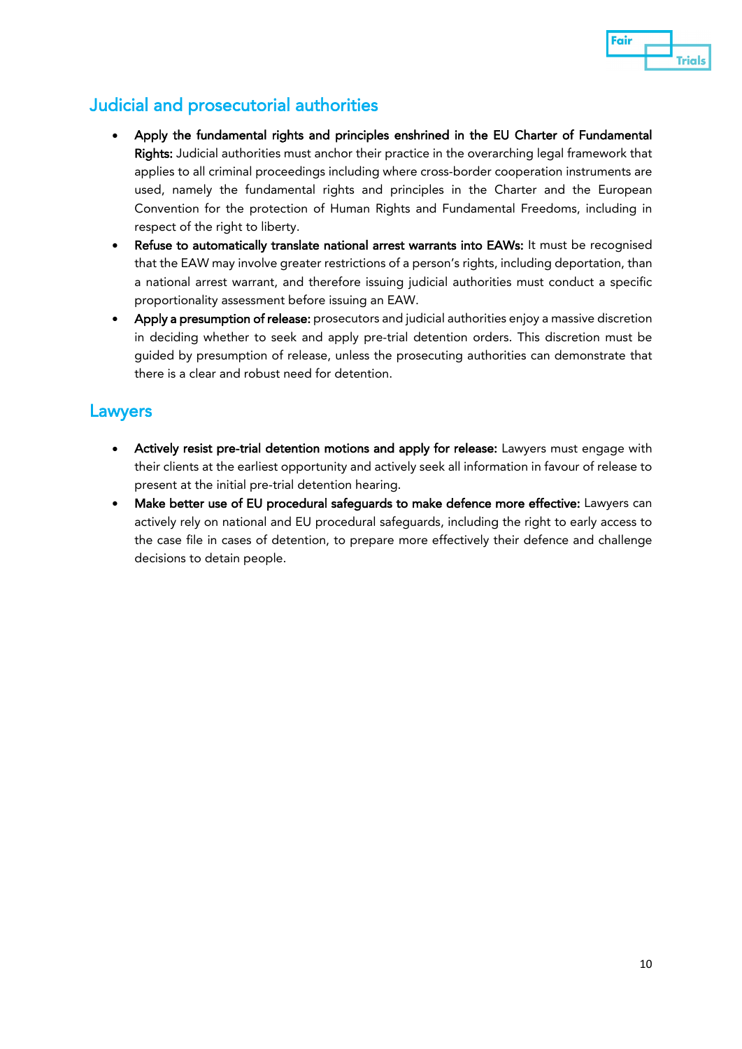## Judicial and prosecutorial authorities

- **Apply the fundamental rights and principles enshrined in the EU Charter of Fundamental Rights:** Judicial authorities must anchor their practice in the overarching legal framework that applies to all criminal proceedings including where cross-border cooperation instruments are used, namely the fundamental rights and principles in the Charter and the European Convention for the protection of Human Rights and Fundamental Freedoms, including in respect of the right to liberty.
- **Refuse to automatically translate national arrest warrants into EAWs:** It must be recognised that the EAW may involve greater restrictions of a person's rights, including deportation, than a national arrest warrant, and therefore issuing judicial authorities must conduct a specific proportionality assessment before issuing an EAW.
- **Apply a presumption of release:** prosecutors and judicial authorities enjoy a massive discretion in deciding whether to seek and apply pre-trial detention orders. This discretion must be guided by presumption of release, unless the prosecuting authorities can demonstrate that there is a clear and robust need for detention.

## Lawyers

- **Actively resist pre-trial detention motions and apply for release:** Lawyers must engage with their clients at the earliest opportunity and actively seek all information in favour of release to present at the initial pre-trial detention hearing.
- **Make better use of EU procedural safeguards to make defence more effective:** Lawyers can actively rely on national and EU procedural safeguards, including the right to early access to the case file in cases of detention, to prepare more effectively their defence and challenge decisions to detain people.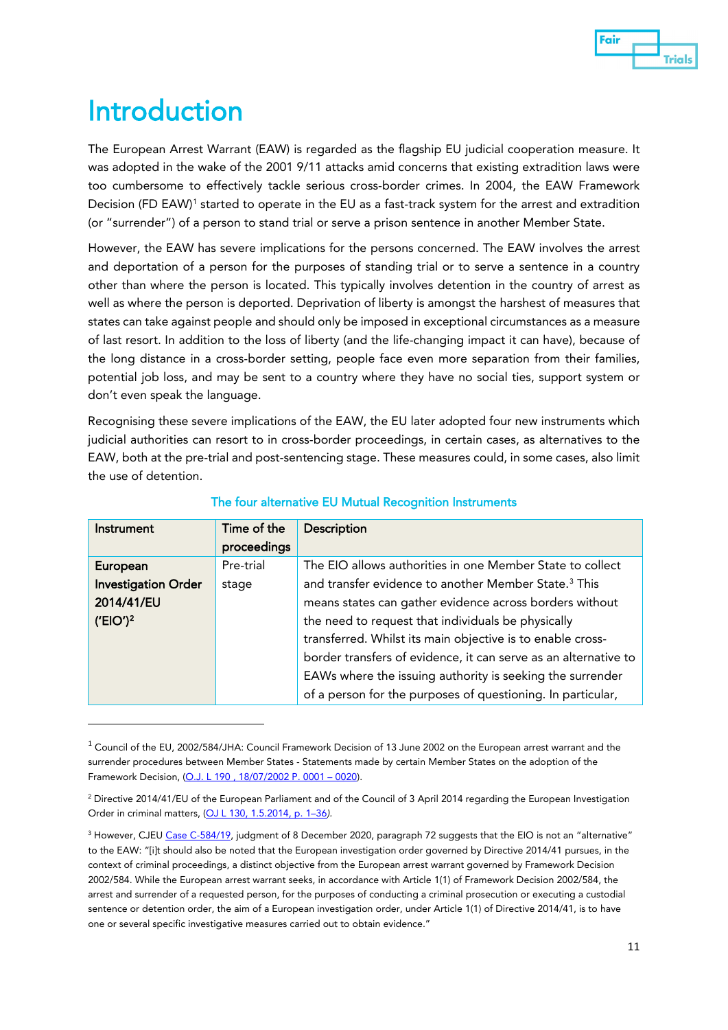# Introduction

The European Arrest Warrant (EAW) is regarded as the flagship EU judicial cooperation measure. It was adopted in the wake of the 2001 9/11 attacks amid concerns that existing extradition laws were too cumbersome to effectively tackle serious cross-border crimes. In 2004, the EAW Framework Decision (FD EAW)[1] started to operate in the EU as a fast-track system for the arrest and extradition (or "surrender") of a person to stand trial or serve a prison sentence in another Member State.

However, the EAW has severe implications for the persons concerned. The EAW involves the arrest and deportation of a person for the purposes of standing trial or to serve a sentence in a country other than where the person is located. This typically involves detention in the country of arrest as well as where the person is deported. Deprivation of liberty is amongst the harshest of measures that states can take against people and should only be imposed in exceptional circumstances as a measure of last resort. In addition to the loss of liberty (and the life-changing impact it can have), because of the long distance in a cross-border setting, people face even more separation from their families, potential job loss, and may be sent to a country where they have no social ties, support system or don't even speak the language.

Recognising these severe implications of the EAW, the EU later adopted four new instruments which judicial authorities can resort to in cross-border proceedings, in certain cases, as alternatives to the EAW, both at the pre-trial and post-sentencing stage. These measures could, in some cases, also limit the use of detention.

**The four alternative EU Mutual Recognition Instruments**

| Instrument | Time of the proceedings | Description |
|---|---|---|
| **European Investigation Order 2014/41/EU ('EIO')[2]** | Pre-trial stage | The EIO allows authorities in one Member State to collect and transfer evidence to another Member State.[3] This means states can gather evidence across borders without the need to request that individuals be physically transferred. Whilst its main objective is to enable cross-border transfers of evidence, it can serve as an alternative to EAWs where the issuing authority is seeking the surrender of a person for the purposes of questioning. In particular, |

[1] Council of the EU, 2002/584/JHA: Council Framework Decision of 13 June 2002 on the European arrest warrant and the surrender procedures between Member States - Statements made by certain Member States on the adoption of the Framework Decision, (O.J. L 190 , 18/07/2002 P. 0001 – 0020).

[2] Directive 2014/41/EU of the European Parliament and of the Council of 3 April 2014 regarding the European Investigation Order in criminal matters, (OJ L 130, 1.5.2014, p. 1–36).

[3] However, CJEU Case C-584/19, judgment of 8 December 2020, paragraph 72 suggests that the EIO is not an "alternative" to the EAW: "[i]t should also be noted that the European investigation order governed by Directive 2014/41 pursues, in the context of criminal proceedings, a distinct objective from the European arrest warrant governed by Framework Decision 2002/584. While the European arrest warrant seeks, in accordance with Article 1(1) of Framework Decision 2002/584, the arrest and surrender of a requested person, for the purposes of conducting a criminal prosecution or executing a custodial sentence or detention order, the aim of a European investigation order, under Article 1(1) of Directive 2014/41, is to have one or several specific investigative measures carried out to obtain evidence."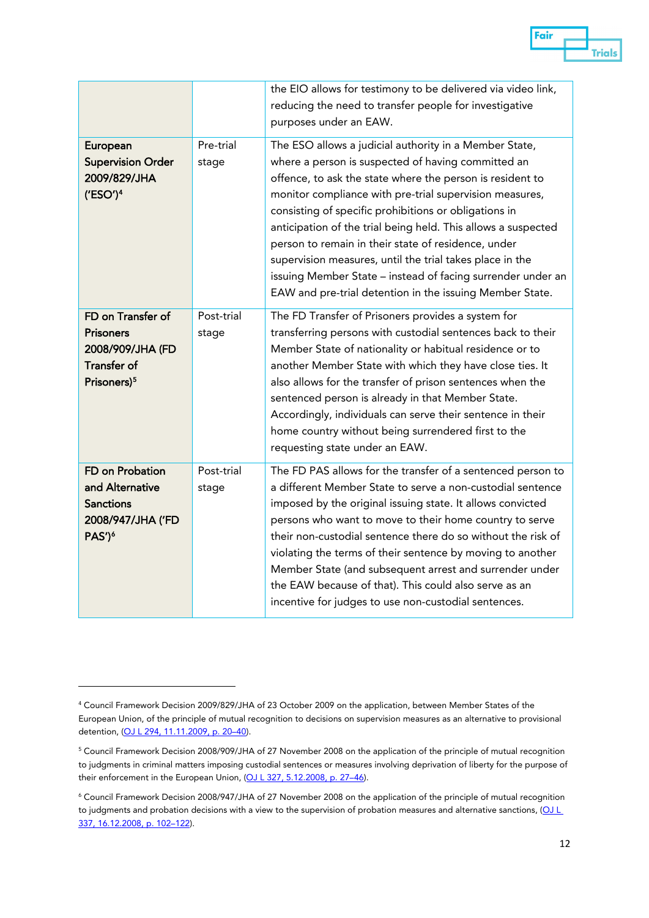| | | |
|---|---|---|
| | | the EIO allows for testimony to be delivered via video link, reducing the need to transfer people for investigative purposes under an EAW. |
| **European Supervision Order 2009/829/JHA ('ESO')**[4] | Pre-trial stage | The ESO allows a judicial authority in a Member State, where a person is suspected of having committed an offence, to ask the state where the person is resident to monitor compliance with pre-trial supervision measures, consisting of specific prohibitions or obligations in anticipation of the trial being held. This allows a suspected person to remain in their state of residence, under supervision measures, until the trial takes place in the issuing Member State – instead of facing surrender under an EAW and pre-trial detention in the issuing Member State. |
| **FD on Transfer of Prisoners 2008/909/JHA (FD Transfer of Prisoners)**[5] | Post-trial stage | The FD Transfer of Prisoners provides a system for transferring persons with custodial sentences back to their Member State of nationality or habitual residence or to another Member State with which they have close ties. It also allows for the transfer of prison sentences when the sentenced person is already in that Member State. Accordingly, individuals can serve their sentence in their home country without being surrendered first to the requesting state under an EAW. |
| **FD on Probation and Alternative Sanctions 2008/947/JHA ('FD PAS')**[6] | Post-trial stage | The FD PAS allows for the transfer of a sentenced person to a different Member State to serve a non-custodial sentence imposed by the original issuing state. It allows convicted persons who want to move to their home country to serve their non-custodial sentence there do so without the risk of violating the terms of their sentence by moving to another Member State (and subsequent arrest and surrender under the EAW because of that). This could also serve as an incentive for judges to use non-custodial sentences. |

[4] Council Framework Decision 2009/829/JHA of 23 October 2009 on the application, between Member States of the European Union, of the principle of mutual recognition to decisions on supervision measures as an alternative to provisional detention, (OJ L 294, 11.11.2009, p. 20–40).

[5] Council Framework Decision 2008/909/JHA of 27 November 2008 on the application of the principle of mutual recognition to judgments in criminal matters imposing custodial sentences or measures involving deprivation of liberty for the purpose of their enforcement in the European Union, (OJ L 327, 5.12.2008, p. 27–46).

[6] Council Framework Decision 2008/947/JHA of 27 November 2008 on the application of the principle of mutual recognition to judgments and probation decisions with a view to the supervision of probation measures and alternative sanctions, (OJ L 337, 16.12.2008, p. 102–122).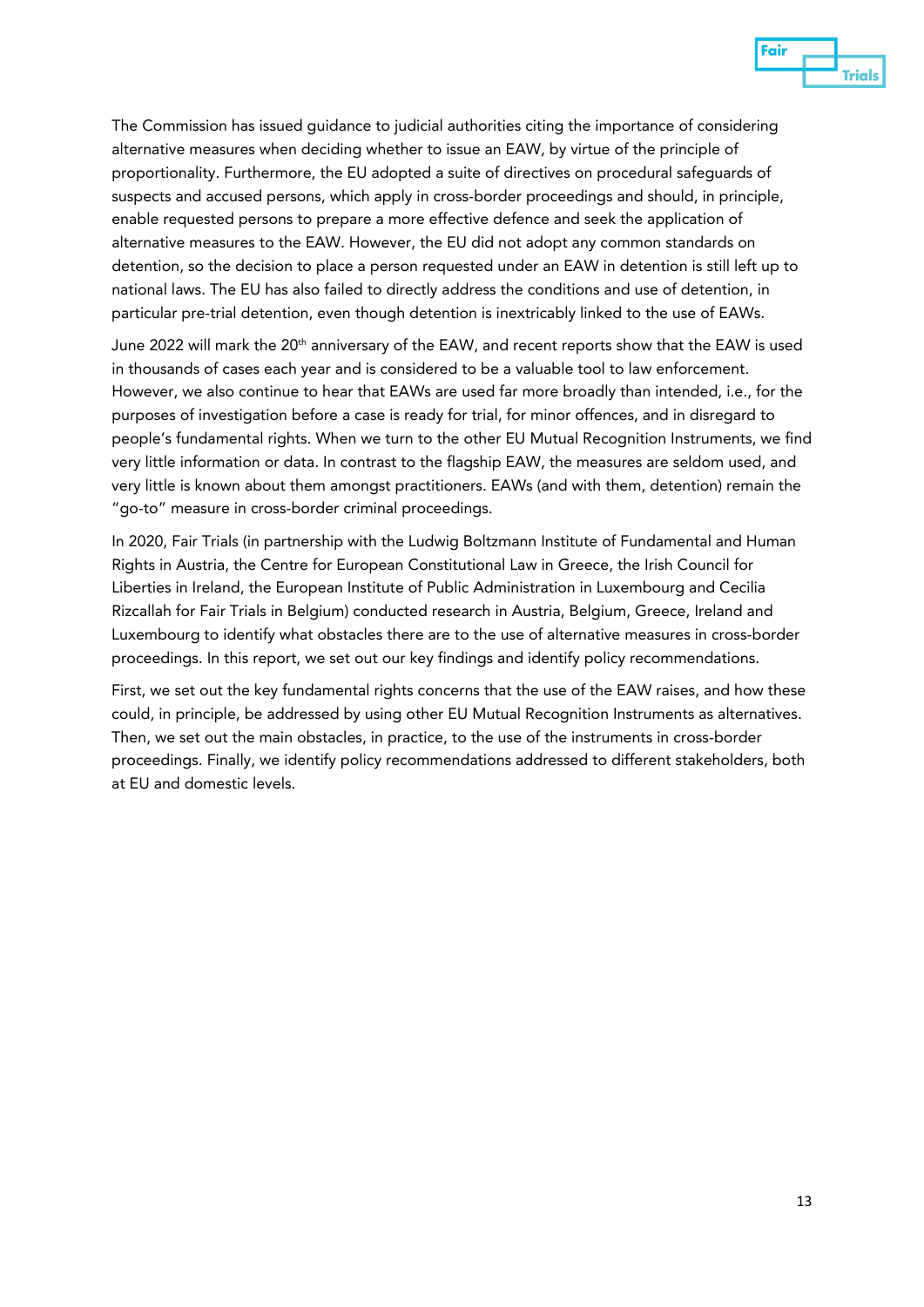The Commission has issued guidance to judicial authorities citing the importance of considering alternative measures when deciding whether to issue an EAW, by virtue of the principle of proportionality. Furthermore, the EU adopted a suite of directives on procedural safeguards of suspects and accused persons, which apply in cross-border proceedings and should, in principle, enable requested persons to prepare a more effective defence and seek the application of alternative measures to the EAW. However, the EU did not adopt any common standards on detention, so the decision to place a person requested under an EAW in detention is still left up to national laws. The EU has also failed to directly address the conditions and use of detention, in particular pre-trial detention, even though detention is inextricably linked to the use of EAWs.

June 2022 will mark the 20th anniversary of the EAW, and recent reports show that the EAW is used in thousands of cases each year and is considered to be a valuable tool to law enforcement. However, we also continue to hear that EAWs are used far more broadly than intended, i.e., for the purposes of investigation before a case is ready for trial, for minor offences, and in disregard to people's fundamental rights. When we turn to the other EU Mutual Recognition Instruments, we find very little information or data. In contrast to the flagship EAW, the measures are seldom used, and very little is known about them amongst practitioners. EAWs (and with them, detention) remain the "go-to" measure in cross-border criminal proceedings.

In 2020, Fair Trials (in partnership with the Ludwig Boltzmann Institute of Fundamental and Human Rights in Austria, the Centre for European Constitutional Law in Greece, the Irish Council for Liberties in Ireland, the European Institute of Public Administration in Luxembourg and Cecilia Rizcallah for Fair Trials in Belgium) conducted research in Austria, Belgium, Greece, Ireland and Luxembourg to identify what obstacles there are to the use of alternative measures in cross-border proceedings. In this report, we set out our key findings and identify policy recommendations.

First, we set out the key fundamental rights concerns that the use of the EAW raises, and how these could, in principle, be addressed by using other EU Mutual Recognition Instruments as alternatives. Then, we set out the main obstacles, in practice, to the use of the instruments in cross-border proceedings. Finally, we identify policy recommendations addressed to different stakeholders, both at EU and domestic levels.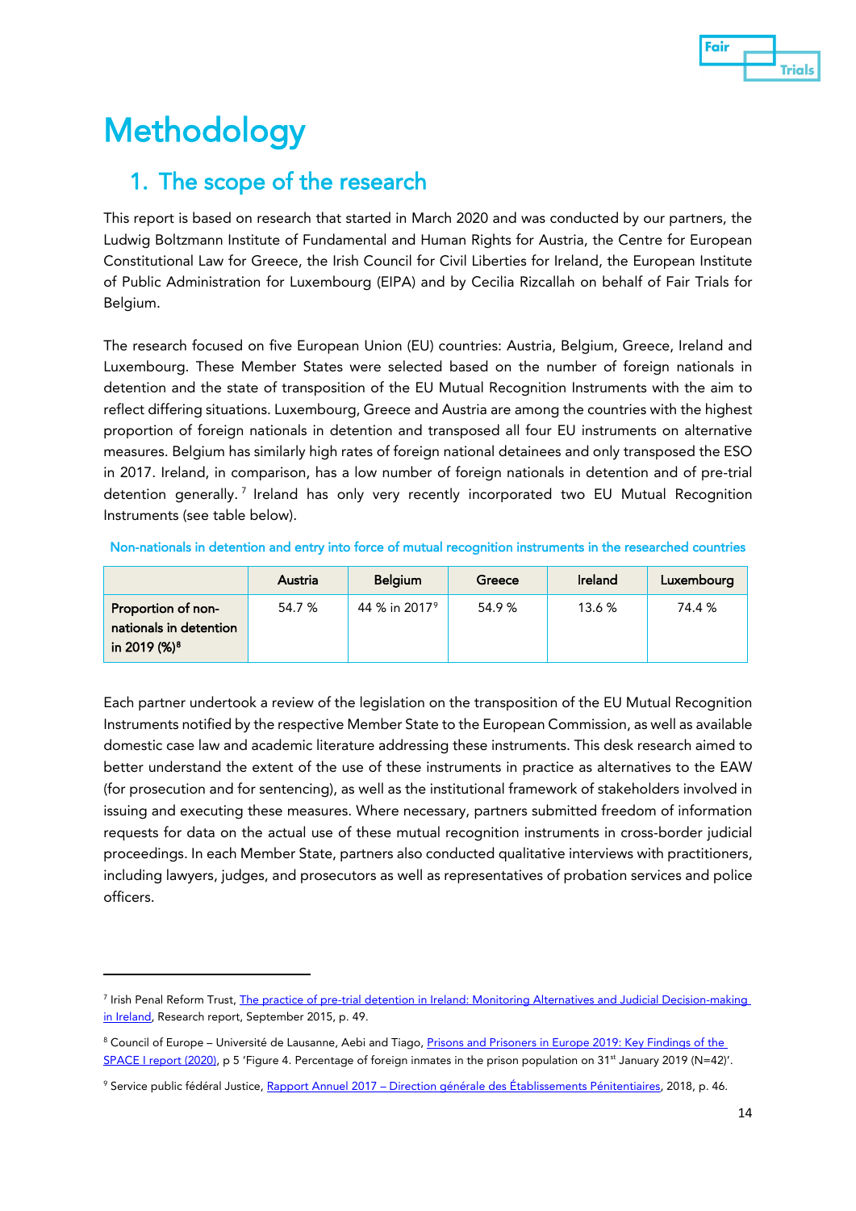# Methodology

## 1. The scope of the research

This report is based on research that started in March 2020 and was conducted by our partners, the Ludwig Boltzmann Institute of Fundamental and Human Rights for Austria, the Centre for European Constitutional Law for Greece, the Irish Council for Civil Liberties for Ireland, the European Institute of Public Administration for Luxembourg (EIPA) and by Cecilia Rizcallah on behalf of Fair Trials for Belgium.

The research focused on five European Union (EU) countries: Austria, Belgium, Greece, Ireland and Luxembourg. These Member States were selected based on the number of foreign nationals in detention and the state of transposition of the EU Mutual Recognition Instruments with the aim to reflect differing situations. Luxembourg, Greece and Austria are among the countries with the highest proportion of foreign nationals in detention and transposed all four EU instruments on alternative measures. Belgium has similarly high rates of foreign national detainees and only transposed the ESO in 2017. Ireland, in comparison, has a low number of foreign nationals in detention and of pre-trial detention generally.[7] Ireland has only very recently incorporated two EU Mutual Recognition Instruments (see table below).

Non-nationals in detention and entry into force of mutual recognition instruments in the researched countries

| | Austria | Belgium | Greece | Ireland | Luxembourg |
|---|---|---|---|---|---|
| Proportion of non-nationals in detention in 2019 (%)[8] | 54.7 % | 44 % in 2017[9] | 54.9 % | 13.6 % | 74.4 % |

Each partner undertook a review of the legislation on the transposition of the EU Mutual Recognition Instruments notified by the respective Member State to the European Commission, as well as available domestic case law and academic literature addressing these instruments. This desk research aimed to better understand the extent of the use of these instruments in practice as alternatives to the EAW (for prosecution and for sentencing), as well as the institutional framework of stakeholders involved in issuing and executing these measures. Where necessary, partners submitted freedom of information requests for data on the actual use of these mutual recognition instruments in cross-border judicial proceedings. In each Member State, partners also conducted qualitative interviews with practitioners, including lawyers, judges, and prosecutors as well as representatives of probation services and police officers.

---

[7] Irish Penal Reform Trust, The practice of pre-trial detention in Ireland: Monitoring Alternatives and Judicial Decision-making in Ireland, Research report, September 2015, p. 49.

[8] Council of Europe – Université de Lausanne, Aebi and Tiago, Prisons and Prisoners in Europe 2019: Key Findings of the SPACE I report (2020), p 5 'Figure 4. Percentage of foreign inmates in the prison population on 31st January 2019 (N=42)'.

[9] Service public fédéral Justice, Rapport Annuel 2017 – Direction générale des Établissements Pénitentiaires, 2018, p. 46.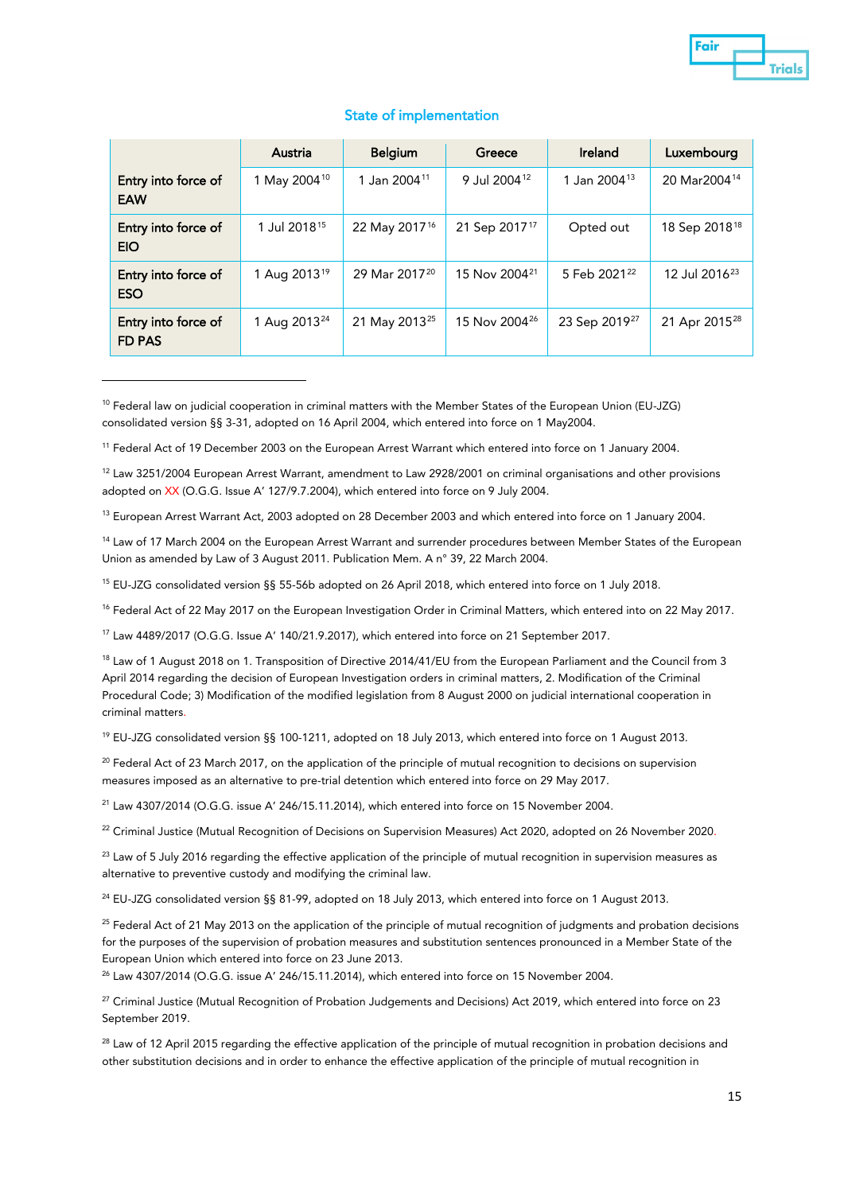## State of implementation

| | Austria | Belgium | Greece | Ireland | Luxembourg |
|---|---|---|---|---|---|
| Entry into force of EAW | 1 May 2004[10] | 1 Jan 2004[11] | 9 Jul 2004[12] | 1 Jan 2004[13] | 20 Mar2004[14] |
| Entry into force of EIO | 1 Jul 2018[15] | 22 May 2017[16] | 21 Sep 2017[17] | Opted out | 18 Sep 2018[18] |
| Entry into force of ESO | 1 Aug 2013[19] | 29 Mar 2017[20] | 15 Nov 2004[21] | 5 Feb 2021[22] | 12 Jul 2016[23] |
| Entry into force of FD PAS | 1 Aug 2013[24] | 21 May 2013[25] | 15 Nov 2004[26] | 23 Sep 2019[27] | 21 Apr 2015[28] |

---

[10] Federal law on judicial cooperation in criminal matters with the Member States of the European Union (EU-JZG) consolidated version §§ 3-31, adopted on 16 April 2004, which entered into force on 1 May2004.

[11] Federal Act of 19 December 2003 on the European Arrest Warrant which entered into force on 1 January 2004.

[12] Law 3251/2004 European Arrest Warrant, amendment to Law 2928/2001 on criminal organisations and other provisions adopted on XX (O.G.G. Issue A' 127/9.7.2004), which entered into force on 9 July 2004.

[13] European Arrest Warrant Act, 2003 adopted on 28 December 2003 and which entered into force on 1 January 2004.

[14] Law of 17 March 2004 on the European Arrest Warrant and surrender procedures between Member States of the European Union as amended by Law of 3 August 2011. Publication Mem. A n° 39, 22 March 2004.

[15] EU-JZG consolidated version §§ 55-56b adopted on 26 April 2018, which entered into force on 1 July 2018.

[16] Federal Act of 22 May 2017 on the European Investigation Order in Criminal Matters, which entered into on 22 May 2017.

[17] Law 4489/2017 (O.G.G. Issue A' 140/21.9.2017), which entered into force on 21 September 2017.

[18] Law of 1 August 2018 on 1. Transposition of Directive 2014/41/EU from the European Parliament and the Council from 3 April 2014 regarding the decision of European Investigation orders in criminal matters, 2. Modification of the Criminal Procedural Code; 3) Modification of the modified legislation from 8 August 2000 on judicial international cooperation in criminal matters.

[19] EU-JZG consolidated version §§ 100-1211, adopted on 18 July 2013, which entered into force on 1 August 2013.

[20] Federal Act of 23 March 2017, on the application of the principle of mutual recognition to decisions on supervision measures imposed as an alternative to pre-trial detention which entered into force on 29 May 2017.

[21] Law 4307/2014 (O.G.G. issue A' 246/15.11.2014), which entered into force on 15 November 2004.

[22] Criminal Justice (Mutual Recognition of Decisions on Supervision Measures) Act 2020, adopted on 26 November 2020.

[23] Law of 5 July 2016 regarding the effective application of the principle of mutual recognition in supervision measures as alternative to preventive custody and modifying the criminal law.

[24] EU-JZG consolidated version §§ 81-99, adopted on 18 July 2013, which entered into force on 1 August 2013.

[25] Federal Act of 21 May 2013 on the application of the principle of mutual recognition of judgments and probation decisions for the purposes of the supervision of probation measures and substitution sentences pronounced in a Member State of the European Union which entered into force on 23 June 2013.

[26] Law 4307/2014 (O.G.G. issue A' 246/15.11.2014), which entered into force on 15 November 2004.

[27] Criminal Justice (Mutual Recognition of Probation Judgements and Decisions) Act 2019, which entered into force on 23 September 2019.

[28] Law of 12 April 2015 regarding the effective application of the principle of mutual recognition in probation decisions and other substitution decisions and in order to enhance the effective application of the principle of mutual recognition in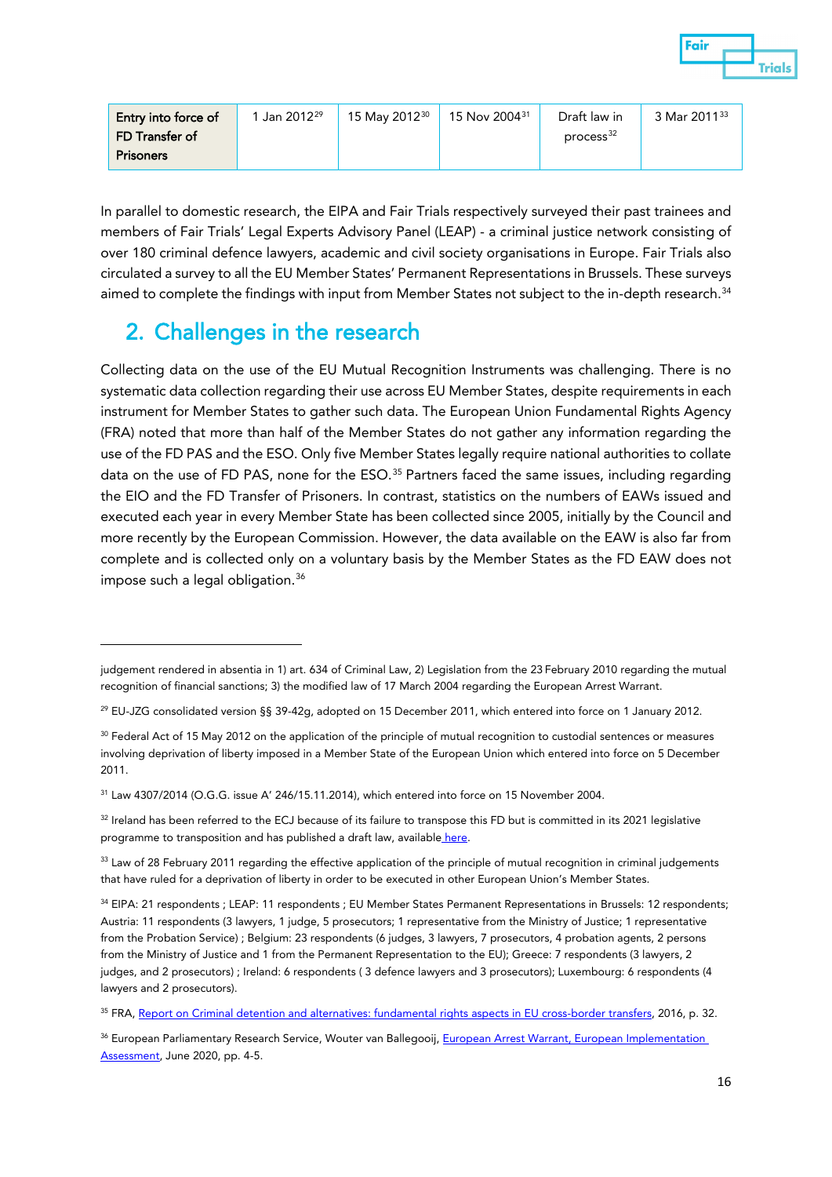| Entry into force of FD Transfer of Prisoners | 1 Jan 2012[29] | 15 May 2012[30] | 15 Nov 2004[31] | Draft law in process[32] | 3 Mar 2011[33] |
|---|---|---|---|---|---|

In parallel to domestic research, the EIPA and Fair Trials respectively surveyed their past trainees and members of Fair Trials' Legal Experts Advisory Panel (LEAP) - a criminal justice network consisting of over 180 criminal defence lawyers, academic and civil society organisations in Europe. Fair Trials also circulated a survey to all the EU Member States' Permanent Representations in Brussels. These surveys aimed to complete the findings with input from Member States not subject to the in-depth research.[34]

## 2. Challenges in the research

Collecting data on the use of the EU Mutual Recognition Instruments was challenging. There is no systematic data collection regarding their use across EU Member States, despite requirements in each instrument for Member States to gather such data. The European Union Fundamental Rights Agency (FRA) noted that more than half of the Member States do not gather any information regarding the use of the FD PAS and the ESO. Only five Member States legally require national authorities to collate data on the use of FD PAS, none for the ESO.[35] Partners faced the same issues, including regarding the EIO and the FD Transfer of Prisoners. In contrast, statistics on the numbers of EAWs issued and executed each year in every Member State has been collected since 2005, initially by the Council and more recently by the European Commission. However, the data available on the EAW is also far from complete and is collected only on a voluntary basis by the Member States as the FD EAW does not impose such a legal obligation.[36]

---

judgement rendered in absentia in 1) art. 634 of Criminal Law, 2) Legislation from the 23 February 2010 regarding the mutual recognition of financial sanctions; 3) the modified law of 17 March 2004 regarding the European Arrest Warrant.

[29] EU-JZG consolidated version §§ 39-42g, adopted on 15 December 2011, which entered into force on 1 January 2012.

[30] Federal Act of 15 May 2012 on the application of the principle of mutual recognition to custodial sentences or measures involving deprivation of liberty imposed in a Member State of the European Union which entered into force on 5 December 2011.

[31] Law 4307/2014 (O.G.G. issue A' 246/15.11.2014), which entered into force on 15 November 2004.

[32] Ireland has been referred to the ECJ because of its failure to transpose this FD but is committed in its 2021 legislative programme to transposition and has published a draft law, available here.

[33] Law of 28 February 2011 regarding the effective application of the principle of mutual recognition in criminal judgements that have ruled for a deprivation of liberty in order to be executed in other European Union's Member States.

[34] EIPA: 21 respondents ; LEAP: 11 respondents ; EU Member States Permanent Representations in Brussels: 12 respondents; Austria: 11 respondents (3 lawyers, 1 judge, 5 prosecutors; 1 representative from the Ministry of Justice; 1 representative from the Probation Service) ; Belgium: 23 respondents (6 judges, 3 lawyers, 7 prosecutors, 4 probation agents, 2 persons from the Ministry of Justice and 1 from the Permanent Representation to the EU); Greece: 7 respondents (3 lawyers, 2 judges, and 2 prosecutors) ; Ireland: 6 respondents ( 3 defence lawyers and 3 prosecutors); Luxembourg: 6 respondents (4 lawyers and 2 prosecutors).

[35] FRA, Report on Criminal detention and alternatives: fundamental rights aspects in EU cross-border transfers, 2016, p. 32.

[36] European Parliamentary Research Service, Wouter van Ballegooij, European Arrest Warrant, European Implementation Assessment, June 2020, pp. 4-5.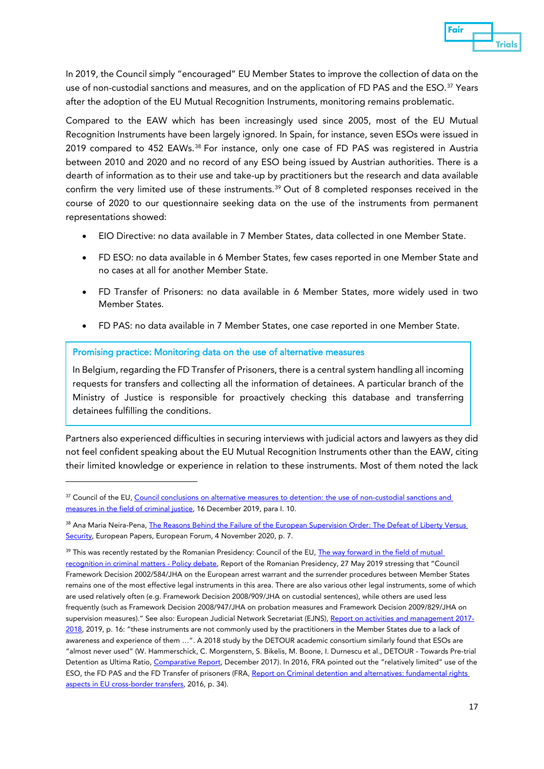In 2019, the Council simply "encouraged" EU Member States to improve the collection of data on the use of non-custodial sanctions and measures, and on the application of FD PAS and the ESO.[37] Years after the adoption of the EU Mutual Recognition Instruments, monitoring remains problematic.

Compared to the EAW which has been increasingly used since 2005, most of the EU Mutual Recognition Instruments have been largely ignored. In Spain, for instance, seven ESOs were issued in 2019 compared to 452 EAWs.[38] For instance, only one case of FD PAS was registered in Austria between 2010 and 2020 and no record of any ESO being issued by Austrian authorities. There is a dearth of information as to their use and take-up by practitioners but the research and data available confirm the very limited use of these instruments.[39] Out of 8 completed responses received in the course of 2020 to our questionnaire seeking data on the use of the instruments from permanent representations showed:

- EIO Directive: no data available in 7 Member States, data collected in one Member State.
- FD ESO: no data available in 6 Member States, few cases reported in one Member State and no cases at all for another Member State.
- FD Transfer of Prisoners: no data available in 6 Member States, more widely used in two Member States.
- FD PAS: no data available in 7 Member States, one case reported in one Member State.

> **Promising practice: Monitoring data on the use of alternative measures**
>
> In Belgium, regarding the FD Transfer of Prisoners, there is a central system handling all incoming requests for transfers and collecting all the information of detainees. A particular branch of the Ministry of Justice is responsible for proactively checking this database and transferring detainees fulfilling the conditions.

Partners also experienced difficulties in securing interviews with judicial actors and lawyers as they did not feel confident speaking about the EU Mutual Recognition Instruments other than the EAW, citing their limited knowledge or experience in relation to these instruments. Most of them noted the lack

---

[37] Council of the EU, Council conclusions on alternative measures to detention: the use of non-custodial sanctions and measures in the field of criminal justice, 16 December 2019, para I. 10.

[38] Ana Maria Neira-Pena, The Reasons Behind the Failure of the European Supervision Order: The Defeat of Liberty Versus Security, European Papers, European Forum, 4 November 2020, p. 7.

[39] This was recently restated by the Romanian Presidency: Council of the EU, The way forward in the field of mutual recognition in criminal matters - Policy debate, Report of the Romanian Presidency, 27 May 2019 stressing that "Council Framework Decision 2002/584/JHA on the European arrest warrant and the surrender procedures between Member States remains one of the most effective legal instruments in this area. There are also various other legal instruments, some of which are used relatively often (e.g. Framework Decision 2008/909/JHA on custodial sentences), while others are used less frequently (such as Framework Decision 2008/947/JHA on probation measures and Framework Decision 2009/829/JHA on supervision measures)." See also: European Judicial Network Secretariat (EJNS), Report on activities and management 2017-2018, 2019, p. 16: "these instruments are not commonly used by the practitioners in the Member States due to a lack of awareness and experience of them …". A 2018 study by the DETOUR academic consortium similarly found that ESOs are "almost never used" (W. Hammerschick, C. Morgenstern, S. Bikelis, M. Boone, I. Durnescu et al., DETOUR - Towards Pre-trial Detention as Ultima Ratio, Comparative Report, December 2017). In 2016, FRA pointed out the "relatively limited" use of the ESO, the FD PAS and the FD Transfer of prisoners (FRA, Report on Criminal detention and alternatives: fundamental rights aspects in EU cross-border transfers, 2016, p. 34).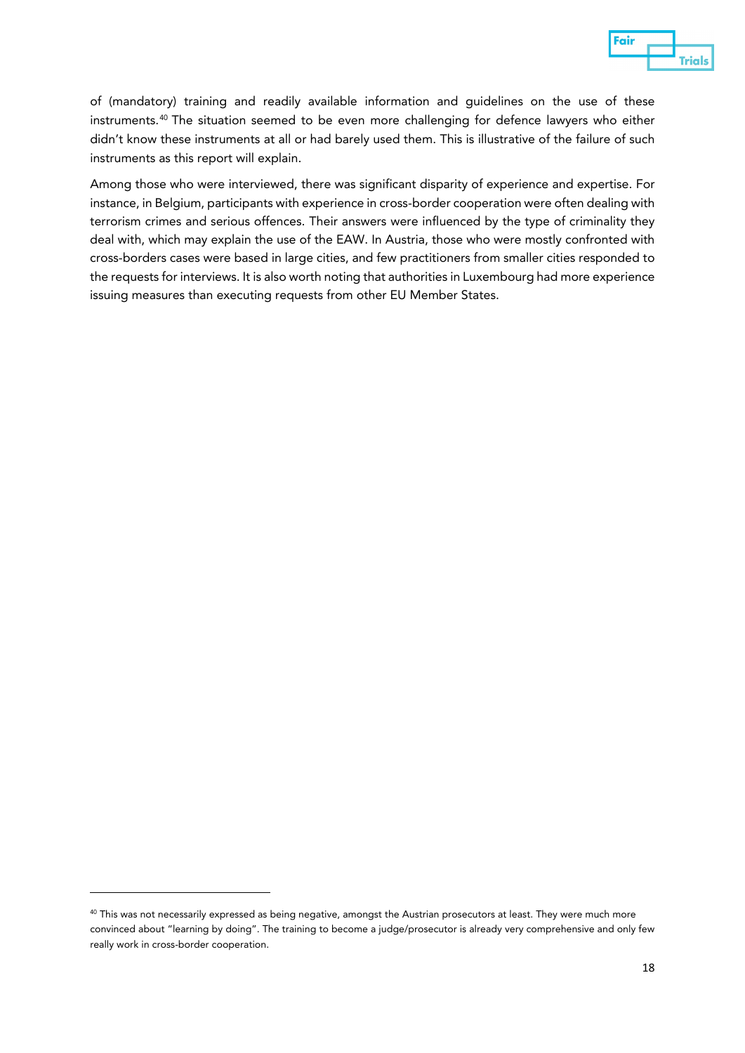of (mandatory) training and readily available information and guidelines on the use of these instruments.[40] The situation seemed to be even more challenging for defence lawyers who either didn't know these instruments at all or had barely used them. This is illustrative of the failure of such instruments as this report will explain.

Among those who were interviewed, there was significant disparity of experience and expertise. For instance, in Belgium, participants with experience in cross-border cooperation were often dealing with terrorism crimes and serious offences. Their answers were influenced by the type of criminality they deal with, which may explain the use of the EAW. In Austria, those who were mostly confronted with cross-borders cases were based in large cities, and few practitioners from smaller cities responded to the requests for interviews. It is also worth noting that authorities in Luxembourg had more experience issuing measures than executing requests from other EU Member States.

---

[40] This was not necessarily expressed as being negative, amongst the Austrian prosecutors at least. They were much more convinced about "learning by doing". The training to become a judge/prosecutor is already very comprehensive and only few really work in cross-border cooperation.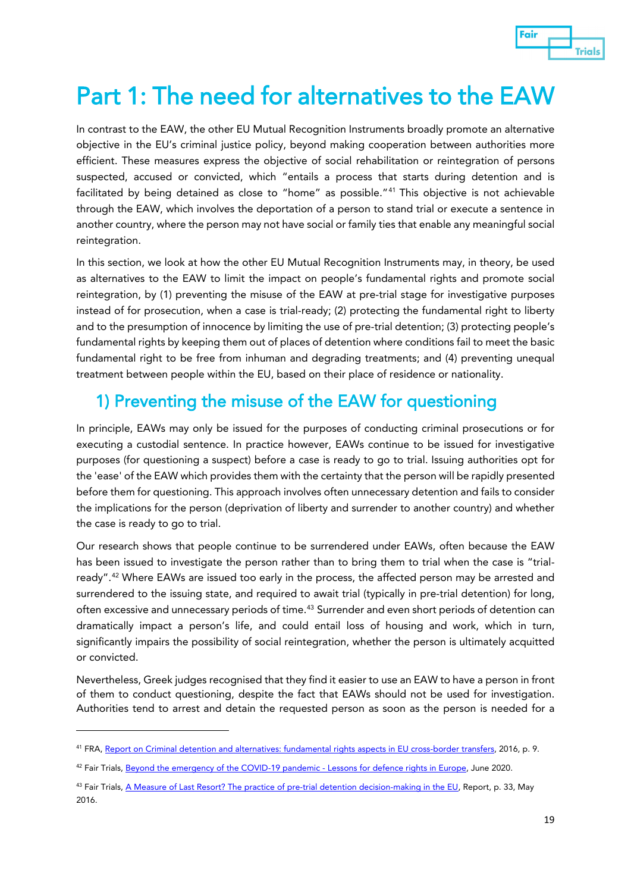# Part 1: The need for alternatives to the EAW

In contrast to the EAW, the other EU Mutual Recognition Instruments broadly promote an alternative objective in the EU's criminal justice policy, beyond making cooperation between authorities more efficient. These measures express the objective of social rehabilitation or reintegration of persons suspected, accused or convicted, which "entails a process that starts during detention and is facilitated by being detained as close to "home" as possible."[41] This objective is not achievable through the EAW, which involves the deportation of a person to stand trial or execute a sentence in another country, where the person may not have social or family ties that enable any meaningful social reintegration.

In this section, we look at how the other EU Mutual Recognition Instruments may, in theory, be used as alternatives to the EAW to limit the impact on people's fundamental rights and promote social reintegration, by (1) preventing the misuse of the EAW at pre-trial stage for investigative purposes instead of for prosecution, when a case is trial-ready; (2) protecting the fundamental right to liberty and to the presumption of innocence by limiting the use of pre-trial detention; (3) protecting people's fundamental rights by keeping them out of places of detention where conditions fail to meet the basic fundamental right to be free from inhuman and degrading treatments; and (4) preventing unequal treatment between people within the EU, based on their place of residence or nationality.

## 1) Preventing the misuse of the EAW for questioning

In principle, EAWs may only be issued for the purposes of conducting criminal prosecutions or for executing a custodial sentence. In practice however, EAWs continue to be issued for investigative purposes (for questioning a suspect) before a case is ready to go to trial. Issuing authorities opt for the 'ease' of the EAW which provides them with the certainty that the person will be rapidly presented before them for questioning. This approach involves often unnecessary detention and fails to consider the implications for the person (deprivation of liberty and surrender to another country) and whether the case is ready to go to trial.

Our research shows that people continue to be surrendered under EAWs, often because the EAW has been issued to investigate the person rather than to bring them to trial when the case is "trial-ready".[42] Where EAWs are issued too early in the process, the affected person may be arrested and surrendered to the issuing state, and required to await trial (typically in pre-trial detention) for long, often excessive and unnecessary periods of time.[43] Surrender and even short periods of detention can dramatically impact a person's life, and could entail loss of housing and work, which in turn, significantly impairs the possibility of social reintegration, whether the person is ultimately acquitted or convicted.

Nevertheless, Greek judges recognised that they find it easier to use an EAW to have a person in front of them to conduct questioning, despite the fact that EAWs should not be used for investigation. Authorities tend to arrest and detain the requested person as soon as the person is needed for a

---

[41] FRA, Report on Criminal detention and alternatives: fundamental rights aspects in EU cross-border transfers, 2016, p. 9.

[42] Fair Trials, Beyond the emergency of the COVID-19 pandemic - Lessons for defence rights in Europe, June 2020.

[43] Fair Trials, A Measure of Last Resort? The practice of pre-trial detention decision-making in the EU, Report, p. 33, May 2016.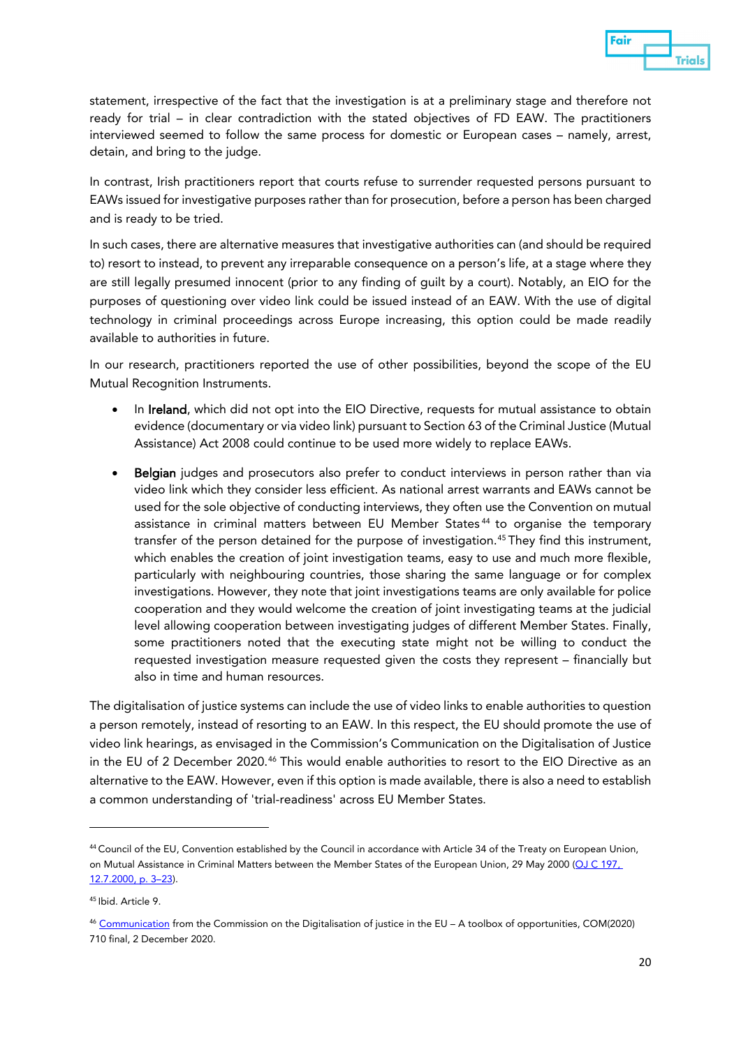statement, irrespective of the fact that the investigation is at a preliminary stage and therefore not ready for trial – in clear contradiction with the stated objectives of FD EAW. The practitioners interviewed seemed to follow the same process for domestic or European cases – namely, arrest, detain, and bring to the judge.

In contrast, Irish practitioners report that courts refuse to surrender requested persons pursuant to EAWs issued for investigative purposes rather than for prosecution, before a person has been charged and is ready to be tried.

In such cases, there are alternative measures that investigative authorities can (and should be required to) resort to instead, to prevent any irreparable consequence on a person's life, at a stage where they are still legally presumed innocent (prior to any finding of guilt by a court). Notably, an EIO for the purposes of questioning over video link could be issued instead of an EAW. With the use of digital technology in criminal proceedings across Europe increasing, this option could be made readily available to authorities in future.

In our research, practitioners reported the use of other possibilities, beyond the scope of the EU Mutual Recognition Instruments.

- In **Ireland**, which did not opt into the EIO Directive, requests for mutual assistance to obtain evidence (documentary or via video link) pursuant to Section 63 of the Criminal Justice (Mutual Assistance) Act 2008 could continue to be used more widely to replace EAWs.
- **Belgian** judges and prosecutors also prefer to conduct interviews in person rather than via video link which they consider less efficient. As national arrest warrants and EAWs cannot be used for the sole objective of conducting interviews, they often use the Convention on mutual assistance in criminal matters between EU Member States[44] to organise the temporary transfer of the person detained for the purpose of investigation.[45] They find this instrument, which enables the creation of joint investigation teams, easy to use and much more flexible, particularly with neighbouring countries, those sharing the same language or for complex investigations. However, they note that joint investigations teams are only available for police cooperation and they would welcome the creation of joint investigating teams at the judicial level allowing cooperation between investigating judges of different Member States. Finally, some practitioners noted that the executing state might not be willing to conduct the requested investigation measure requested given the costs they represent – financially but also in time and human resources.

The digitalisation of justice systems can include the use of video links to enable authorities to question a person remotely, instead of resorting to an EAW. In this respect, the EU should promote the use of video link hearings, as envisaged in the Commission's Communication on the Digitalisation of Justice in the EU of 2 December 2020.[46] This would enable authorities to resort to the EIO Directive as an alternative to the EAW. However, even if this option is made available, there is also a need to establish a common understanding of 'trial-readiness' across EU Member States.

---

[44] Council of the EU, Convention established by the Council in accordance with Article 34 of the Treaty on European Union, on Mutual Assistance in Criminal Matters between the Member States of the European Union, 29 May 2000 (OJ C 197, 12.7.2000, p. 3–23).

[45] Ibid. Article 9.

[46] Communication from the Commission on the Digitalisation of justice in the EU – A toolbox of opportunities, COM(2020) 710 final, 2 December 2020.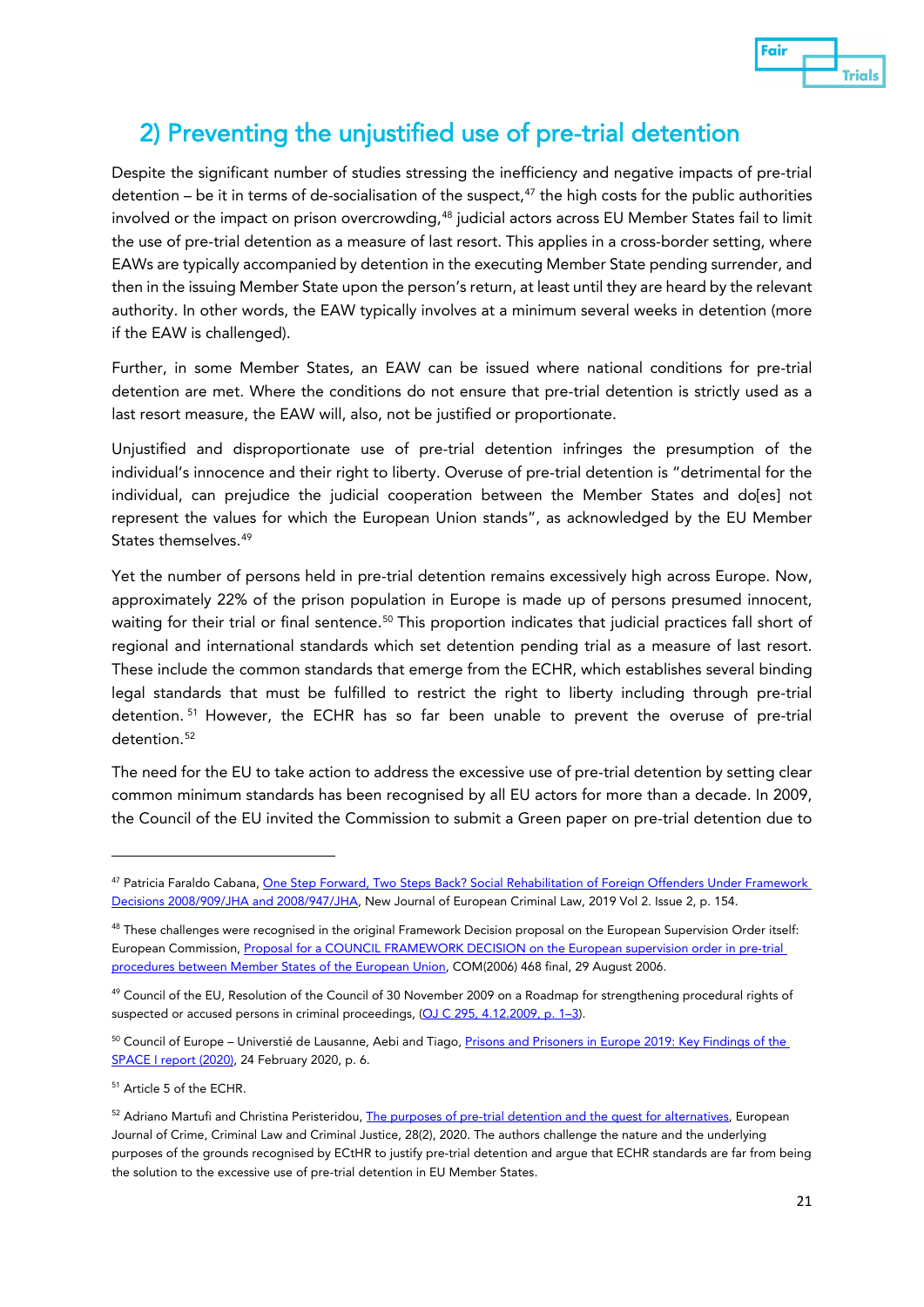## 2) Preventing the unjustified use of pre-trial detention

Despite the significant number of studies stressing the inefficiency and negative impacts of pre-trial detention – be it in terms of de-socialisation of the suspect,[47] the high costs for the public authorities involved or the impact on prison overcrowding,[48] judicial actors across EU Member States fail to limit the use of pre-trial detention as a measure of last resort. This applies in a cross-border setting, where EAWs are typically accompanied by detention in the executing Member State pending surrender, and then in the issuing Member State upon the person's return, at least until they are heard by the relevant authority. In other words, the EAW typically involves at a minimum several weeks in detention (more if the EAW is challenged).

Further, in some Member States, an EAW can be issued where national conditions for pre-trial detention are met. Where the conditions do not ensure that pre-trial detention is strictly used as a last resort measure, the EAW will, also, not be justified or proportionate.

Unjustified and disproportionate use of pre-trial detention infringes the presumption of the individual's innocence and their right to liberty. Overuse of pre-trial detention is "detrimental for the individual, can prejudice the judicial cooperation between the Member States and do[es] not represent the values for which the European Union stands", as acknowledged by the EU Member States themselves.[49]

Yet the number of persons held in pre-trial detention remains excessively high across Europe. Now, approximately 22% of the prison population in Europe is made up of persons presumed innocent, waiting for their trial or final sentence.[50] This proportion indicates that judicial practices fall short of regional and international standards which set detention pending trial as a measure of last resort. These include the common standards that emerge from the ECHR, which establishes several binding legal standards that must be fulfilled to restrict the right to liberty including through pre-trial detention.[51] However, the ECHR has so far been unable to prevent the overuse of pre-trial detention.[52]

The need for the EU to take action to address the excessive use of pre-trial detention by setting clear common minimum standards has been recognised by all EU actors for more than a decade. In 2009, the Council of the EU invited the Commission to submit a Green paper on pre-trial detention due to

---

[47] Patricia Faraldo Cabana, One Step Forward, Two Steps Back? Social Rehabilitation of Foreign Offenders Under Framework Decisions 2008/909/JHA and 2008/947/JHA, New Journal of European Criminal Law, 2019 Vol 2. Issue 2, p. 154.

[48] These challenges were recognised in the original Framework Decision proposal on the European Supervision Order itself: European Commission, Proposal for a COUNCIL FRAMEWORK DECISION on the European supervision order in pre-trial procedures between Member States of the European Union, COM(2006) 468 final, 29 August 2006.

[49] Council of the EU, Resolution of the Council of 30 November 2009 on a Roadmap for strengthening procedural rights of suspected or accused persons in criminal proceedings, (OJ C 295, 4.12.2009, p. 1–3).

[50] Council of Europe – Universtié de Lausanne, Aebi and Tiago, Prisons and Prisoners in Europe 2019: Key Findings of the SPACE I report (2020), 24 February 2020, p. 6.

[51] Article 5 of the ECHR.

[52] Adriano Martufi and Christina Peristeridou, The purposes of pre-trial detention and the quest for alternatives, European Journal of Crime, Criminal Law and Criminal Justice, 28(2), 2020. The authors challenge the nature and the underlying purposes of the grounds recognised by ECtHR to justify pre-trial detention and argue that ECHR standards are far from being the solution to the excessive use of pre-trial detention in EU Member States.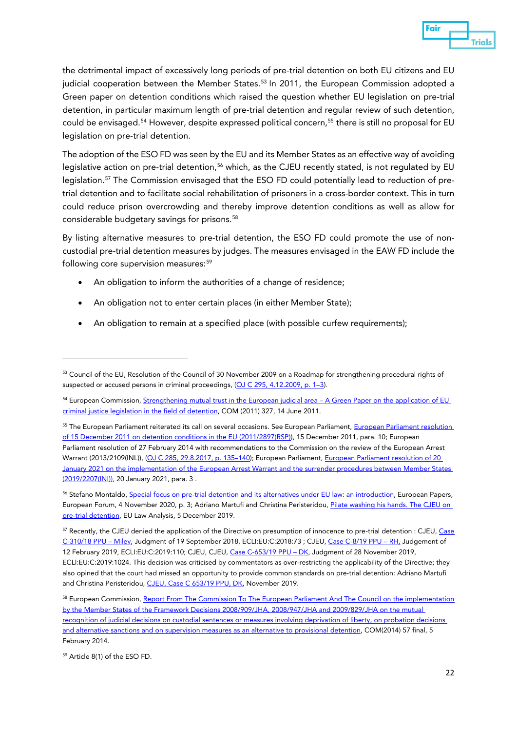the detrimental impact of excessively long periods of pre-trial detention on both EU citizens and EU judicial cooperation between the Member States.[53] In 2011, the European Commission adopted a Green paper on detention conditions which raised the question whether EU legislation on pre-trial detention, in particular maximum length of pre-trial detention and regular review of such detention, could be envisaged.[54] However, despite expressed political concern,[55] there is still no proposal for EU legislation on pre-trial detention.

The adoption of the ESO FD was seen by the EU and its Member States as an effective way of avoiding legislative action on pre-trial detention,[56] which, as the CJEU recently stated, is not regulated by EU legislation.[57] The Commission envisaged that the ESO FD could potentially lead to reduction of pre-trial detention and to facilitate social rehabilitation of prisoners in a cross-border context. This in turn could reduce prison overcrowding and thereby improve detention conditions as well as allow for considerable budgetary savings for prisons.[58]

By listing alternative measures to pre-trial detention, the ESO FD could promote the use of non-custodial pre-trial detention measures by judges. The measures envisaged in the EAW FD include the following core supervision measures:[59]

- An obligation to inform the authorities of a change of residence;
- An obligation not to enter certain places (in either Member State);
- An obligation to remain at a specified place (with possible curfew requirements);

---

[53] Council of the EU, Resolution of the Council of 30 November 2009 on a Roadmap for strengthening procedural rights of suspected or accused persons in criminal proceedings, (OJ C 295, 4.12.2009, p. 1–3).

[54] European Commission, Strengthening mutual trust in the European judicial area – A Green Paper on the application of EU criminal justice legislation in the field of detention, COM (2011) 327, 14 June 2011.

[55] The European Parliament reiterated its call on several occasions. See European Parliament, European Parliament resolution of 15 December 2011 on detention conditions in the EU (2011/2897(RSP)), 15 December 2011, para. 10; European Parliament resolution of 27 February 2014 with recommendations to the Commission on the review of the European Arrest Warrant (2013/2109(INL)), (OJ C 285, 29.8.2017, p. 135–140); European Parliament, European Parliament resolution of 20 January 2021 on the implementation of the European Arrest Warrant and the surrender procedures between Member States (2019/2207(INI)), 20 January 2021, para. 3 .

[56] Stefano Montaldo, Special focus on pre-trial detention and its alternatives under EU law: an introduction, European Papers, European Forum, 4 November 2020, p. 3; Adriano Martufi and Christina Peristeridou, Pilate washing his hands. The CJEU on pre-trial detention, EU Law Analysis, 5 December 2019.

[57] Recently, the CJEU denied the application of the Directive on presumption of innocence to pre-trial detention : CJEU, Case C-310/18 PPU – Milev, Judgment of 19 September 2018, ECLI:EU:C:2018:73 ; CJEU, Case C-8/19 PPU – RH, Judgement of 12 February 2019, ECLI:EU:C:2019:110; CJEU, CJEU, Case C-653/19 PPU – DK, Judgment of 28 November 2019, ECLI:EU:C:2019:1024. This decision was criticised by commentators as over-restricting the applicability of the Directive; they also opined that the court had missed an opportunity to provide common standards on pre-trial detention: Adriano Martufi and Christina Peristeridou, CJEU, Case C 653/19 PPU, DK, November 2019.

[58] European Commission, Report From The Commission To The European Parliament And The Council on the implementation by the Member States of the Framework Decisions 2008/909/JHA, 2008/947/JHA and 2009/829/JHA on the mutual recognition of judicial decisions on custodial sentences or measures involving deprivation of liberty, on probation decisions and alternative sanctions and on supervision measures as an alternative to provisional detention, COM(2014) 57 final, 5 February 2014.

[59] Article 8(1) of the ESO FD.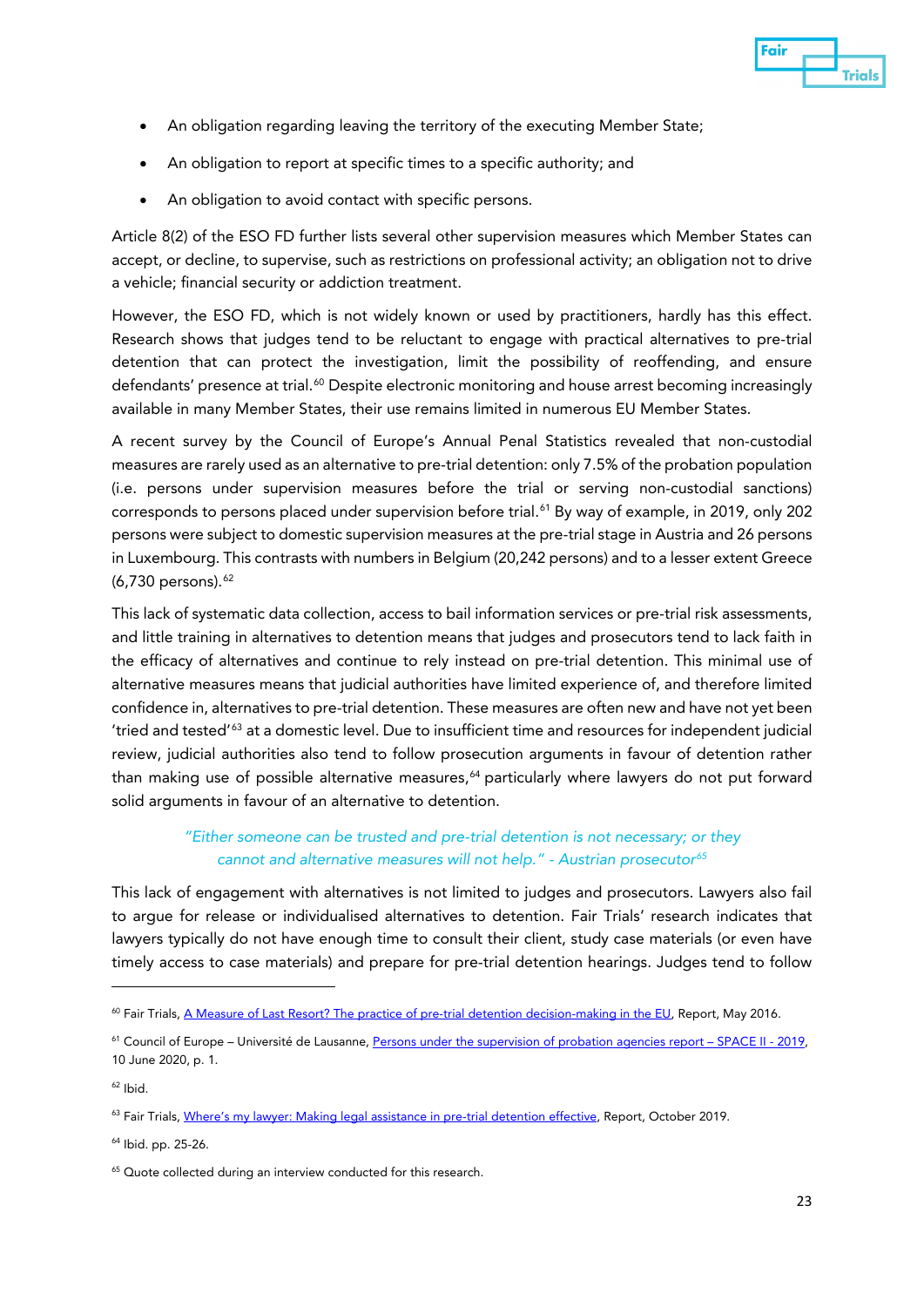- An obligation regarding leaving the territory of the executing Member State;
- An obligation to report at specific times to a specific authority; and
- An obligation to avoid contact with specific persons.

Article 8(2) of the ESO FD further lists several other supervision measures which Member States can accept, or decline, to supervise, such as restrictions on professional activity; an obligation not to drive a vehicle; financial security or addiction treatment.

However, the ESO FD, which is not widely known or used by practitioners, hardly has this effect. Research shows that judges tend to be reluctant to engage with practical alternatives to pre-trial detention that can protect the investigation, limit the possibility of reoffending, and ensure defendants' presence at trial.[60] Despite electronic monitoring and house arrest becoming increasingly available in many Member States, their use remains limited in numerous EU Member States.

A recent survey by the Council of Europe's Annual Penal Statistics revealed that non-custodial measures are rarely used as an alternative to pre-trial detention: only 7.5% of the probation population (i.e. persons under supervision measures before the trial or serving non-custodial sanctions) corresponds to persons placed under supervision before trial.[61] By way of example, in 2019, only 202 persons were subject to domestic supervision measures at the pre-trial stage in Austria and 26 persons in Luxembourg. This contrasts with numbers in Belgium (20,242 persons) and to a lesser extent Greece (6,730 persons).[62]

This lack of systematic data collection, access to bail information services or pre-trial risk assessments, and little training in alternatives to detention means that judges and prosecutors tend to lack faith in the efficacy of alternatives and continue to rely instead on pre-trial detention. This minimal use of alternative measures means that judicial authorities have limited experience of, and therefore limited confidence in, alternatives to pre-trial detention. These measures are often new and have not yet been 'tried and tested'[63] at a domestic level. Due to insufficient time and resources for independent judicial review, judicial authorities also tend to follow prosecution arguments in favour of detention rather than making use of possible alternative measures,[64] particularly where lawyers do not put forward solid arguments in favour of an alternative to detention.

> *"Either someone can be trusted and pre-trial detention is not necessary; or they cannot and alternative measures will not help." - Austrian prosecutor[65]*

This lack of engagement with alternatives is not limited to judges and prosecutors. Lawyers also fail to argue for release or individualised alternatives to detention. Fair Trials' research indicates that lawyers typically do not have enough time to consult their client, study case materials (or even have timely access to case materials) and prepare for pre-trial detention hearings. Judges tend to follow

---

[60] Fair Trials, A Measure of Last Resort? The practice of pre-trial detention decision-making in the EU, Report, May 2016.

[61] Council of Europe – Université de Lausanne, Persons under the supervision of probation agencies report – SPACE II - 2019, 10 June 2020, p. 1.

[62] Ibid.

[63] Fair Trials, Where's my lawyer: Making legal assistance in pre-trial detention effective, Report, October 2019.

[64] Ibid. pp. 25-26.

[65] Quote collected during an interview conducted for this research.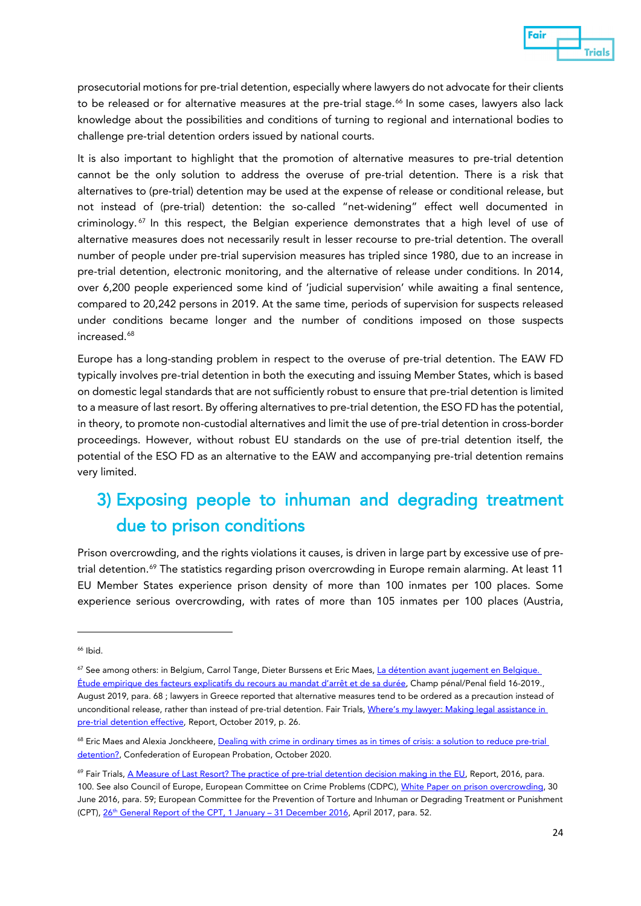prosecutorial motions for pre-trial detention, especially where lawyers do not advocate for their clients to be released or for alternative measures at the pre-trial stage.[66] In some cases, lawyers also lack knowledge about the possibilities and conditions of turning to regional and international bodies to challenge pre-trial detention orders issued by national courts.

It is also important to highlight that the promotion of alternative measures to pre-trial detention cannot be the only solution to address the overuse of pre-trial detention. There is a risk that alternatives to (pre-trial) detention may be used at the expense of release or conditional release, but not instead of (pre-trial) detention: the so-called "net-widening" effect well documented in criminology.[67] In this respect, the Belgian experience demonstrates that a high level of use of alternative measures does not necessarily result in lesser recourse to pre-trial detention. The overall number of people under pre-trial supervision measures has tripled since 1980, due to an increase in pre-trial detention, electronic monitoring, and the alternative of release under conditions. In 2014, over 6,200 people experienced some kind of 'judicial supervision' while awaiting a final sentence, compared to 20,242 persons in 2019. At the same time, periods of supervision for suspects released under conditions became longer and the number of conditions imposed on those suspects increased.[68]

Europe has a long-standing problem in respect to the overuse of pre-trial detention. The EAW FD typically involves pre-trial detention in both the executing and issuing Member States, which is based on domestic legal standards that are not sufficiently robust to ensure that pre-trial detention is limited to a measure of last resort. By offering alternatives to pre-trial detention, the ESO FD has the potential, in theory, to promote non-custodial alternatives and limit the use of pre-trial detention in cross-border proceedings. However, without robust EU standards on the use of pre-trial detention itself, the potential of the ESO FD as an alternative to the EAW and accompanying pre-trial detention remains very limited.

## 3) Exposing people to inhuman and degrading treatment due to prison conditions

Prison overcrowding, and the rights violations it causes, is driven in large part by excessive use of pre-trial detention.[69] The statistics regarding prison overcrowding in Europe remain alarming. At least 11 EU Member States experience prison density of more than 100 inmates per 100 places. Some experience serious overcrowding, with rates of more than 105 inmates per 100 places (Austria,

---

[66] Ibid.

[67] See among others: in Belgium, Carrol Tange, Dieter Burssens et Eric Maes, La détention avant jugement en Belgique. Étude empirique des facteurs explicatifs du recours au mandat d'arrêt et de sa durée, Champ pénal/Penal field 16-2019., August 2019, para. 68 ; lawyers in Greece reported that alternative measures tend to be ordered as a precaution instead of unconditional release, rather than instead of pre-trial detention. Fair Trials, Where's my lawyer: Making legal assistance in pre-trial detention effective, Report, October 2019, p. 26.

[68] Eric Maes and Alexia Jonckheere, Dealing with crime in ordinary times as in times of crisis: a solution to reduce pre-trial detention?, Confederation of European Probation, October 2020.

[69] Fair Trials, A Measure of Last Resort? The practice of pre-trial detention decision making in the EU, Report, 2016, para. 100. See also Council of Europe, European Committee on Crime Problems (CDPC), White Paper on prison overcrowding, 30 June 2016, para. 59; European Committee for the Prevention of Torture and Inhuman or Degrading Treatment or Punishment (CPT), 26th General Report of the CPT, 1 January – 31 December 2016, April 2017, para. 52.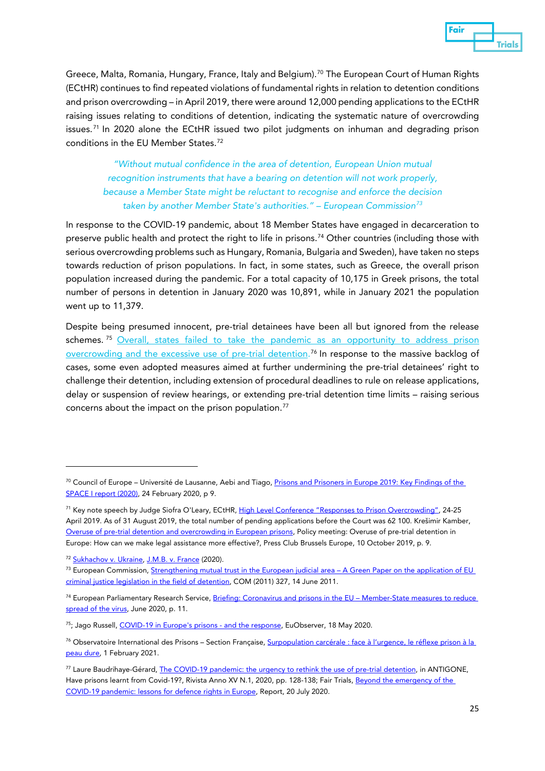Greece, Malta, Romania, Hungary, France, Italy and Belgium).[70] The European Court of Human Rights (ECtHR) continues to find repeated violations of fundamental rights in relation to detention conditions and prison overcrowding – in April 2019, there were around 12,000 pending applications to the ECtHR raising issues relating to conditions of detention, indicating the systematic nature of overcrowding issues.[71] In 2020 alone the ECtHR issued two pilot judgments on inhuman and degrading prison conditions in the EU Member States.[72]

> *"Without mutual confidence in the area of detention, European Union mutual recognition instruments that have a bearing on detention will not work properly, because a Member State might be reluctant to recognise and enforce the decision taken by another Member State's authorities." – European Commission*[73]

In response to the COVID-19 pandemic, about 18 Member States have engaged in decarceration to preserve public health and protect the right to life in prisons.[74] Other countries (including those with serious overcrowding problems such as Hungary, Romania, Bulgaria and Sweden), have taken no steps towards reduction of prison populations. In fact, in some states, such as Greece, the overall prison population increased during the pandemic. For a total capacity of 10,175 in Greek prisons, the total number of persons in detention in January 2020 was 10,891, while in January 2021 the population went up to 11,379.

Despite being presumed innocent, pre-trial detainees have been all but ignored from the release schemes.[75] Overall, states failed to take the pandemic as an opportunity to address prison overcrowding and the excessive use of pre-trial detention.[76] In response to the massive backlog of cases, some even adopted measures aimed at further undermining the pre-trial detainees' right to challenge their detention, including extension of procedural deadlines to rule on release applications, delay or suspension of review hearings, or extending pre-trial detention time limits – raising serious concerns about the impact on the prison population.[77]

---

[70] Council of Europe – Université de Lausanne, Aebi and Tiago, Prisons and Prisoners in Europe 2019: Key Findings of the SPACE I report (2020), 24 February 2020, p 9.

[71] Key note speech by Judge Siofra O'Leary, ECtHR, High Level Conference "Responses to Prison Overcrowding", 24-25 April 2019. As of 31 August 2019, the total number of pending applications before the Court was 62 100. Krešimir Kamber, Overuse of pre-trial detention and overcrowding in European prisons, Policy meeting: Overuse of pre-trial detention in Europe: How can we make legal assistance more effective?, Press Club Brussels Europe, 10 October 2019, p. 9.

[72] Sukhachov v. Ukraine, J.M.B. v. France (2020).

[73] European Commission, Strengthening mutual trust in the European judicial area – A Green Paper on the application of EU criminal justice legislation in the field of detention, COM (2011) 327, 14 June 2011.

[74] European Parliamentary Research Service, Briefing: Coronavirus and prisons in the EU – Member-State measures to reduce spread of the virus, June 2020, p. 11.

[75]; Jago Russell, COVID-19 in Europe's prisons - and the response, EuObserver, 18 May 2020.

[76] Observatoire International des Prisons – Section Française, Surpopulation carcérale : face à l'urgence, le réflexe prison à la peau dure, 1 February 2021.

[77] Laure Baudrihaye-Gérard, The COVID-19 pandemic: the urgency to rethink the use of pre-trial detention, in ANTIGONE, Have prisons learnt from Covid-19?, Rivista Anno XV N.1, 2020, pp. 128-138; Fair Trials, Beyond the emergency of the COVID-19 pandemic: lessons for defence rights in Europe, Report, 20 July 2020.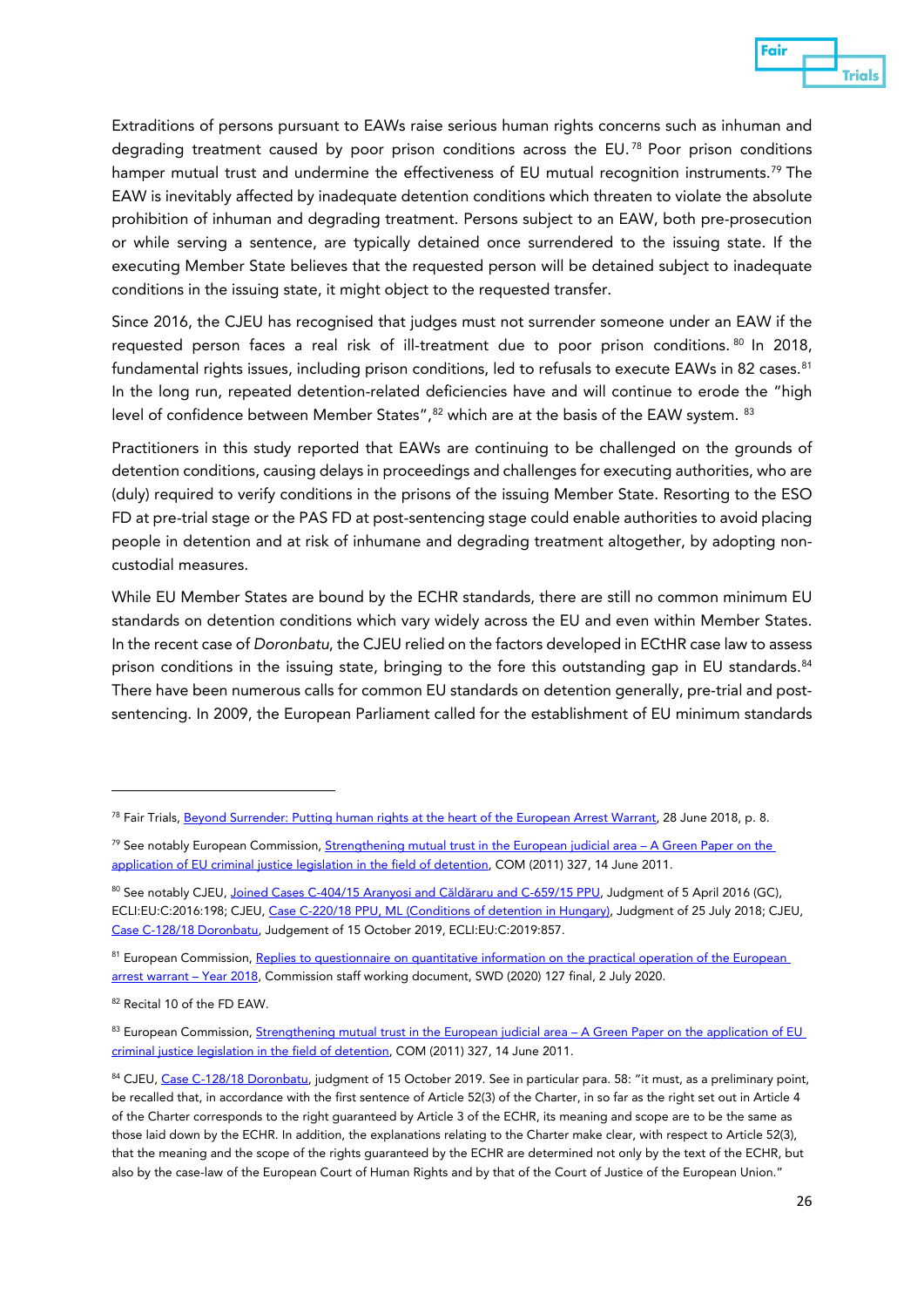Extraditions of persons pursuant to EAWs raise serious human rights concerns such as inhuman and degrading treatment caused by poor prison conditions across the EU.[78] Poor prison conditions hamper mutual trust and undermine the effectiveness of EU mutual recognition instruments.[79] The EAW is inevitably affected by inadequate detention conditions which threaten to violate the absolute prohibition of inhuman and degrading treatment. Persons subject to an EAW, both pre-prosecution or while serving a sentence, are typically detained once surrendered to the issuing state. If the executing Member State believes that the requested person will be detained subject to inadequate conditions in the issuing state, it might object to the requested transfer.

Since 2016, the CJEU has recognised that judges must not surrender someone under an EAW if the requested person faces a real risk of ill-treatment due to poor prison conditions.[80] In 2018, fundamental rights issues, including prison conditions, led to refusals to execute EAWs in 82 cases.[81] In the long run, repeated detention-related deficiencies have and will continue to erode the "high level of confidence between Member States",[82] which are at the basis of the EAW system.[83]

Practitioners in this study reported that EAWs are continuing to be challenged on the grounds of detention conditions, causing delays in proceedings and challenges for executing authorities, who are (duly) required to verify conditions in the prisons of the issuing Member State. Resorting to the ESO FD at pre-trial stage or the PAS FD at post-sentencing stage could enable authorities to avoid placing people in detention and at risk of inhumane and degrading treatment altogether, by adopting non-custodial measures.

While EU Member States are bound by the ECHR standards, there are still no common minimum EU standards on detention conditions which vary widely across the EU and even within Member States. In the recent case of *Doronbatu*, the CJEU relied on the factors developed in ECtHR case law to assess prison conditions in the issuing state, bringing to the fore this outstanding gap in EU standards.[84] There have been numerous calls for common EU standards on detention generally, pre-trial and post-sentencing. In 2009, the European Parliament called for the establishment of EU minimum standards

---

[78] Fair Trials, Beyond Surrender: Putting human rights at the heart of the European Arrest Warrant, 28 June 2018, p. 8.

[79] See notably European Commission, Strengthening mutual trust in the European judicial area – A Green Paper on the application of EU criminal justice legislation in the field of detention, COM (2011) 327, 14 June 2011.

[80] See notably CJEU, Joined Cases C-404/15 Aranyosi and Căldăraru and C-659/15 PPU, Judgment of 5 April 2016 (GC), ECLI:EU:C:2016:198; CJEU, Case C-220/18 PPU, ML (Conditions of detention in Hungary), Judgment of 25 July 2018; CJEU, Case C-128/18 Doronbatu, Judgement of 15 October 2019, ECLI:EU:C:2019:857.

[81] European Commission, Replies to questionnaire on quantitative information on the practical operation of the European arrest warrant – Year 2018, Commission staff working document, SWD (2020) 127 final, 2 July 2020.

[82] Recital 10 of the FD EAW.

[83] European Commission, Strengthening mutual trust in the European judicial area – A Green Paper on the application of EU criminal justice legislation in the field of detention, COM (2011) 327, 14 June 2011.

[84] CJEU, Case C-128/18 Doronbatu, judgment of 15 October 2019. See in particular para. 58: "it must, as a preliminary point, be recalled that, in accordance with the first sentence of Article 52(3) of the Charter, in so far as the right set out in Article 4 of the Charter corresponds to the right guaranteed by Article 3 of the ECHR, its meaning and scope are to be the same as those laid down by the ECHR. In addition, the explanations relating to the Charter make clear, with respect to Article 52(3), that the meaning and the scope of the rights guaranteed by the ECHR are determined not only by the text of the ECHR, but also by the case-law of the European Court of Human Rights and by that of the Court of Justice of the European Union."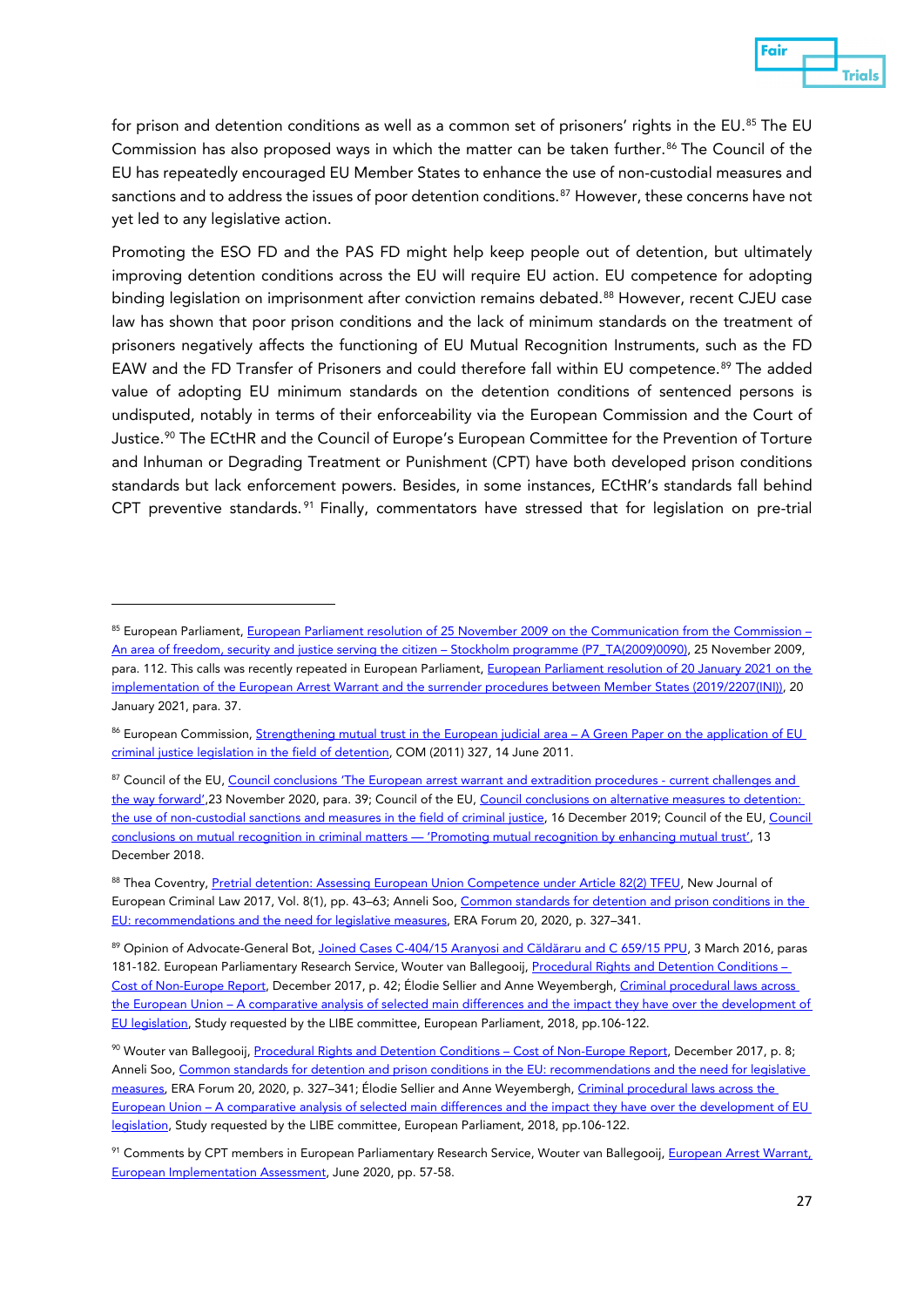for prison and detention conditions as well as a common set of prisoners' rights in the EU.[85] The EU Commission has also proposed ways in which the matter can be taken further.[86] The Council of the EU has repeatedly encouraged EU Member States to enhance the use of non-custodial measures and sanctions and to address the issues of poor detention conditions.[87] However, these concerns have not yet led to any legislative action.

Promoting the ESO FD and the PAS FD might help keep people out of detention, but ultimately improving detention conditions across the EU will require EU action. EU competence for adopting binding legislation on imprisonment after conviction remains debated.[88] However, recent CJEU case law has shown that poor prison conditions and the lack of minimum standards on the treatment of prisoners negatively affects the functioning of EU Mutual Recognition Instruments, such as the FD EAW and the FD Transfer of Prisoners and could therefore fall within EU competence.[89] The added value of adopting EU minimum standards on the detention conditions of sentenced persons is undisputed, notably in terms of their enforceability via the European Commission and the Court of Justice.[90] The ECtHR and the Council of Europe's European Committee for the Prevention of Torture and Inhuman or Degrading Treatment or Punishment (CPT) have both developed prison conditions standards but lack enforcement powers. Besides, in some instances, ECtHR's standards fall behind CPT preventive standards.[91] Finally, commentators have stressed that for legislation on pre-trial

---

[85] European Parliament, European Parliament resolution of 25 November 2009 on the Communication from the Commission – An area of freedom, security and justice serving the citizen – Stockholm programme (P7_TA(2009)0090), 25 November 2009, para. 112. This calls was recently repeated in European Parliament, European Parliament resolution of 20 January 2021 on the implementation of the European Arrest Warrant and the surrender procedures between Member States (2019/2207(INI)), 20 January 2021, para. 37.

[86] European Commission, Strengthening mutual trust in the European judicial area – A Green Paper on the application of EU criminal justice legislation in the field of detention, COM (2011) 327, 14 June 2011.

[87] Council of the EU, Council conclusions 'The European arrest warrant and extradition procedures - current challenges and the way forward',23 November 2020, para. 39; Council of the EU, Council conclusions on alternative measures to detention: the use of non-custodial sanctions and measures in the field of criminal justice, 16 December 2019; Council of the EU, Council conclusions on mutual recognition in criminal matters — 'Promoting mutual recognition by enhancing mutual trust', 13 December 2018.

[88] Thea Coventry, Pretrial detention: Assessing European Union Competence under Article 82(2) TFEU, New Journal of European Criminal Law 2017, Vol. 8(1), pp. 43–63; Anneli Soo, Common standards for detention and prison conditions in the EU: recommendations and the need for legislative measures, ERA Forum 20, 2020, p. 327–341.

[89] Opinion of Advocate-General Bot, Joined Cases C-404/15 Aranyosi and Căldăraru and C 659/15 PPU, 3 March 2016, paras 181-182. European Parliamentary Research Service, Wouter van Ballegooij, Procedural Rights and Detention Conditions – Cost of Non-Europe Report, December 2017, p. 42; Élodie Sellier and Anne Weyembergh, Criminal procedural laws across the European Union – A comparative analysis of selected main differences and the impact they have over the development of EU legislation, Study requested by the LIBE committee, European Parliament, 2018, pp.106-122.

[90] Wouter van Ballegooij, Procedural Rights and Detention Conditions – Cost of Non-Europe Report, December 2017, p. 8; Anneli Soo, Common standards for detention and prison conditions in the EU: recommendations and the need for legislative measures, ERA Forum 20, 2020, p. 327–341; Élodie Sellier and Anne Weyembergh, Criminal procedural laws across the European Union – A comparative analysis of selected main differences and the impact they have over the development of EU legislation, Study requested by the LIBE committee, European Parliament, 2018, pp.106-122.

[91] Comments by CPT members in European Parliamentary Research Service, Wouter van Ballegooij, European Arrest Warrant, European Implementation Assessment, June 2020, pp. 57-58.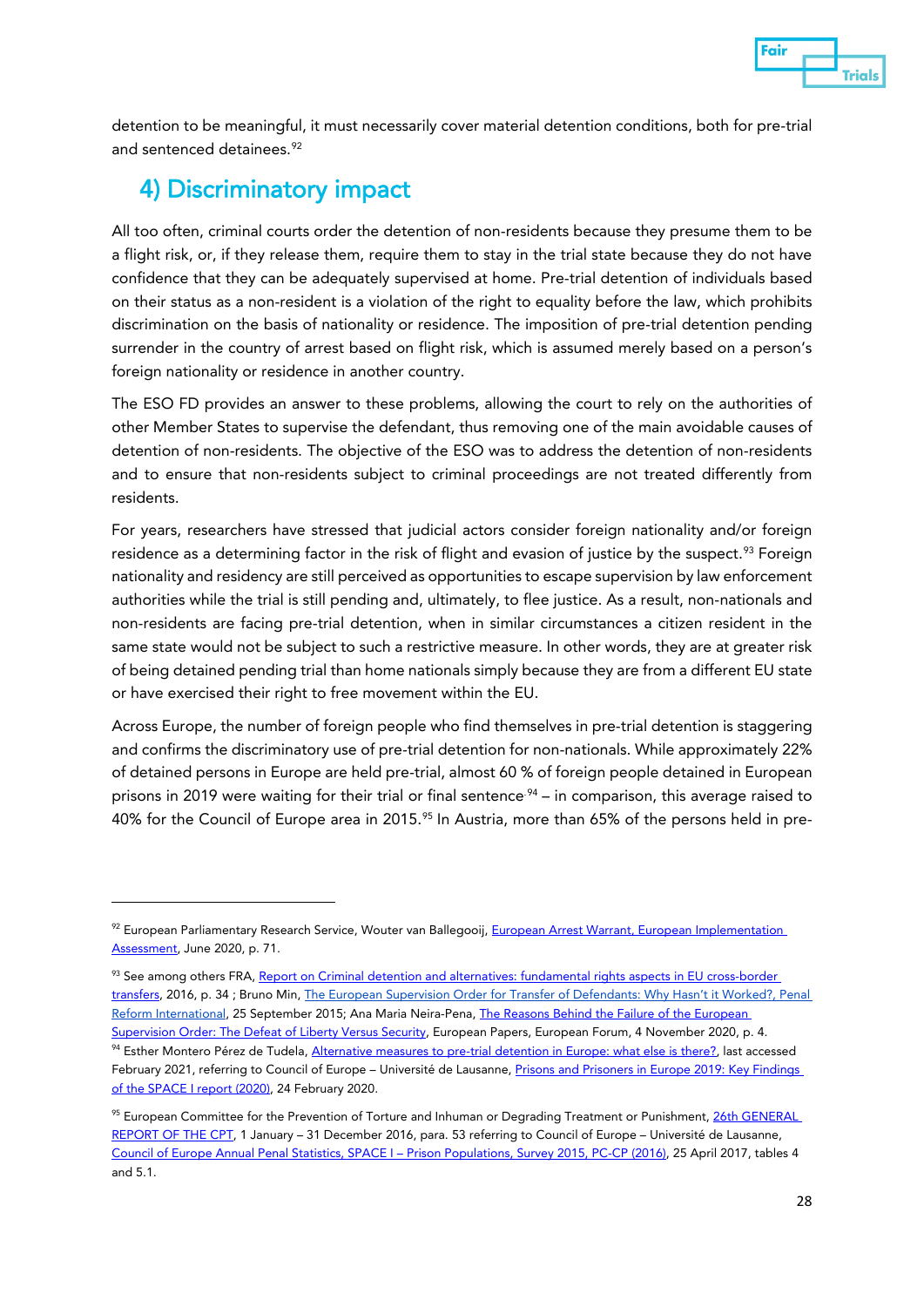detention to be meaningful, it must necessarily cover material detention conditions, both for pre-trial and sentenced detainees.[92]

## 4) Discriminatory impact

All too often, criminal courts order the detention of non-residents because they presume them to be a flight risk, or, if they release them, require them to stay in the trial state because they do not have confidence that they can be adequately supervised at home. Pre-trial detention of individuals based on their status as a non-resident is a violation of the right to equality before the law, which prohibits discrimination on the basis of nationality or residence. The imposition of pre-trial detention pending surrender in the country of arrest based on flight risk, which is assumed merely based on a person's foreign nationality or residence in another country.

The ESO FD provides an answer to these problems, allowing the court to rely on the authorities of other Member States to supervise the defendant, thus removing one of the main avoidable causes of detention of non-residents. The objective of the ESO was to address the detention of non-residents and to ensure that non-residents subject to criminal proceedings are not treated differently from residents.

For years, researchers have stressed that judicial actors consider foreign nationality and/or foreign residence as a determining factor in the risk of flight and evasion of justice by the suspect.[93] Foreign nationality and residency are still perceived as opportunities to escape supervision by law enforcement authorities while the trial is still pending and, ultimately, to flee justice. As a result, non-nationals and non-residents are facing pre-trial detention, when in similar circumstances a citizen resident in the same state would not be subject to such a restrictive measure. In other words, they are at greater risk of being detained pending trial than home nationals simply because they are from a different EU state or have exercised their right to free movement within the EU.

Across Europe, the number of foreign people who find themselves in pre-trial detention is staggering and confirms the discriminatory use of pre-trial detention for non-nationals. While approximately 22% of detained persons in Europe are held pre-trial, almost 60 % of foreign people detained in European prisons in 2019 were waiting for their trial or final sentence.[94] – in comparison, this average raised to 40% for the Council of Europe area in 2015.[95] In Austria, more than 65% of the persons held in pre-

---

[92] European Parliamentary Research Service, Wouter van Ballegooij, European Arrest Warrant, European Implementation Assessment, June 2020, p. 71.

[93] See among others FRA, Report on Criminal detention and alternatives: fundamental rights aspects in EU cross-border transfers, 2016, p. 34 ; Bruno Min, The European Supervision Order for Transfer of Defendants: Why Hasn't it Worked?, Penal Reform International, 25 September 2015; Ana Maria Neira-Pena, The Reasons Behind the Failure of the European Supervision Order: The Defeat of Liberty Versus Security, European Papers, European Forum, 4 November 2020, p. 4.

[94] Esther Montero Pérez de Tudela, Alternative measures to pre-trial detention in Europe: what else is there?, last accessed February 2021, referring to Council of Europe – Université de Lausanne, Prisons and Prisoners in Europe 2019: Key Findings of the SPACE I report (2020), 24 February 2020.

[95] European Committee for the Prevention of Torture and Inhuman or Degrading Treatment or Punishment, 26th GENERAL REPORT OF THE CPT, 1 January – 31 December 2016, para. 53 referring to Council of Europe – Université de Lausanne, Council of Europe Annual Penal Statistics, SPACE I – Prison Populations, Survey 2015, PC-CP (2016), 25 April 2017, tables 4 and 5.1.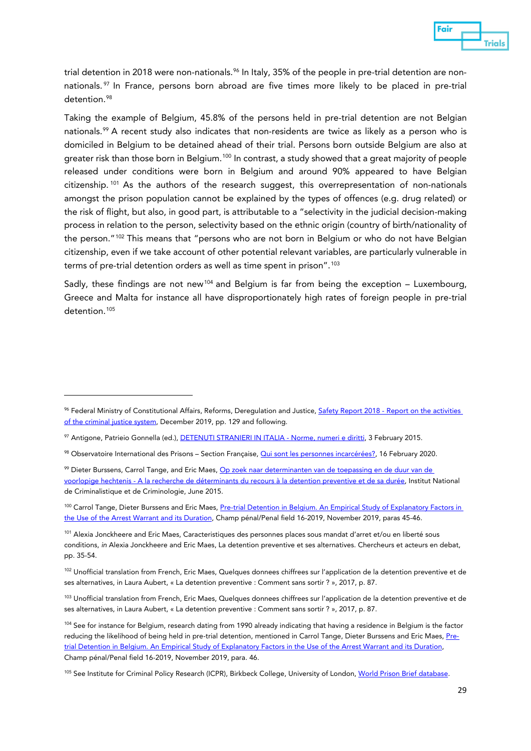trial detention in 2018 were non-nationals.[96] In Italy, 35% of the people in pre-trial detention are non-nationals.[97] In France, persons born abroad are five times more likely to be placed in pre-trial detention.[98]

Taking the example of Belgium, 45.8% of the persons held in pre-trial detention are not Belgian nationals.[99] A recent study also indicates that non-residents are twice as likely as a person who is domiciled in Belgium to be detained ahead of their trial. Persons born outside Belgium are also at greater risk than those born in Belgium.[100] In contrast, a study showed that a great majority of people released under conditions were born in Belgium and around 90% appeared to have Belgian citizenship.[101] As the authors of the research suggest, this overrepresentation of non-nationals amongst the prison population cannot be explained by the types of offences (e.g. drug related) or the risk of flight, but also, in good part, is attributable to a "selectivity in the judicial decision-making process in relation to the person, selectivity based on the ethnic origin (country of birth/nationality of the person."[102] This means that "persons who are not born in Belgium or who do not have Belgian citizenship, even if we take account of other potential relevant variables, are particularly vulnerable in terms of pre-trial detention orders as well as time spent in prison".[103]

Sadly, these findings are not new[104] and Belgium is far from being the exception – Luxembourg, Greece and Malta for instance all have disproportionately high rates of foreign people in pre-trial detention.[105]

---

[96] Federal Ministry of Constitutional Affairs, Reforms, Deregulation and Justice, Safety Report 2018 - Report on the activities of the criminal justice system, December 2019, pp. 129 and following.

[97] Antigone, Patrieio Gonnella (ed.), DETENUTI STRANIERI IN ITALIA - Norme, numeri e diritti, 3 February 2015.

[98] Observatoire International des Prisons – Section Française, Qui sont les personnes incarcérées?, 16 February 2020.

[99] Dieter Burssens, Carrol Tange, and Eric Maes, Op zoek naar determinanten van de toepassing en de duur van de voorlopige hechtenis - A la recherche de déterminants du recours à la detention preventive et de sa durée, Institut National de Criminalistique et de Criminologie, June 2015.

[100] Carrol Tange, Dieter Burssens and Eric Maes, Pre-trial Detention in Belgium. An Empirical Study of Explanatory Factors in the Use of the Arrest Warrant and its Duration, Champ pénal/Penal field 16-2019, November 2019, paras 45-46.

[101] Alexia Jonckheere and Eric Maes, Caracteristiques des personnes places sous mandat d'arret et/ou en liberté sous conditions, *in* Alexia Jonckheere and Eric Maes, La detention preventive et ses alternatives. Chercheurs et acteurs en debat, pp. 35-54.

[102] Unofficial translation from French, Eric Maes, Quelques donnees chiffrees sur l'application de la detention preventive et de ses alternatives, in Laura Aubert, « La detention preventive : Comment sans sortir ? », 2017, p. 87.

[103] Unofficial translation from French, Eric Maes, Quelques donnees chiffrees sur l'application de la detention preventive et de ses alternatives, in Laura Aubert, « La detention preventive : Comment sans sortir ? », 2017, p. 87.

[104] See for instance for Belgium, research dating from 1990 already indicating that having a residence in Belgium is the factor reducing the likelihood of being held in pre-trial detention, mentioned in Carrol Tange, Dieter Burssens and Eric Maes, Pre-trial Detention in Belgium. An Empirical Study of Explanatory Factors in the Use of the Arrest Warrant and its Duration, Champ pénal/Penal field 16-2019, November 2019, para. 46.

[105] See Institute for Criminal Policy Research (ICPR), Birkbeck College, University of London, World Prison Brief database.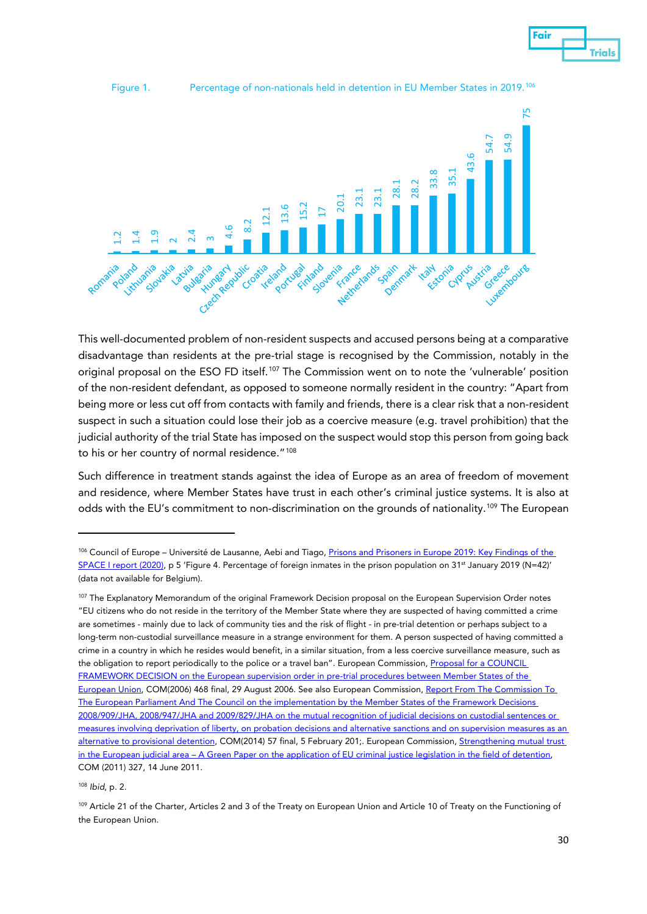Figure 1. Percentage of non-nationals held in detention in EU Member States in 2019.[106]

| Member State | % non-nationals |
|---|---|
| Romania | 1.2 |
| Poland | 1.4 |
| Lithuania | 1.9 |
| Slovakia | 2 |
| Latvia | 2.4 |
| Bulgaria | 3 |
| Hungary | 4.6 |
| Czech Republic | 8.2 |
| Croatia | 12.1 |
| Ireland | 13.6 |
| Portugal | 15.2 |
| Finland | 17 |
| Slovenia | 20.1 |
| France | 23.1 |
| Netherlands | 23.1 |
| Spain | 28.1 |
| Denmark | 28.2 |
| Italy | 33.8 |
| Estonia | 35.1 |
| Cyprus | 43.6 |
| Austria | 54.7 |
| Greece | 54.9 |
| Luxembourg | 75 |

This well-documented problem of non-resident suspects and accused persons being at a comparative disadvantage than residents at the pre-trial stage is recognised by the Commission, notably in the original proposal on the ESO FD itself.[107] The Commission went on to note the 'vulnerable' position of the non-resident defendant, as opposed to someone normally resident in the country: "Apart from being more or less cut off from contacts with family and friends, there is a clear risk that a non-resident suspect in such a situation could lose their job as a coercive measure (e.g. travel prohibition) that the judicial authority of the trial State has imposed on the suspect would stop this person from going back to his or her country of normal residence."[108]

Such difference in treatment stands against the idea of Europe as an area of freedom of movement and residence, where Member States have trust in each other's criminal justice systems. It is also at odds with the EU's commitment to non-discrimination on the grounds of nationality.[109] The European

---

[106] Council of Europe – Université de Lausanne, Aebi and Tiago, Prisons and Prisoners in Europe 2019: Key Findings of the SPACE I report (2020), p 5 'Figure 4. Percentage of foreign inmates in the prison population on 31st January 2019 (N=42)' (data not available for Belgium).

[107] The Explanatory Memorandum of the original Framework Decision proposal on the European Supervision Order notes "EU citizens who do not reside in the territory of the Member State where they are suspected of having committed a crime are sometimes - mainly due to lack of community ties and the risk of flight - in pre-trial detention or perhaps subject to a long-term non-custodial surveillance measure in a strange environment for them. A person suspected of having committed a crime in a country in which he resides would benefit, in a similar situation, from a less coercive surveillance measure, such as the obligation to report periodically to the police or a travel ban". European Commission, Proposal for a COUNCIL FRAMEWORK DECISION on the European supervision order in pre-trial procedures between Member States of the European Union, COM(2006) 468 final, 29 August 2006. See also European Commission, Report From The Commission To The European Parliament And The Council on the implementation by the Member States of the Framework Decisions 2008/909/JHA, 2008/947/JHA and 2009/829/JHA on the mutual recognition of judicial decisions on custodial sentences or measures involving deprivation of liberty, on probation decisions and alternative sanctions and on supervision measures as an alternative to provisional detention, COM(2014) 57 final, 5 February 201;. European Commission, Strengthening mutual trust in the European judicial area – A Green Paper on the application of EU criminal justice legislation in the field of detention, COM (2011) 327, 14 June 2011.

[108] *Ibid*, p. 2.

[109] Article 21 of the Charter, Articles 2 and 3 of the Treaty on European Union and Article 10 of Treaty on the Functioning of the European Union.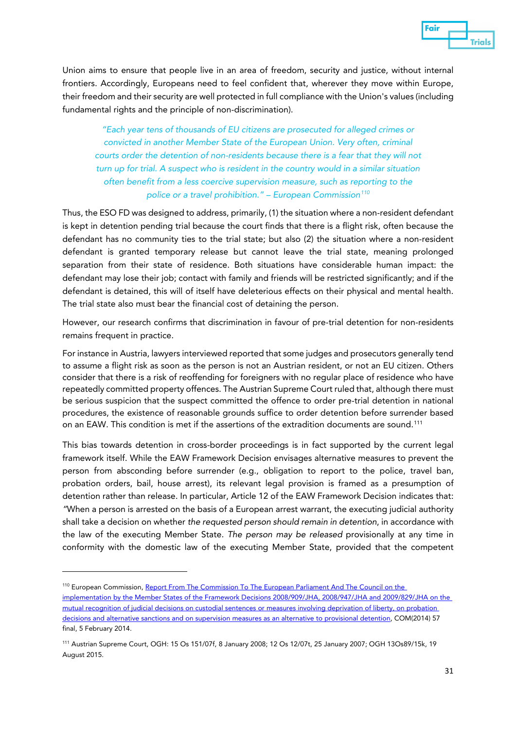Union aims to ensure that people live in an area of freedom, security and justice, without internal frontiers. Accordingly, Europeans need to feel confident that, wherever they move within Europe, their freedom and their security are well protected in full compliance with the Union's values (including fundamental rights and the principle of non-discrimination).

> *"Each year tens of thousands of EU citizens are prosecuted for alleged crimes or convicted in another Member State of the European Union. Very often, criminal courts order the detention of non-residents because there is a fear that they will not turn up for trial. A suspect who is resident in the country would in a similar situation often benefit from a less coercive supervision measure, such as reporting to the police or a travel prohibition." – European Commission*[110]

Thus, the ESO FD was designed to address, primarily, (1) the situation where a non-resident defendant is kept in detention pending trial because the court finds that there is a flight risk, often because the defendant has no community ties to the trial state; but also (2) the situation where a non-resident defendant is granted temporary release but cannot leave the trial state, meaning prolonged separation from their state of residence. Both situations have considerable human impact: the defendant may lose their job; contact with family and friends will be restricted significantly; and if the defendant is detained, this will of itself have deleterious effects on their physical and mental health. The trial state also must bear the financial cost of detaining the person.

However, our research confirms that discrimination in favour of pre-trial detention for non-residents remains frequent in practice.

For instance in Austria, lawyers interviewed reported that some judges and prosecutors generally tend to assume a flight risk as soon as the person is not an Austrian resident, or not an EU citizen. Others consider that there is a risk of reoffending for foreigners with no regular place of residence who have repeatedly committed property offences. The Austrian Supreme Court ruled that, although there must be serious suspicion that the suspect committed the offence to order pre-trial detention in national procedures, the existence of reasonable grounds suffice to order detention before surrender based on an EAW. This condition is met if the assertions of the extradition documents are sound.[111]

This bias towards detention in cross-border proceedings is in fact supported by the current legal framework itself. While the EAW Framework Decision envisages alternative measures to prevent the person from absconding before surrender (e.g., obligation to report to the police, travel ban, probation orders, bail, house arrest), its relevant legal provision is framed as a presumption of detention rather than release. In particular, Article 12 of the EAW Framework Decision indicates that: "When a person is arrested on the basis of a European arrest warrant, the executing judicial authority shall take a decision on whether *the requested person should remain in detention*, in accordance with the law of the executing Member State. *The person may be released* provisionally at any time in conformity with the domestic law of the executing Member State, provided that the competent

---

[110] European Commission, Report From The Commission To The European Parliament And The Council on the implementation by the Member States of the Framework Decisions 2008/909/JHA, 2008/947/JHA and 2009/829/JHA on the mutual recognition of judicial decisions on custodial sentences or measures involving deprivation of liberty, on probation decisions and alternative sanctions and on supervision measures as an alternative to provisional detention, COM(2014) 57 final, 5 February 2014.

[111] Austrian Supreme Court, OGH: 15 Os 151/07f, 8 January 2008; 12 Os 12/07t, 25 January 2007; OGH 13Os89/15k, 19 August 2015.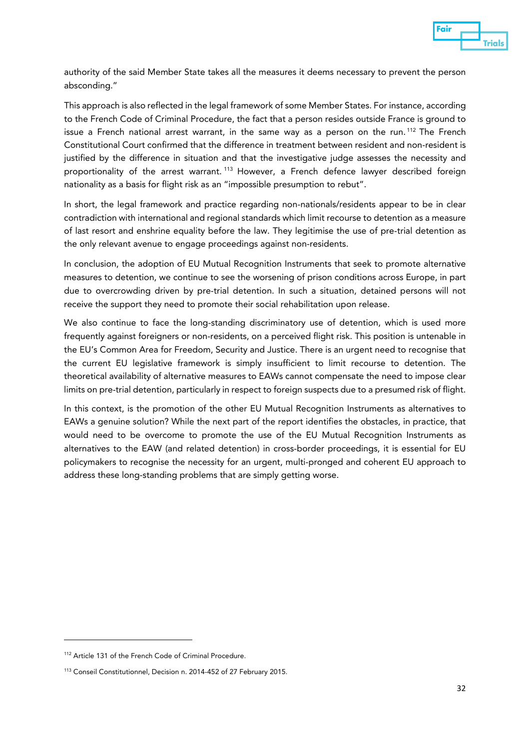authority of the said Member State takes all the measures it deems necessary to prevent the person absconding."

This approach is also reflected in the legal framework of some Member States. For instance, according to the French Code of Criminal Procedure, the fact that a person resides outside France is ground to issue a French national arrest warrant, in the same way as a person on the run.[112] The French Constitutional Court confirmed that the difference in treatment between resident and non-resident is justified by the difference in situation and that the investigative judge assesses the necessity and proportionality of the arrest warrant.[113] However, a French defence lawyer described foreign nationality as a basis for flight risk as an "impossible presumption to rebut".

In short, the legal framework and practice regarding non-nationals/residents appear to be in clear contradiction with international and regional standards which limit recourse to detention as a measure of last resort and enshrine equality before the law. They legitimise the use of pre-trial detention as the only relevant avenue to engage proceedings against non-residents.

In conclusion, the adoption of EU Mutual Recognition Instruments that seek to promote alternative measures to detention, we continue to see the worsening of prison conditions across Europe, in part due to overcrowding driven by pre-trial detention. In such a situation, detained persons will not receive the support they need to promote their social rehabilitation upon release.

We also continue to face the long-standing discriminatory use of detention, which is used more frequently against foreigners or non-residents, on a perceived flight risk. This position is untenable in the EU's Common Area for Freedom, Security and Justice. There is an urgent need to recognise that the current EU legislative framework is simply insufficient to limit recourse to detention. The theoretical availability of alternative measures to EAWs cannot compensate the need to impose clear limits on pre-trial detention, particularly in respect to foreign suspects due to a presumed risk of flight.

In this context, is the promotion of the other EU Mutual Recognition Instruments as alternatives to EAWs a genuine solution? While the next part of the report identifies the obstacles, in practice, that would need to be overcome to promote the use of the EU Mutual Recognition Instruments as alternatives to the EAW (and related detention) in cross-border proceedings, it is essential for EU policymakers to recognise the necessity for an urgent, multi-pronged and coherent EU approach to address these long-standing problems that are simply getting worse.

---

[112] Article 131 of the French Code of Criminal Procedure.

[113] Conseil Constitutionnel, Decision n. 2014-452 of 27 February 2015.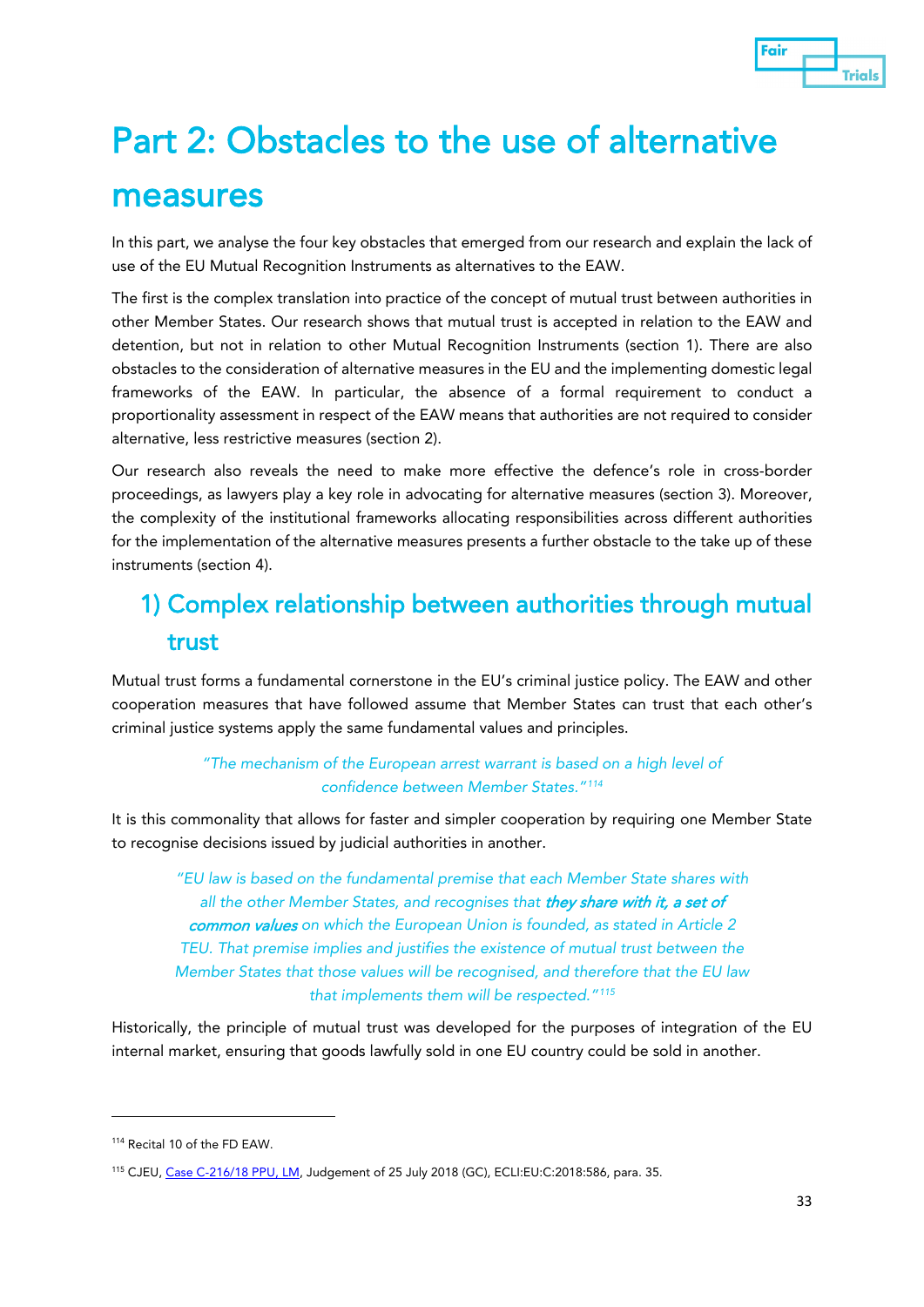# Part 2: Obstacles to the use of alternative measures

In this part, we analyse the four key obstacles that emerged from our research and explain the lack of use of the EU Mutual Recognition Instruments as alternatives to the EAW.

The first is the complex translation into practice of the concept of mutual trust between authorities in other Member States. Our research shows that mutual trust is accepted in relation to the EAW and detention, but not in relation to other Mutual Recognition Instruments (section 1). There are also obstacles to the consideration of alternative measures in the EU and the implementing domestic legal frameworks of the EAW. In particular, the absence of a formal requirement to conduct a proportionality assessment in respect of the EAW means that authorities are not required to consider alternative, less restrictive measures (section 2).

Our research also reveals the need to make more effective the defence's role in cross-border proceedings, as lawyers play a key role in advocating for alternative measures (section 3). Moreover, the complexity of the institutional frameworks allocating responsibilities across different authorities for the implementation of the alternative measures presents a further obstacle to the take up of these instruments (section 4).

## 1) Complex relationship between authorities through mutual trust

Mutual trust forms a fundamental cornerstone in the EU's criminal justice policy. The EAW and other cooperation measures that have followed assume that Member States can trust that each other's criminal justice systems apply the same fundamental values and principles.

> *"The mechanism of the European arrest warrant is based on a high level of confidence between Member States."*[114]

It is this commonality that allows for faster and simpler cooperation by requiring one Member State to recognise decisions issued by judicial authorities in another.

> *"EU law is based on the fundamental premise that each Member State shares with all the other Member States, and recognises that **they share with it, a set of common values** on which the European Union is founded, as stated in Article 2 TEU. That premise implies and justifies the existence of mutual trust between the Member States that those values will be recognised, and therefore that the EU law that implements them will be respected."*[115]

Historically, the principle of mutual trust was developed for the purposes of integration of the EU internal market, ensuring that goods lawfully sold in one EU country could be sold in another.

---

[114] Recital 10 of the FD EAW.

[115] CJEU, Case C-216/18 PPU, LM, Judgement of 25 July 2018 (GC), ECLI:EU:C:2018:586, para. 35.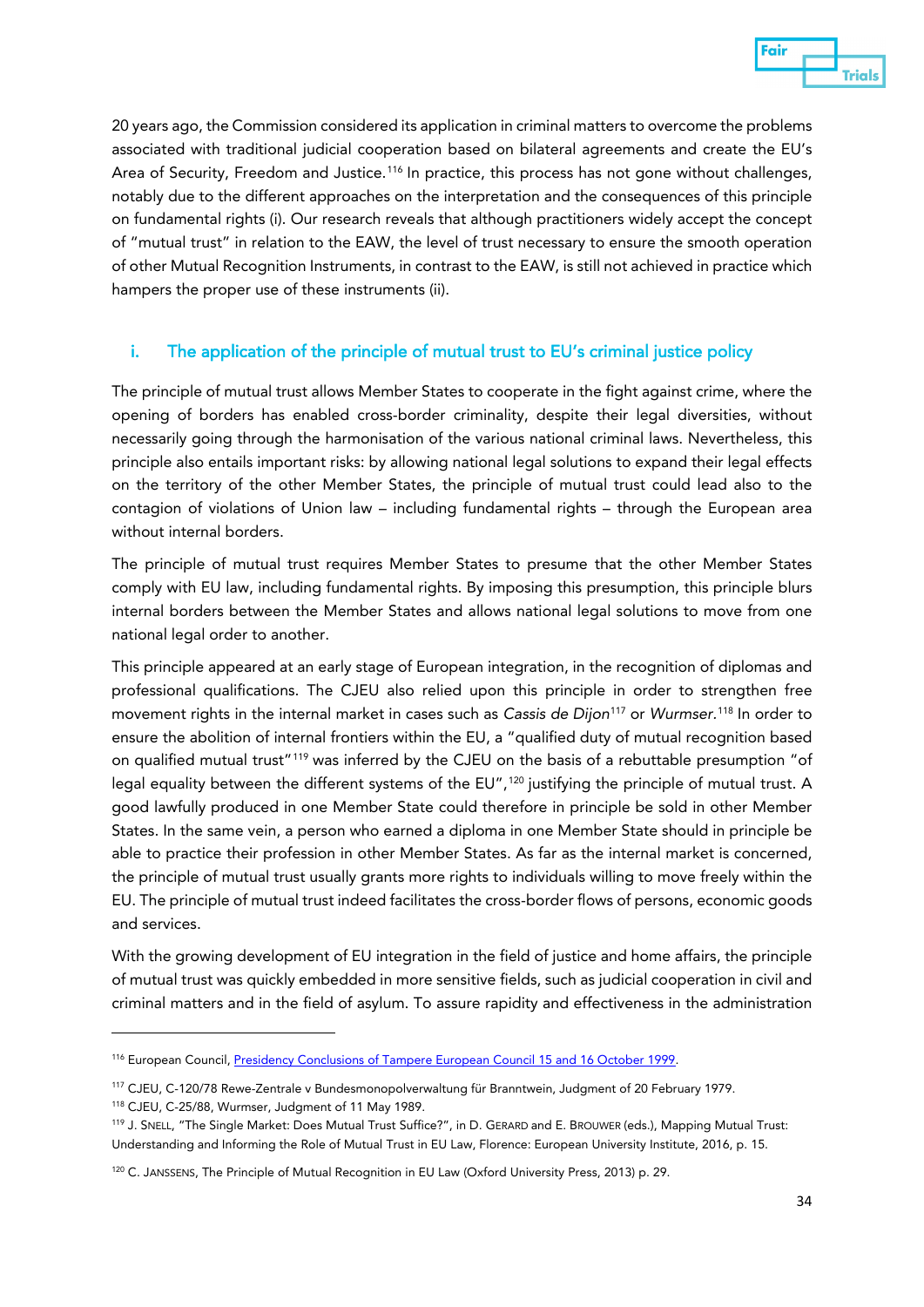20 years ago, the Commission considered its application in criminal matters to overcome the problems associated with traditional judicial cooperation based on bilateral agreements and create the EU's Area of Security, Freedom and Justice.[116] In practice, this process has not gone without challenges, notably due to the different approaches on the interpretation and the consequences of this principle on fundamental rights (i). Our research reveals that although practitioners widely accept the concept of "mutual trust" in relation to the EAW, the level of trust necessary to ensure the smooth operation of other Mutual Recognition Instruments, in contrast to the EAW, is still not achieved in practice which hampers the proper use of these instruments (ii).

### i. The application of the principle of mutual trust to EU's criminal justice policy

The principle of mutual trust allows Member States to cooperate in the fight against crime, where the opening of borders has enabled cross-border criminality, despite their legal diversities, without necessarily going through the harmonisation of the various national criminal laws. Nevertheless, this principle also entails important risks: by allowing national legal solutions to expand their legal effects on the territory of the other Member States, the principle of mutual trust could lead also to the contagion of violations of Union law – including fundamental rights – through the European area without internal borders.

The principle of mutual trust requires Member States to presume that the other Member States comply with EU law, including fundamental rights. By imposing this presumption, this principle blurs internal borders between the Member States and allows national legal solutions to move from one national legal order to another.

This principle appeared at an early stage of European integration, in the recognition of diplomas and professional qualifications. The CJEU also relied upon this principle in order to strengthen free movement rights in the internal market in cases such as *Cassis de Dijon*[117] or *Wurmser*.[118] In order to ensure the abolition of internal frontiers within the EU, a "qualified duty of mutual recognition based on qualified mutual trust"[119] was inferred by the CJEU on the basis of a rebuttable presumption "of legal equality between the different systems of the EU",[120] justifying the principle of mutual trust. A good lawfully produced in one Member State could therefore in principle be sold in other Member States. In the same vein, a person who earned a diploma in one Member State should in principle be able to practice their profession in other Member States. As far as the internal market is concerned, the principle of mutual trust usually grants more rights to individuals willing to move freely within the EU. The principle of mutual trust indeed facilitates the cross-border flows of persons, economic goods and services.

With the growing development of EU integration in the field of justice and home affairs, the principle of mutual trust was quickly embedded in more sensitive fields, such as judicial cooperation in civil and criminal matters and in the field of asylum. To assure rapidity and effectiveness in the administration

---

[116] European Council, Presidency Conclusions of Tampere European Council 15 and 16 October 1999.

[117] CJEU, C-120/78 Rewe-Zentrale v Bundesmonopolverwaltung für Branntwein, Judgment of 20 February 1979.

[118] CJEU, C-25/88, Wurmser, Judgment of 11 May 1989.

[119] J. Snell, "The Single Market: Does Mutual Trust Suffice?", in D. Gerard and E. Brouwer (eds.), Mapping Mutual Trust: Understanding and Informing the Role of Mutual Trust in EU Law, Florence: European University Institute, 2016, p. 15.

[120] C. Janssens, The Principle of Mutual Recognition in EU Law (Oxford University Press, 2013) p. 29.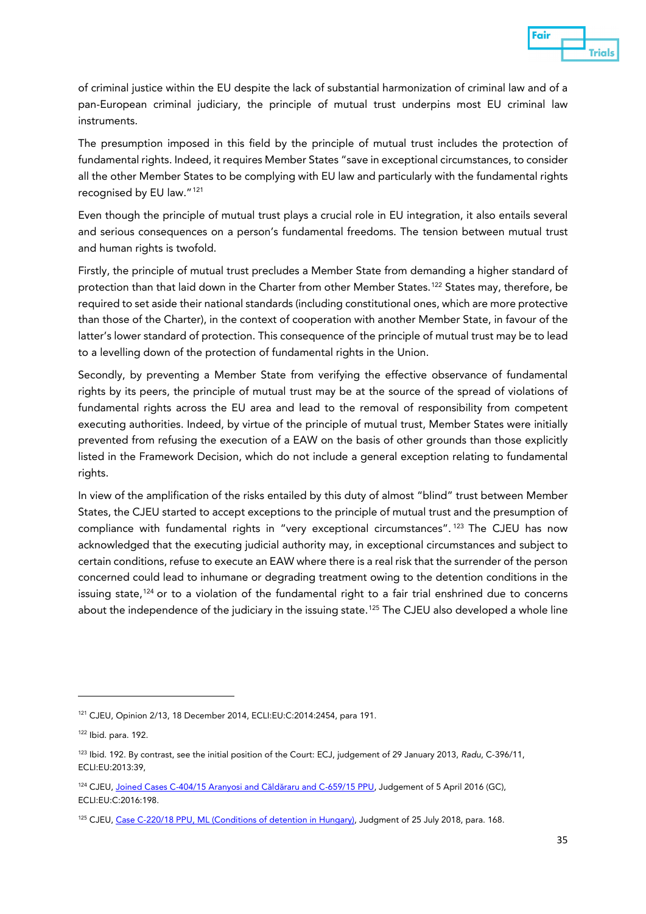of criminal justice within the EU despite the lack of substantial harmonization of criminal law and of a pan-European criminal judiciary, the principle of mutual trust underpins most EU criminal law instruments.

The presumption imposed in this field by the principle of mutual trust includes the protection of fundamental rights. Indeed, it requires Member States "save in exceptional circumstances, to consider all the other Member States to be complying with EU law and particularly with the fundamental rights recognised by EU law."[121]

Even though the principle of mutual trust plays a crucial role in EU integration, it also entails several and serious consequences on a person's fundamental freedoms. The tension between mutual trust and human rights is twofold.

Firstly, the principle of mutual trust precludes a Member State from demanding a higher standard of protection than that laid down in the Charter from other Member States.[122] States may, therefore, be required to set aside their national standards (including constitutional ones, which are more protective than those of the Charter), in the context of cooperation with another Member State, in favour of the latter's lower standard of protection. This consequence of the principle of mutual trust may be to lead to a levelling down of the protection of fundamental rights in the Union.

Secondly, by preventing a Member State from verifying the effective observance of fundamental rights by its peers, the principle of mutual trust may be at the source of the spread of violations of fundamental rights across the EU area and lead to the removal of responsibility from competent executing authorities. Indeed, by virtue of the principle of mutual trust, Member States were initially prevented from refusing the execution of a EAW on the basis of other grounds than those explicitly listed in the Framework Decision, which do not include a general exception relating to fundamental rights.

In view of the amplification of the risks entailed by this duty of almost "blind" trust between Member States, the CJEU started to accept exceptions to the principle of mutual trust and the presumption of compliance with fundamental rights in "very exceptional circumstances".[123] The CJEU has now acknowledged that the executing judicial authority may, in exceptional circumstances and subject to certain conditions, refuse to execute an EAW where there is a real risk that the surrender of the person concerned could lead to inhumane or degrading treatment owing to the detention conditions in the issuing state,[124] or to a violation of the fundamental right to a fair trial enshrined due to concerns about the independence of the judiciary in the issuing state.[125] The CJEU also developed a whole line

---

[121] CJEU, Opinion 2/13, 18 December 2014, ECLI:EU:C:2014:2454, para 191.

[122] Ibid. para. 192.

[123] Ibid. 192. By contrast, see the initial position of the Court: ECJ, judgement of 29 January 2013, *Radu*, C-396/11, ECLI:EU:2013:39,

[124] CJEU, [Joined Cases C-404/15 Aranyosi and Căldăraru and C-659/15 PPU](), Judgement of 5 April 2016 (GC), ECLI:EU:C:2016:198.

[125] CJEU, [Case C-220/18 PPU, ML (Conditions of detention in Hungary)](), Judgment of 25 July 2018, para. 168.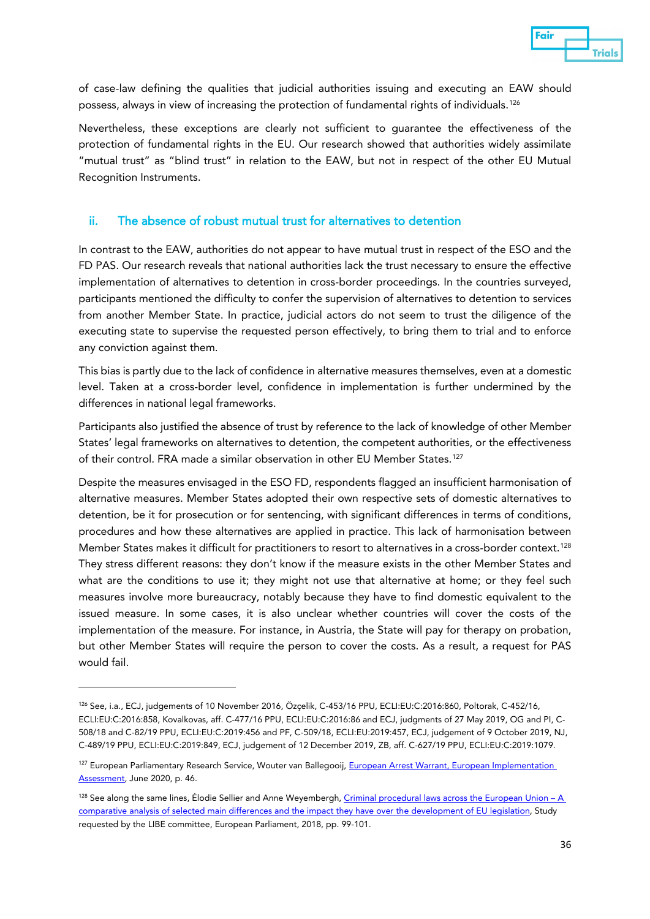of case-law defining the qualities that judicial authorities issuing and executing an EAW should possess, always in view of increasing the protection of fundamental rights of individuals.[126]

Nevertheless, these exceptions are clearly not sufficient to guarantee the effectiveness of the protection of fundamental rights in the EU. Our research showed that authorities widely assimilate "mutual trust" as "blind trust" in relation to the EAW, but not in respect of the other EU Mutual Recognition Instruments.

### ii. The absence of robust mutual trust for alternatives to detention

In contrast to the EAW, authorities do not appear to have mutual trust in respect of the ESO and the FD PAS. Our research reveals that national authorities lack the trust necessary to ensure the effective implementation of alternatives to detention in cross-border proceedings. In the countries surveyed, participants mentioned the difficulty to confer the supervision of alternatives to detention to services from another Member State. In practice, judicial actors do not seem to trust the diligence of the executing state to supervise the requested person effectively, to bring them to trial and to enforce any conviction against them.

This bias is partly due to the lack of confidence in alternative measures themselves, even at a domestic level. Taken at a cross-border level, confidence in implementation is further undermined by the differences in national legal frameworks.

Participants also justified the absence of trust by reference to the lack of knowledge of other Member States' legal frameworks on alternatives to detention, the competent authorities, or the effectiveness of their control. FRA made a similar observation in other EU Member States.[127]

Despite the measures envisaged in the ESO FD, respondents flagged an insufficient harmonisation of alternative measures. Member States adopted their own respective sets of domestic alternatives to detention, be it for prosecution or for sentencing, with significant differences in terms of conditions, procedures and how these alternatives are applied in practice. This lack of harmonisation between Member States makes it difficult for practitioners to resort to alternatives in a cross-border context.[128] They stress different reasons: they don't know if the measure exists in the other Member States and what are the conditions to use it; they might not use that alternative at home; or they feel such measures involve more bureaucracy, notably because they have to find domestic equivalent to the issued measure. In some cases, it is also unclear whether countries will cover the costs of the implementation of the measure. For instance, in Austria, the State will pay for therapy on probation, but other Member States will require the person to cover the costs. As a result, a request for PAS would fail.

---

[126] See, i.a., ECJ, judgements of 10 November 2016, Özçelik, C-453/16 PPU, ECLI:EU:C:2016:860, Poltorak, C-452/16, ECLI:EU:C:2016:858, Kovalkovas, aff. C-477/16 PPU, ECLI:EU:C:2016:86 and ECJ, judgments of 27 May 2019, OG and PI, C-508/18 and C-82/19 PPU, ECLI:EU:C:2019:456 and PF, C-509/18, ECLI:EU:2019:457, ECJ, judgement of 9 October 2019, NJ, C-489/19 PPU, ECLI:EU:C:2019:849, ECJ, judgement of 12 December 2019, ZB, aff. C-627/19 PPU, ECLI:EU:C:2019:1079.

[127] European Parliamentary Research Service, Wouter van Ballegooij, European Arrest Warrant, European Implementation Assessment, June 2020, p. 46.

[128] See along the same lines, Élodie Sellier and Anne Weyembergh, Criminal procedural laws across the European Union – A comparative analysis of selected main differences and the impact they have over the development of EU legislation, Study requested by the LIBE committee, European Parliament, 2018, pp. 99-101.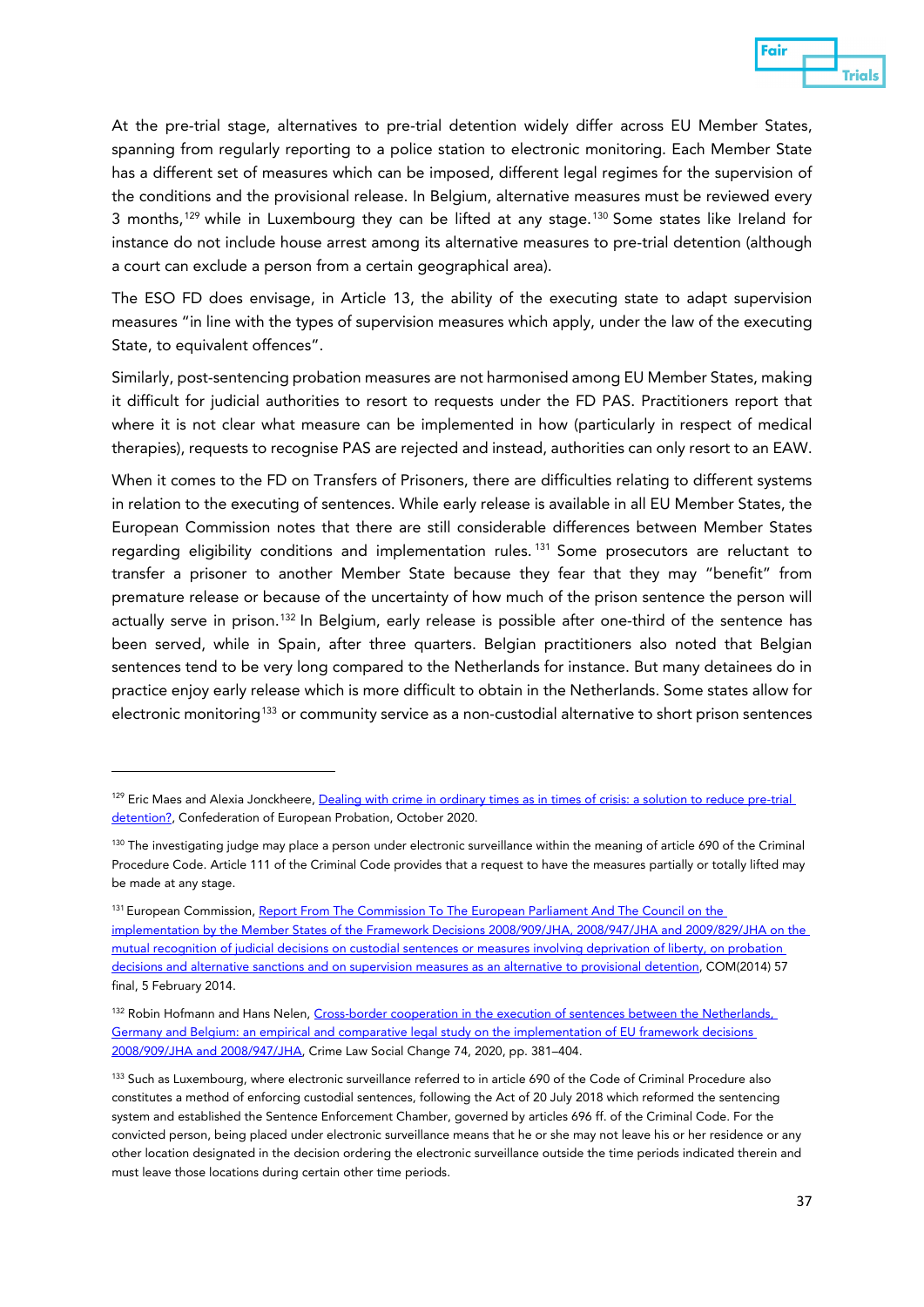At the pre-trial stage, alternatives to pre-trial detention widely differ across EU Member States, spanning from regularly reporting to a police station to electronic monitoring. Each Member State has a different set of measures which can be imposed, different legal regimes for the supervision of the conditions and the provisional release. In Belgium, alternative measures must be reviewed every 3 months,[129] while in Luxembourg they can be lifted at any stage.[130] Some states like Ireland for instance do not include house arrest among its alternative measures to pre-trial detention (although a court can exclude a person from a certain geographical area).

The ESO FD does envisage, in Article 13, the ability of the executing state to adapt supervision measures "in line with the types of supervision measures which apply, under the law of the executing State, to equivalent offences".

Similarly, post-sentencing probation measures are not harmonised among EU Member States, making it difficult for judicial authorities to resort to requests under the FD PAS. Practitioners report that where it is not clear what measure can be implemented in how (particularly in respect of medical therapies), requests to recognise PAS are rejected and instead, authorities can only resort to an EAW.

When it comes to the FD on Transfers of Prisoners, there are difficulties relating to different systems in relation to the executing of sentences. While early release is available in all EU Member States, the European Commission notes that there are still considerable differences between Member States regarding eligibility conditions and implementation rules.[131] Some prosecutors are reluctant to transfer a prisoner to another Member State because they fear that they may "benefit" from premature release or because of the uncertainty of how much of the prison sentence the person will actually serve in prison.[132] In Belgium, early release is possible after one-third of the sentence has been served, while in Spain, after three quarters. Belgian practitioners also noted that Belgian sentences tend to be very long compared to the Netherlands for instance. But many detainees do in practice enjoy early release which is more difficult to obtain in the Netherlands. Some states allow for electronic monitoring[133] or community service as a non-custodial alternative to short prison sentences

---

[129] Eric Maes and Alexia Jonckheere, Dealing with crime in ordinary times as in times of crisis: a solution to reduce pre-trial detention?, Confederation of European Probation, October 2020.

[130] The investigating judge may place a person under electronic surveillance within the meaning of article 690 of the Criminal Procedure Code. Article 111 of the Criminal Code provides that a request to have the measures partially or totally lifted may be made at any stage.

[131] European Commission, Report From The Commission To The European Parliament And The Council on the implementation by the Member States of the Framework Decisions 2008/909/JHA, 2008/947/JHA and 2009/829/JHA on the mutual recognition of judicial decisions on custodial sentences or measures involving deprivation of liberty, on probation decisions and alternative sanctions and on supervision measures as an alternative to provisional detention, COM(2014) 57 final, 5 February 2014.

[132] Robin Hofmann and Hans Nelen, Cross-border cooperation in the execution of sentences between the Netherlands, Germany and Belgium: an empirical and comparative legal study on the implementation of EU framework decisions 2008/909/JHA and 2008/947/JHA, Crime Law Social Change 74, 2020, pp. 381–404.

[133] Such as Luxembourg, where electronic surveillance referred to in article 690 of the Code of Criminal Procedure also constitutes a method of enforcing custodial sentences, following the Act of 20 July 2018 which reformed the sentencing system and established the Sentence Enforcement Chamber, governed by articles 696 ff. of the Criminal Code. For the convicted person, being placed under electronic surveillance means that he or she may not leave his or her residence or any other location designated in the decision ordering the electronic surveillance outside the time periods indicated therein and must leave those locations during certain other time periods.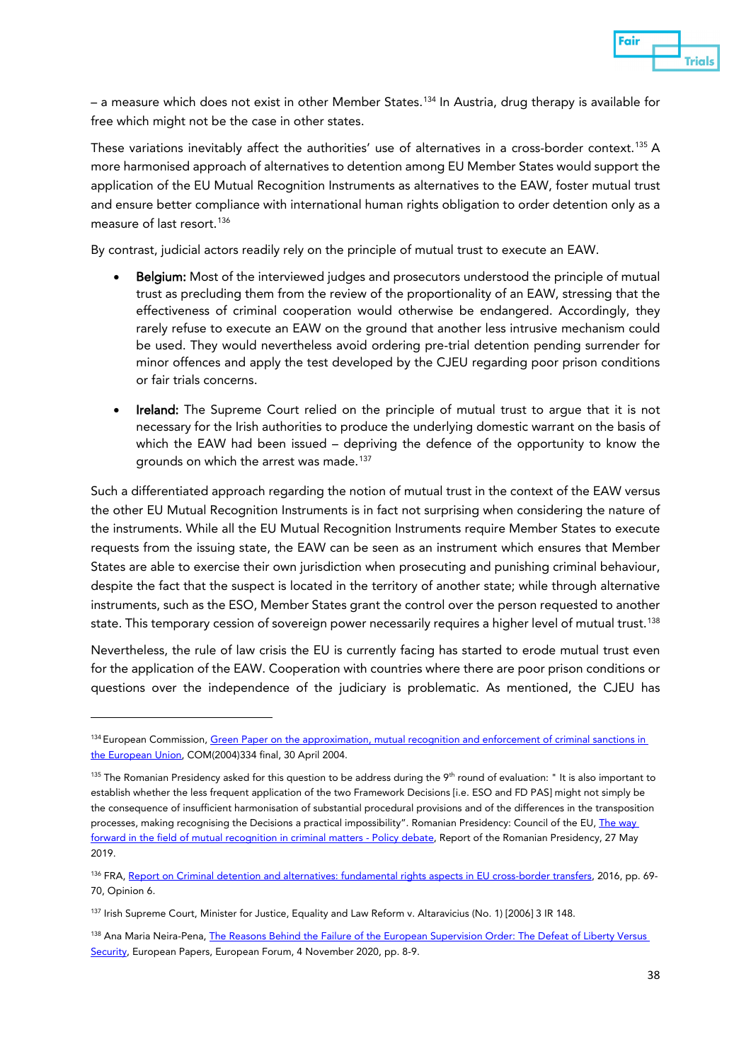– a measure which does not exist in other Member States.[134] In Austria, drug therapy is available for free which might not be the case in other states.

These variations inevitably affect the authorities' use of alternatives in a cross-border context.[135] A more harmonised approach of alternatives to detention among EU Member States would support the application of the EU Mutual Recognition Instruments as alternatives to the EAW, foster mutual trust and ensure better compliance with international human rights obligation to order detention only as a measure of last resort.[136]

By contrast, judicial actors readily rely on the principle of mutual trust to execute an EAW.

- **Belgium:** Most of the interviewed judges and prosecutors understood the principle of mutual trust as precluding them from the review of the proportionality of an EAW, stressing that the effectiveness of criminal cooperation would otherwise be endangered. Accordingly, they rarely refuse to execute an EAW on the ground that another less intrusive mechanism could be used. They would nevertheless avoid ordering pre-trial detention pending surrender for minor offences and apply the test developed by the CJEU regarding poor prison conditions or fair trials concerns.
- **Ireland:** The Supreme Court relied on the principle of mutual trust to argue that it is not necessary for the Irish authorities to produce the underlying domestic warrant on the basis of which the EAW had been issued – depriving the defence of the opportunity to know the grounds on which the arrest was made.[137]

Such a differentiated approach regarding the notion of mutual trust in the context of the EAW versus the other EU Mutual Recognition Instruments is in fact not surprising when considering the nature of the instruments. While all the EU Mutual Recognition Instruments require Member States to execute requests from the issuing state, the EAW can be seen as an instrument which ensures that Member States are able to exercise their own jurisdiction when prosecuting and punishing criminal behaviour, despite the fact that the suspect is located in the territory of another state; while through alternative instruments, such as the ESO, Member States grant the control over the person requested to another state. This temporary cession of sovereign power necessarily requires a higher level of mutual trust.[138]

Nevertheless, the rule of law crisis the EU is currently facing has started to erode mutual trust even for the application of the EAW. Cooperation with countries where there are poor prison conditions or questions over the independence of the judiciary is problematic. As mentioned, the CJEU has

---

[134] European Commission, Green Paper on the approximation, mutual recognition and enforcement of criminal sanctions in the European Union, COM(2004)334 final, 30 April 2004.

[135] The Romanian Presidency asked for this question to be address during the 9th round of evaluation: " It is also important to establish whether the less frequent application of the two Framework Decisions [i.e. ESO and FD PAS] might not simply be the consequence of insufficient harmonisation of substantial procedural provisions and of the differences in the transposition processes, making recognising the Decisions a practical impossibility". Romanian Presidency: Council of the EU, The way forward in the field of mutual recognition in criminal matters - Policy debate, Report of the Romanian Presidency, 27 May 2019.

[136] FRA, Report on Criminal detention and alternatives: fundamental rights aspects in EU cross-border transfers, 2016, pp. 69-70, Opinion 6.

[137] Irish Supreme Court, Minister for Justice, Equality and Law Reform v. Altaravicius (No. 1) [2006] 3 IR 148.

[138] Ana Maria Neira-Pena, The Reasons Behind the Failure of the European Supervision Order: The Defeat of Liberty Versus Security, European Papers, European Forum, 4 November 2020, pp. 8-9.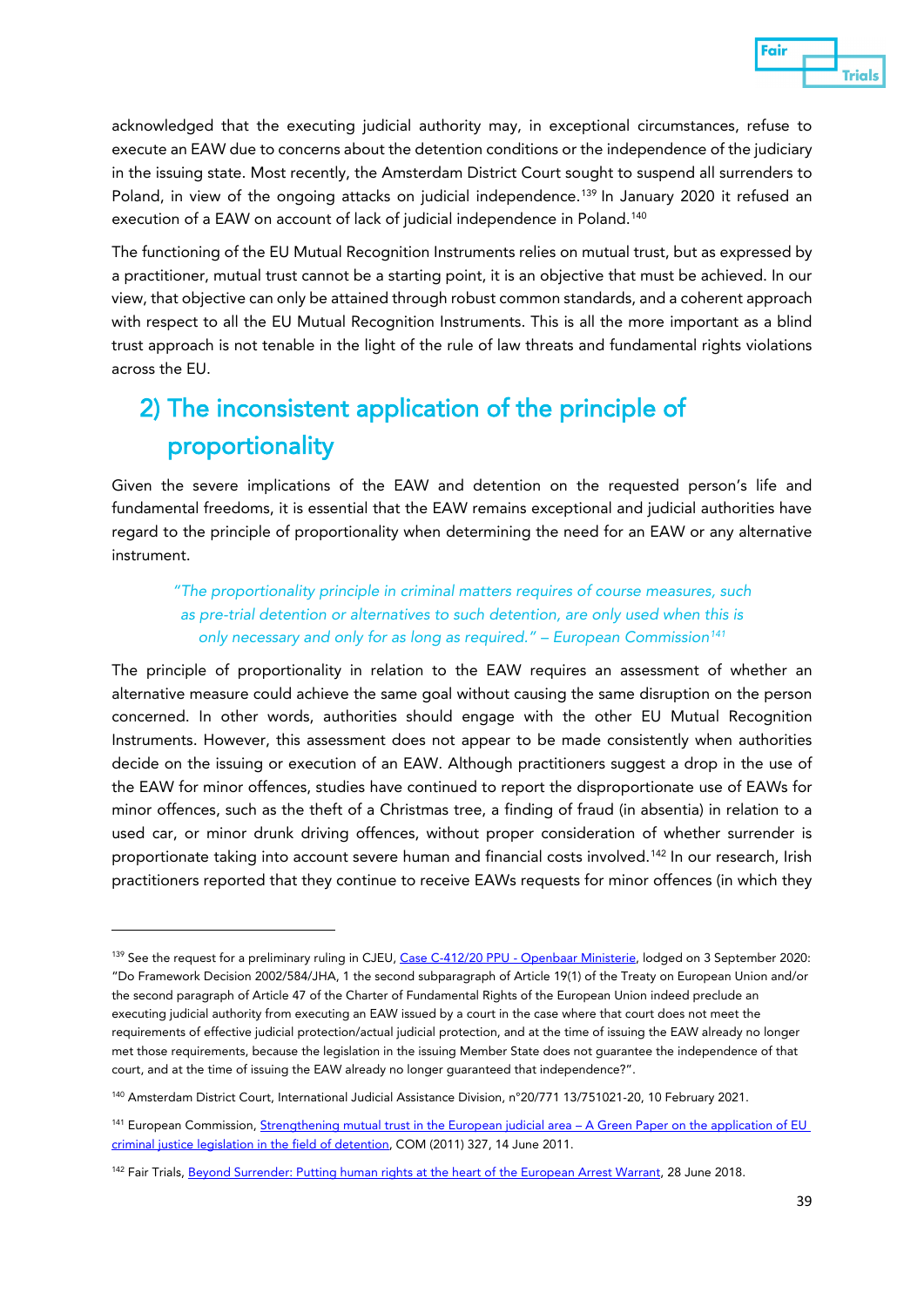acknowledged that the executing judicial authority may, in exceptional circumstances, refuse to execute an EAW due to concerns about the detention conditions or the independence of the judiciary in the issuing state. Most recently, the Amsterdam District Court sought to suspend all surrenders to Poland, in view of the ongoing attacks on judicial independence.[139] In January 2020 it refused an execution of a EAW on account of lack of judicial independence in Poland.[140]

The functioning of the EU Mutual Recognition Instruments relies on mutual trust, but as expressed by a practitioner, mutual trust cannot be a starting point, it is an objective that must be achieved. In our view, that objective can only be attained through robust common standards, and a coherent approach with respect to all the EU Mutual Recognition Instruments. This is all the more important as a blind trust approach is not tenable in the light of the rule of law threats and fundamental rights violations across the EU.

## 2) The inconsistent application of the principle of proportionality

Given the severe implications of the EAW and detention on the requested person's life and fundamental freedoms, it is essential that the EAW remains exceptional and judicial authorities have regard to the principle of proportionality when determining the need for an EAW or any alternative instrument.

> *"The proportionality principle in criminal matters requires of course measures, such as pre-trial detention or alternatives to such detention, are only used when this is only necessary and only for as long as required." – European Commission*[141]

The principle of proportionality in relation to the EAW requires an assessment of whether an alternative measure could achieve the same goal without causing the same disruption on the person concerned. In other words, authorities should engage with the other EU Mutual Recognition Instruments. However, this assessment does not appear to be made consistently when authorities decide on the issuing or execution of an EAW. Although practitioners suggest a drop in the use of the EAW for minor offences, studies have continued to report the disproportionate use of EAWs for minor offences, such as the theft of a Christmas tree, a finding of fraud (in absentia) in relation to a used car, or minor drunk driving offences, without proper consideration of whether surrender is proportionate taking into account severe human and financial costs involved.[142] In our research, Irish practitioners reported that they continue to receive EAWs requests for minor offences (in which they

---

[139] See the request for a preliminary ruling in CJEU, [Case C-412/20 PPU - Openbaar Ministerie](), lodged on 3 September 2020: "Do Framework Decision 2002/584/JHA, 1 the second subparagraph of Article 19(1) of the Treaty on European Union and/or the second paragraph of Article 47 of the Charter of Fundamental Rights of the European Union indeed preclude an executing judicial authority from executing an EAW issued by a court in the case where that court does not meet the requirements of effective judicial protection/actual judicial protection, and at the time of issuing the EAW already no longer met those requirements, because the legislation in the issuing Member State does not guarantee the independence of that court, and at the time of issuing the EAW already no longer guaranteed that independence?".

[140] Amsterdam District Court, International Judicial Assistance Division, n°20/771 13/751021-20, 10 February 2021.

[141] European Commission, [Strengthening mutual trust in the European judicial area – A Green Paper on the application of EU criminal justice legislation in the field of detention](), COM (2011) 327, 14 June 2011.

[142] Fair Trials, [Beyond Surrender: Putting human rights at the heart of the European Arrest Warrant](), 28 June 2018.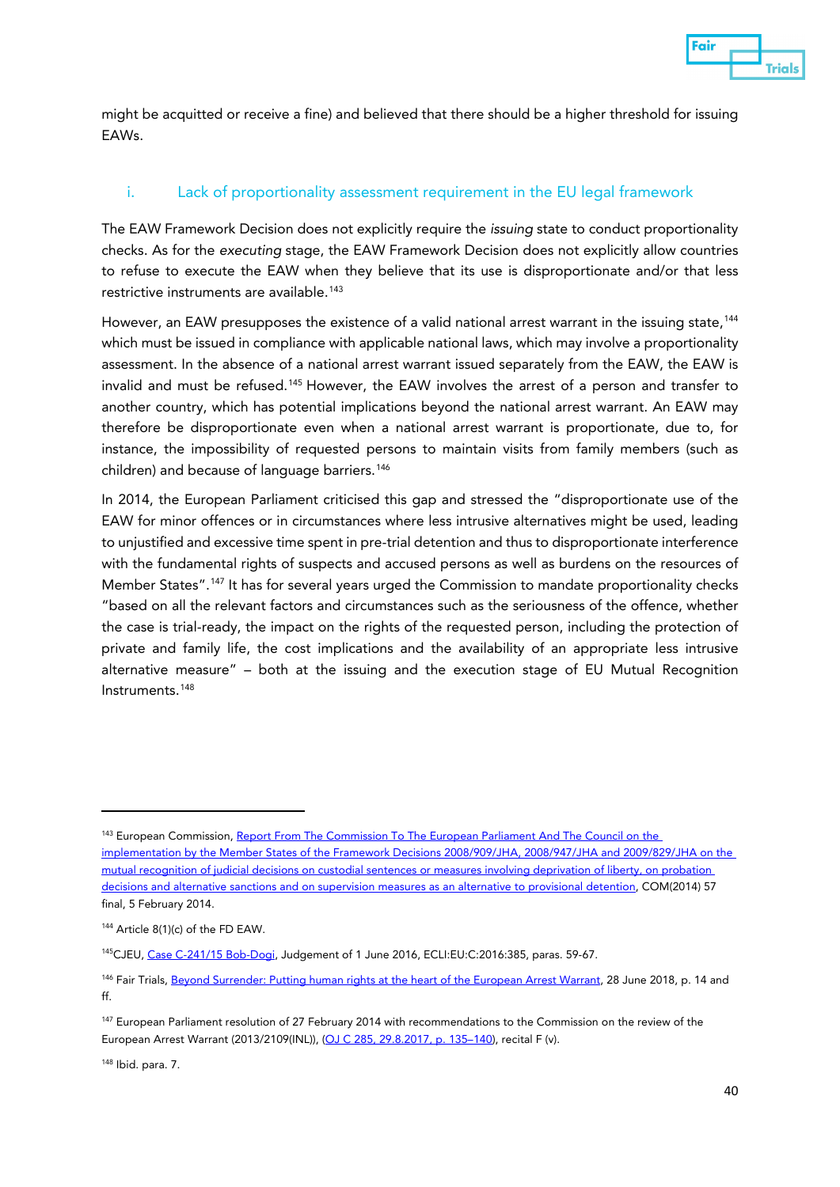might be acquitted or receive a fine) and believed that there should be a higher threshold for issuing EAWs.

### i. Lack of proportionality assessment requirement in the EU legal framework

The EAW Framework Decision does not explicitly require the *issuing* state to conduct proportionality checks. As for the *executing* stage, the EAW Framework Decision does not explicitly allow countries to refuse to execute the EAW when they believe that its use is disproportionate and/or that less restrictive instruments are available.[143]

However, an EAW presupposes the existence of a valid national arrest warrant in the issuing state,[144] which must be issued in compliance with applicable national laws, which may involve a proportionality assessment. In the absence of a national arrest warrant issued separately from the EAW, the EAW is invalid and must be refused.[145] However, the EAW involves the arrest of a person and transfer to another country, which has potential implications beyond the national arrest warrant. An EAW may therefore be disproportionate even when a national arrest warrant is proportionate, due to, for instance, the impossibility of requested persons to maintain visits from family members (such as children) and because of language barriers.[146]

In 2014, the European Parliament criticised this gap and stressed the "disproportionate use of the EAW for minor offences or in circumstances where less intrusive alternatives might be used, leading to unjustified and excessive time spent in pre-trial detention and thus to disproportionate interference with the fundamental rights of suspects and accused persons as well as burdens on the resources of Member States".[147] It has for several years urged the Commission to mandate proportionality checks "based on all the relevant factors and circumstances such as the seriousness of the offence, whether the case is trial-ready, the impact on the rights of the requested person, including the protection of private and family life, the cost implications and the availability of an appropriate less intrusive alternative measure" – both at the issuing and the execution stage of EU Mutual Recognition Instruments.[148]

---

[143] European Commission, Report From The Commission To The European Parliament And The Council on the implementation by the Member States of the Framework Decisions 2008/909/JHA, 2008/947/JHA and 2009/829/JHA on the mutual recognition of judicial decisions on custodial sentences or measures involving deprivation of liberty, on probation decisions and alternative sanctions and on supervision measures as an alternative to provisional detention, COM(2014) 57 final, 5 February 2014.

[144] Article 8(1)(c) of the FD EAW.

[145] CJEU, Case C-241/15 Bob-Dogi, Judgement of 1 June 2016, ECLI:EU:C:2016:385, paras. 59-67.

[146] Fair Trials, Beyond Surrender: Putting human rights at the heart of the European Arrest Warrant, 28 June 2018, p. 14 and ff.

[147] European Parliament resolution of 27 February 2014 with recommendations to the Commission on the review of the European Arrest Warrant (2013/2109(INL)), (OJ C 285, 29.8.2017, p. 135–140), recital F (v).

[148] Ibid. para. 7.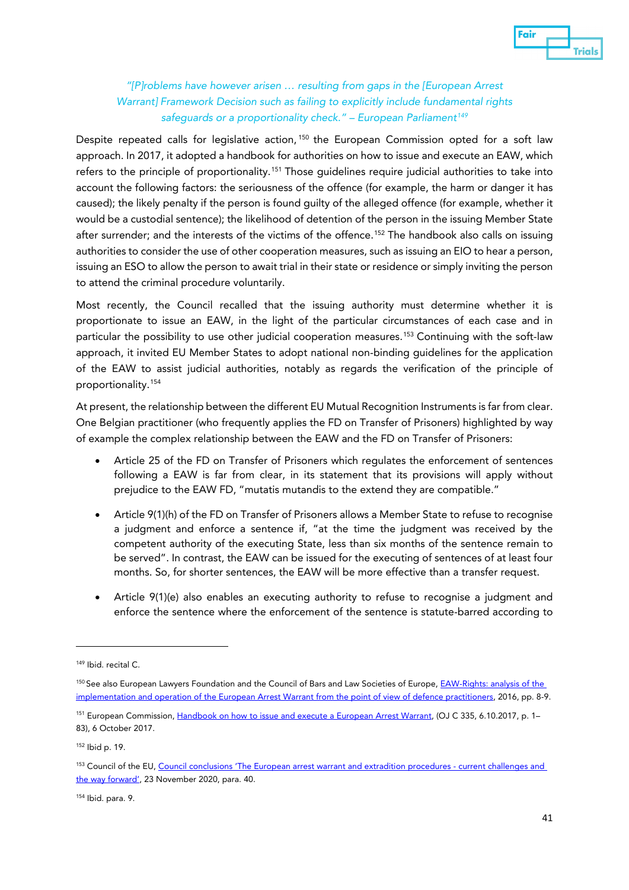*"[P]roblems have however arisen … resulting from gaps in the [European Arrest Warrant] Framework Decision such as failing to explicitly include fundamental rights safeguards or a proportionality check." – European Parliament*[149]

Despite repeated calls for legislative action,[150] the European Commission opted for a soft law approach. In 2017, it adopted a handbook for authorities on how to issue and execute an EAW, which refers to the principle of proportionality.[151] Those guidelines require judicial authorities to take into account the following factors: the seriousness of the offence (for example, the harm or danger it has caused); the likely penalty if the person is found guilty of the alleged offence (for example, whether it would be a custodial sentence); the likelihood of detention of the person in the issuing Member State after surrender; and the interests of the victims of the offence.[152] The handbook also calls on issuing authorities to consider the use of other cooperation measures, such as issuing an EIO to hear a person, issuing an ESO to allow the person to await trial in their state or residence or simply inviting the person to attend the criminal procedure voluntarily.

Most recently, the Council recalled that the issuing authority must determine whether it is proportionate to issue an EAW, in the light of the particular circumstances of each case and in particular the possibility to use other judicial cooperation measures.[153] Continuing with the soft-law approach, it invited EU Member States to adopt national non-binding guidelines for the application of the EAW to assist judicial authorities, notably as regards the verification of the principle of proportionality.[154]

At present, the relationship between the different EU Mutual Recognition Instruments is far from clear. One Belgian practitioner (who frequently applies the FD on Transfer of Prisoners) highlighted by way of example the complex relationship between the EAW and the FD on Transfer of Prisoners:

- Article 25 of the FD on Transfer of Prisoners which regulates the enforcement of sentences following a EAW is far from clear, in its statement that its provisions will apply without prejudice to the EAW FD, "mutatis mutandis to the extend they are compatible."
- Article 9(1)(h) of the FD on Transfer of Prisoners allows a Member State to refuse to recognise a judgment and enforce a sentence if, "at the time the judgment was received by the competent authority of the executing State, less than six months of the sentence remain to be served". In contrast, the EAW can be issued for the executing of sentences of at least four months. So, for shorter sentences, the EAW will be more effective than a transfer request.
- Article 9(1)(e) also enables an executing authority to refuse to recognise a judgment and enforce the sentence where the enforcement of the sentence is statute-barred according to

---

[149] Ibid. recital C.

[150] See also European Lawyers Foundation and the Council of Bars and Law Societies of Europe, EAW-Rights: analysis of the implementation and operation of the European Arrest Warrant from the point of view of defence practitioners, 2016, pp. 8-9.

[151] European Commission, Handbook on how to issue and execute a European Arrest Warrant, (OJ C 335, 6.10.2017, p. 1–83), 6 October 2017.

[152] Ibid p. 19.

[153] Council of the EU, Council conclusions 'The European arrest warrant and extradition procedures - current challenges and the way forward', 23 November 2020, para. 40.

[154] Ibid. para. 9.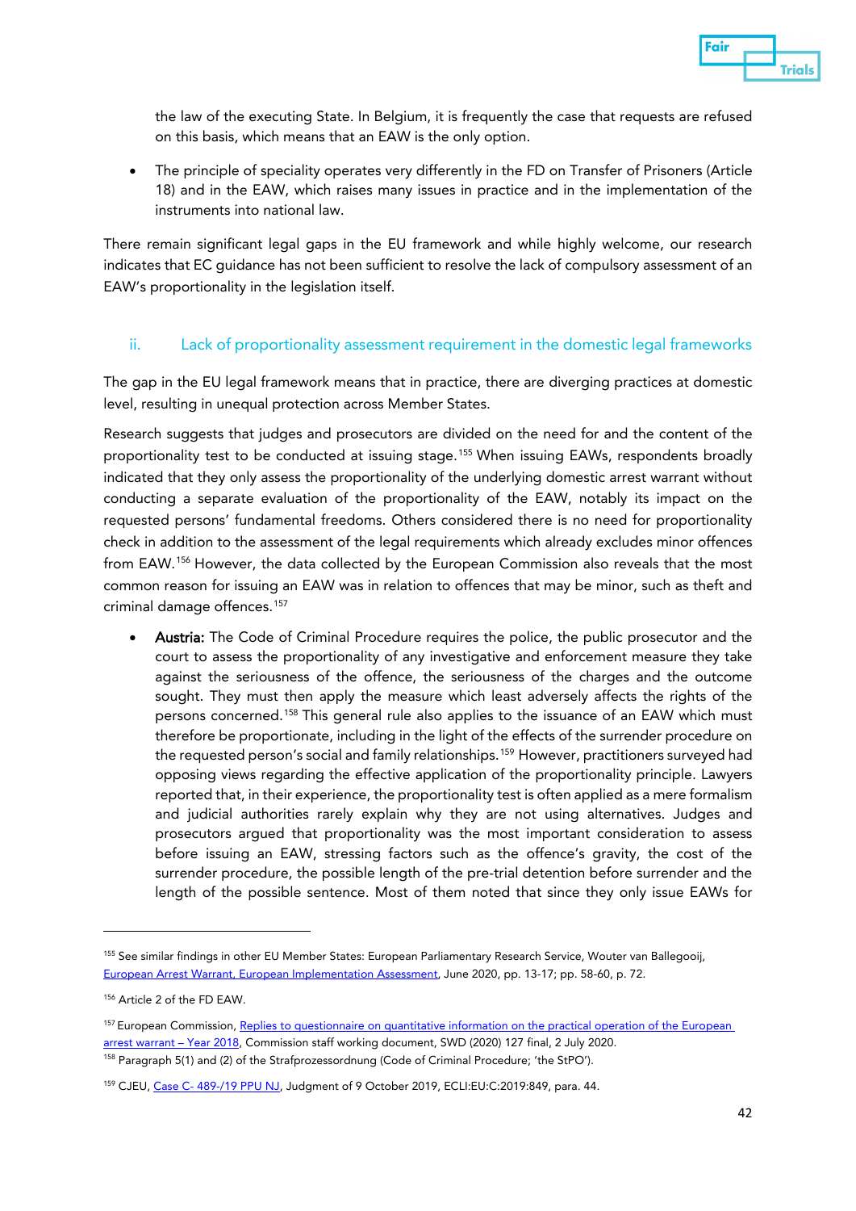the law of the executing State. In Belgium, it is frequently the case that requests are refused on this basis, which means that an EAW is the only option.

- The principle of speciality operates very differently in the FD on Transfer of Prisoners (Article 18) and in the EAW, which raises many issues in practice and in the implementation of the instruments into national law.

There remain significant legal gaps in the EU framework and while highly welcome, our research indicates that EC guidance has not been sufficient to resolve the lack of compulsory assessment of an EAW's proportionality in the legislation itself.

### ii. Lack of proportionality assessment requirement in the domestic legal frameworks

The gap in the EU legal framework means that in practice, there are diverging practices at domestic level, resulting in unequal protection across Member States.

Research suggests that judges and prosecutors are divided on the need for and the content of the proportionality test to be conducted at issuing stage.[155] When issuing EAWs, respondents broadly indicated that they only assess the proportionality of the underlying domestic arrest warrant without conducting a separate evaluation of the proportionality of the EAW, notably its impact on the requested persons' fundamental freedoms. Others considered there is no need for proportionality check in addition to the assessment of the legal requirements which already excludes minor offences from EAW.[156] However, the data collected by the European Commission also reveals that the most common reason for issuing an EAW was in relation to offences that may be minor, such as theft and criminal damage offences.[157]

- **Austria:** The Code of Criminal Procedure requires the police, the public prosecutor and the court to assess the proportionality of any investigative and enforcement measure they take against the seriousness of the offence, the seriousness of the charges and the outcome sought. They must then apply the measure which least adversely affects the rights of the persons concerned.[158] This general rule also applies to the issuance of an EAW which must therefore be proportionate, including in the light of the effects of the surrender procedure on the requested person's social and family relationships.[159] However, practitioners surveyed had opposing views regarding the effective application of the proportionality principle. Lawyers reported that, in their experience, the proportionality test is often applied as a mere formalism and judicial authorities rarely explain why they are not using alternatives. Judges and prosecutors argued that proportionality was the most important consideration to assess before issuing an EAW, stressing factors such as the offence's gravity, the cost of the surrender procedure, the possible length of the pre-trial detention before surrender and the length of the possible sentence. Most of them noted that since they only issue EAWs for

---

[155] See similar findings in other EU Member States: European Parliamentary Research Service, Wouter van Ballegooij, European Arrest Warrant, European Implementation Assessment, June 2020, pp. 13-17; pp. 58-60, p. 72.

[156] Article 2 of the FD EAW.

[157] European Commission, Replies to questionnaire on quantitative information on the practical operation of the European arrest warrant – Year 2018, Commission staff working document, SWD (2020) 127 final, 2 July 2020.

[158] Paragraph 5(1) and (2) of the Strafprozessordnung (Code of Criminal Procedure; 'the StPO').

[159] CJEU, Case C- 489-/19 PPU NJ, Judgment of 9 October 2019, ECLI:EU:C:2019:849, para. 44.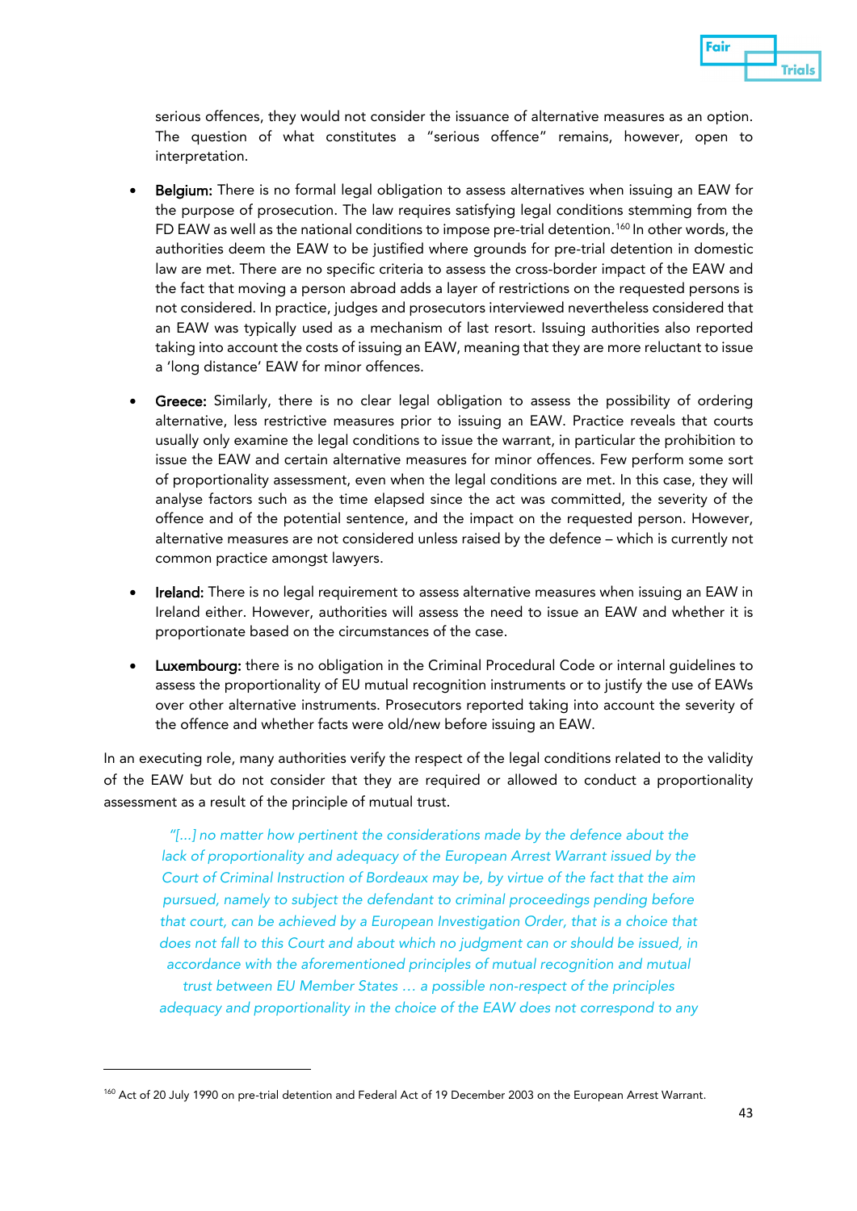serious offences, they would not consider the issuance of alternative measures as an option. The question of what constitutes a "serious offence" remains, however, open to interpretation.

- **Belgium:** There is no formal legal obligation to assess alternatives when issuing an EAW for the purpose of prosecution. The law requires satisfying legal conditions stemming from the FD EAW as well as the national conditions to impose pre-trial detention.[160] In other words, the authorities deem the EAW to be justified where grounds for pre-trial detention in domestic law are met. There are no specific criteria to assess the cross-border impact of the EAW and the fact that moving a person abroad adds a layer of restrictions on the requested persons is not considered. In practice, judges and prosecutors interviewed nevertheless considered that an EAW was typically used as a mechanism of last resort. Issuing authorities also reported taking into account the costs of issuing an EAW, meaning that they are more reluctant to issue a 'long distance' EAW for minor offences.

- **Greece:** Similarly, there is no clear legal obligation to assess the possibility of ordering alternative, less restrictive measures prior to issuing an EAW. Practice reveals that courts usually only examine the legal conditions to issue the warrant, in particular the prohibition to issue the EAW and certain alternative measures for minor offences. Few perform some sort of proportionality assessment, even when the legal conditions are met. In this case, they will analyse factors such as the time elapsed since the act was committed, the severity of the offence and of the potential sentence, and the impact on the requested person. However, alternative measures are not considered unless raised by the defence – which is currently not common practice amongst lawyers.

- **Ireland:** There is no legal requirement to assess alternative measures when issuing an EAW in Ireland either. However, authorities will assess the need to issue an EAW and whether it is proportionate based on the circumstances of the case.

- **Luxembourg:** there is no obligation in the Criminal Procedural Code or internal guidelines to assess the proportionality of EU mutual recognition instruments or to justify the use of EAWs over other alternative instruments. Prosecutors reported taking into account the severity of the offence and whether facts were old/new before issuing an EAW.

In an executing role, many authorities verify the respect of the legal conditions related to the validity of the EAW but do not consider that they are required or allowed to conduct a proportionality assessment as a result of the principle of mutual trust.

> *"[...] no matter how pertinent the considerations made by the defence about the lack of proportionality and adequacy of the European Arrest Warrant issued by the Court of Criminal Instruction of Bordeaux may be, by virtue of the fact that the aim pursued, namely to subject the defendant to criminal proceedings pending before that court, can be achieved by a European Investigation Order, that is a choice that does not fall to this Court and about which no judgment can or should be issued, in accordance with the aforementioned principles of mutual recognition and mutual trust between EU Member States … a possible non-respect of the principles adequacy and proportionality in the choice of the EAW does not correspond to any*

---

[160] Act of 20 July 1990 on pre-trial detention and Federal Act of 19 December 2003 on the European Arrest Warrant.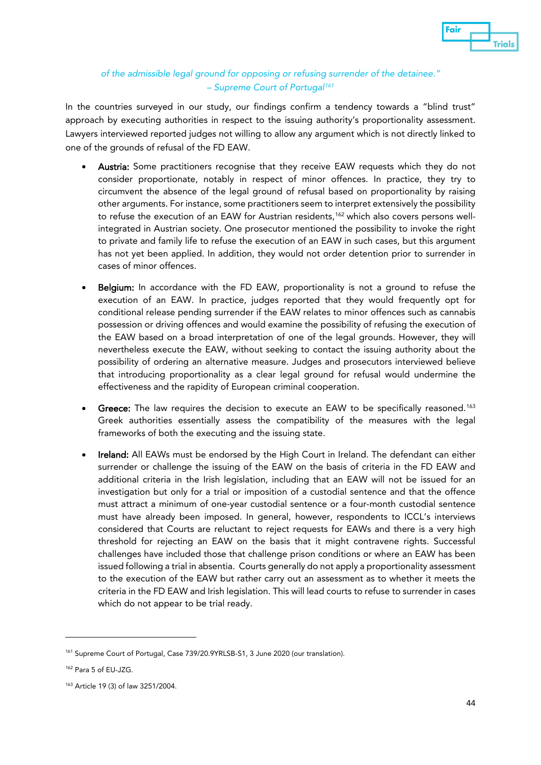*of the admissible legal ground for opposing or refusing surrender of the detainee." – Supreme Court of Portugal*[161]

In the countries surveyed in our study, our findings confirm a tendency towards a "blind trust" approach by executing authorities in respect to the issuing authority's proportionality assessment. Lawyers interviewed reported judges not willing to allow any argument which is not directly linked to one of the grounds of refusal of the FD EAW.

- Austria: Some practitioners recognise that they receive EAW requests which they do not consider proportionate, notably in respect of minor offences. In practice, they try to circumvent the absence of the legal ground of refusal based on proportionality by raising other arguments. For instance, some practitioners seem to interpret extensively the possibility to refuse the execution of an EAW for Austrian residents,[162] which also covers persons well-integrated in Austrian society. One prosecutor mentioned the possibility to invoke the right to private and family life to refuse the execution of an EAW in such cases, but this argument has not yet been applied. In addition, they would not order detention prior to surrender in cases of minor offences.

- Belgium: In accordance with the FD EAW, proportionality is not a ground to refuse the execution of an EAW. In practice, judges reported that they would frequently opt for conditional release pending surrender if the EAW relates to minor offences such as cannabis possession or driving offences and would examine the possibility of refusing the execution of the EAW based on a broad interpretation of one of the legal grounds. However, they will nevertheless execute the EAW, without seeking to contact the issuing authority about the possibility of ordering an alternative measure. Judges and prosecutors interviewed believe that introducing proportionality as a clear legal ground for refusal would undermine the effectiveness and the rapidity of European criminal cooperation.

- Greece: The law requires the decision to execute an EAW to be specifically reasoned.[163] Greek authorities essentially assess the compatibility of the measures with the legal frameworks of both the executing and the issuing state.

- Ireland: All EAWs must be endorsed by the High Court in Ireland. The defendant can either surrender or challenge the issuing of the EAW on the basis of criteria in the FD EAW and additional criteria in the Irish legislation, including that an EAW will not be issued for an investigation but only for a trial or imposition of a custodial sentence and that the offence must attract a minimum of one-year custodial sentence or a four-month custodial sentence must have already been imposed. In general, however, respondents to ICCL's interviews considered that Courts are reluctant to reject requests for EAWs and there is a very high threshold for rejecting an EAW on the basis that it might contravene rights. Successful challenges have included those that challenge prison conditions or where an EAW has been issued following a trial in absentia. Courts generally do not apply a proportionality assessment to the execution of the EAW but rather carry out an assessment as to whether it meets the criteria in the FD EAW and Irish legislation. This will lead courts to refuse to surrender in cases which do not appear to be trial ready.

---

[161] Supreme Court of Portugal, Case 739/20.9YRLSB-S1, 3 June 2020 (our translation).

[162] Para 5 of EU-JZG.

[163] Article 19 (3) of law 3251/2004.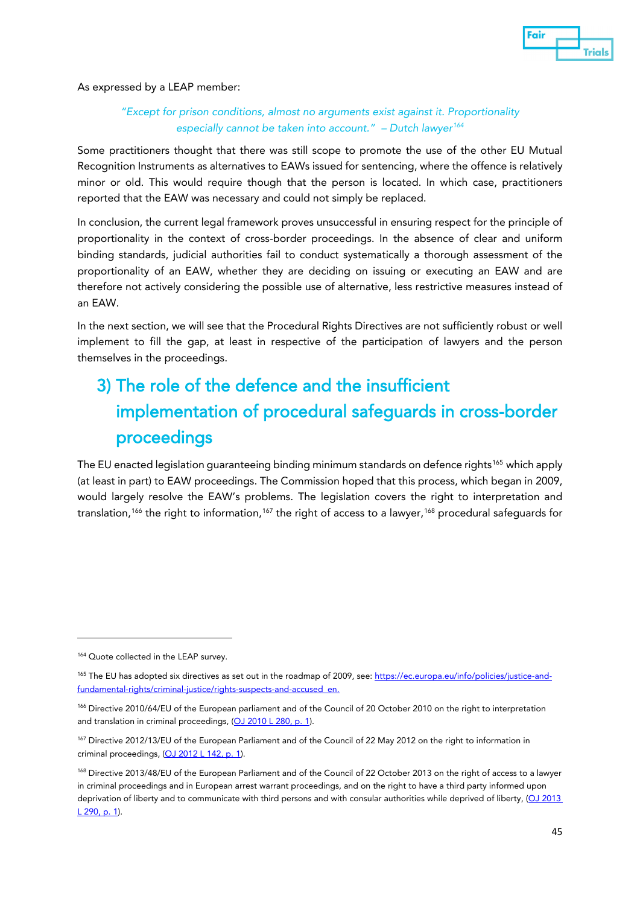As expressed by a LEAP member:

> *"Except for prison conditions, almost no arguments exist against it. Proportionality especially cannot be taken into account." – Dutch lawyer*[164]

Some practitioners thought that there was still scope to promote the use of the other EU Mutual Recognition Instruments as alternatives to EAWs issued for sentencing, where the offence is relatively minor or old. This would require though that the person is located. In which case, practitioners reported that the EAW was necessary and could not simply be replaced.

In conclusion, the current legal framework proves unsuccessful in ensuring respect for the principle of proportionality in the context of cross-border proceedings. In the absence of clear and uniform binding standards, judicial authorities fail to conduct systematically a thorough assessment of the proportionality of an EAW, whether they are deciding on issuing or executing an EAW and are therefore not actively considering the possible use of alternative, less restrictive measures instead of an EAW.

In the next section, we will see that the Procedural Rights Directives are not sufficiently robust or well implement to fill the gap, at least in respective of the participation of lawyers and the person themselves in the proceedings.

## 3) The role of the defence and the insufficient implementation of procedural safeguards in cross-border proceedings

The EU enacted legislation guaranteeing binding minimum standards on defence rights[165] which apply (at least in part) to EAW proceedings. The Commission hoped that this process, which began in 2009, would largely resolve the EAW's problems. The legislation covers the right to interpretation and translation,[166] the right to information,[167] the right of access to a lawyer,[168] procedural safeguards for

---

[164] Quote collected in the LEAP survey.

[165] The EU has adopted six directives as set out in the roadmap of 2009, see: https://ec.europa.eu/info/policies/justice-and-fundamental-rights/criminal-justice/rights-suspects-and-accused_en.

[166] Directive 2010/64/EU of the European parliament and of the Council of 20 October 2010 on the right to interpretation and translation in criminal proceedings, (OJ 2010 L 280, p. 1).

[167] Directive 2012/13/EU of the European Parliament and of the Council of 22 May 2012 on the right to information in criminal proceedings, (OJ 2012 L 142, p. 1).

[168] Directive 2013/48/EU of the European Parliament and of the Council of 22 October 2013 on the right of access to a lawyer in criminal proceedings and in European arrest warrant proceedings, and on the right to have a third party informed upon deprivation of liberty and to communicate with third persons and with consular authorities while deprived of liberty, (OJ 2013 L 290, p. 1).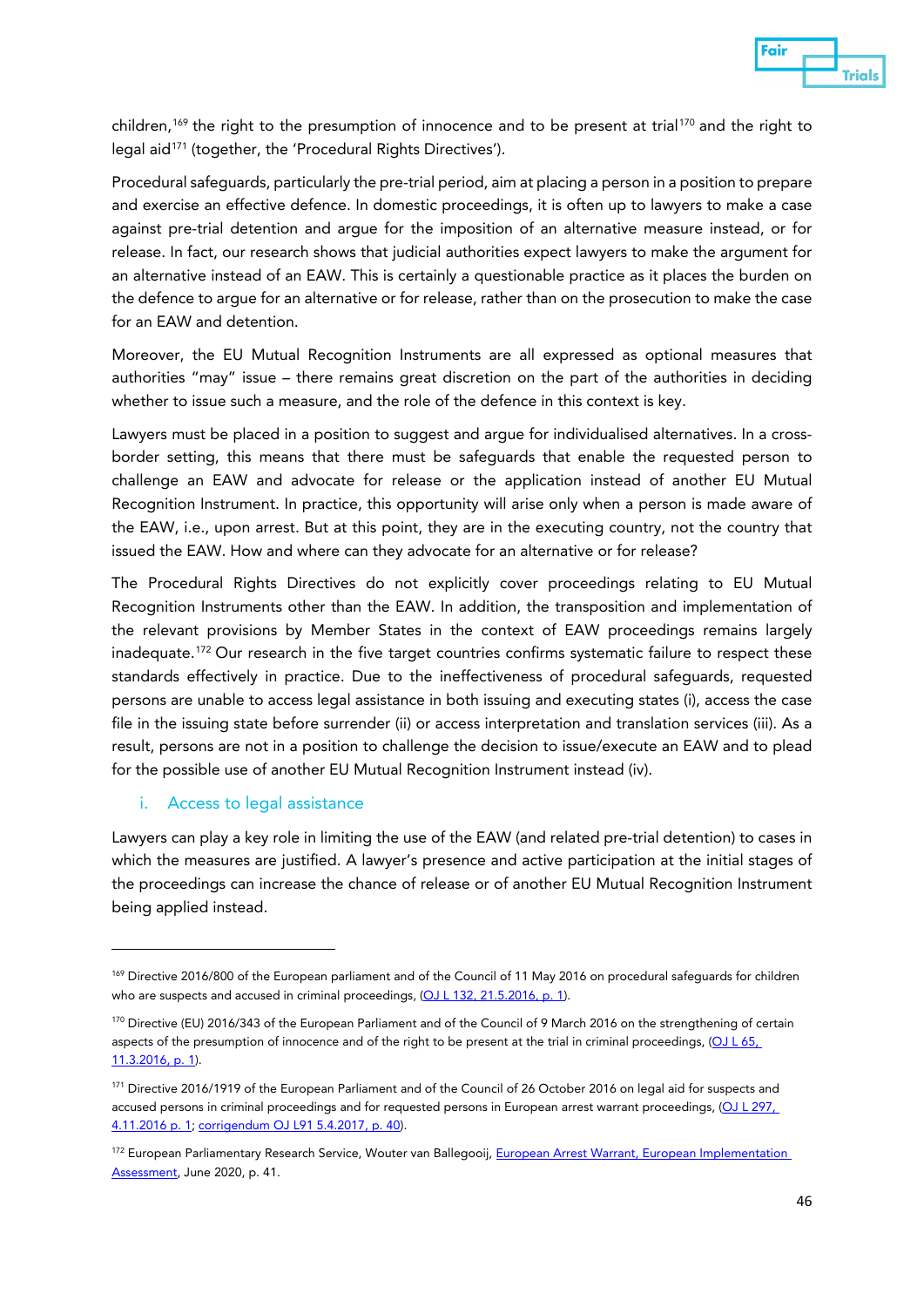children,[169] the right to the presumption of innocence and to be present at trial[170] and the right to legal aid[171] (together, the 'Procedural Rights Directives').

Procedural safeguards, particularly the pre-trial period, aim at placing a person in a position to prepare and exercise an effective defence. In domestic proceedings, it is often up to lawyers to make a case against pre-trial detention and argue for the imposition of an alternative measure instead, or for release. In fact, our research shows that judicial authorities expect lawyers to make the argument for an alternative instead of an EAW. This is certainly a questionable practice as it places the burden on the defence to argue for an alternative or for release, rather than on the prosecution to make the case for an EAW and detention.

Moreover, the EU Mutual Recognition Instruments are all expressed as optional measures that authorities "may" issue – there remains great discretion on the part of the authorities in deciding whether to issue such a measure, and the role of the defence in this context is key.

Lawyers must be placed in a position to suggest and argue for individualised alternatives. In a cross-border setting, this means that there must be safeguards that enable the requested person to challenge an EAW and advocate for release or the application instead of another EU Mutual Recognition Instrument. In practice, this opportunity will arise only when a person is made aware of the EAW, i.e., upon arrest. But at this point, they are in the executing country, not the country that issued the EAW. How and where can they advocate for an alternative or for release?

The Procedural Rights Directives do not explicitly cover proceedings relating to EU Mutual Recognition Instruments other than the EAW. In addition, the transposition and implementation of the relevant provisions by Member States in the context of EAW proceedings remains largely inadequate.[172] Our research in the five target countries confirms systematic failure to respect these standards effectively in practice. Due to the ineffectiveness of procedural safeguards, requested persons are unable to access legal assistance in both issuing and executing states (i), access the case file in the issuing state before surrender (ii) or access interpretation and translation services (iii). As a result, persons are not in a position to challenge the decision to issue/execute an EAW and to plead for the possible use of another EU Mutual Recognition Instrument instead (iv).

### i. Access to legal assistance

Lawyers can play a key role in limiting the use of the EAW (and related pre-trial detention) to cases in which the measures are justified. A lawyer's presence and active participation at the initial stages of the proceedings can increase the chance of release or of another EU Mutual Recognition Instrument being applied instead.

---

[169] Directive 2016/800 of the European parliament and of the Council of 11 May 2016 on procedural safeguards for children who are suspects and accused in criminal proceedings, (OJ L 132, 21.5.2016, p. 1).

[170] Directive (EU) 2016/343 of the European Parliament and of the Council of 9 March 2016 on the strengthening of certain aspects of the presumption of innocence and of the right to be present at the trial in criminal proceedings, (OJ L 65, 11.3.2016, p. 1).

[171] Directive 2016/1919 of the European Parliament and of the Council of 26 October 2016 on legal aid for suspects and accused persons in criminal proceedings and for requested persons in European arrest warrant proceedings, (OJ L 297, 4.11.2016 p. 1; corrigendum OJ L91 5.4.2017, p. 40).

[172] European Parliamentary Research Service, Wouter van Ballegooij, European Arrest Warrant, European Implementation Assessment, June 2020, p. 41.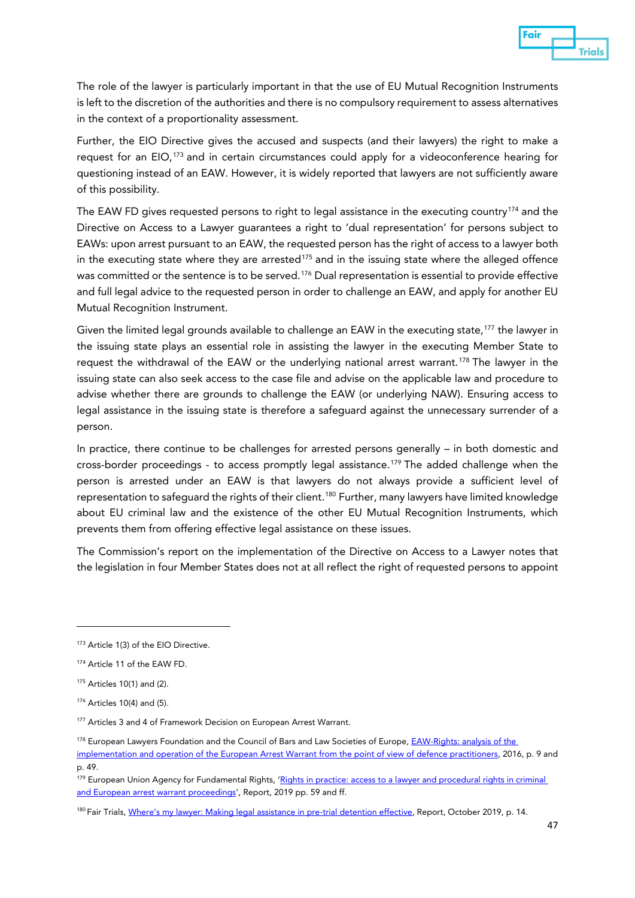The role of the lawyer is particularly important in that the use of EU Mutual Recognition Instruments is left to the discretion of the authorities and there is no compulsory requirement to assess alternatives in the context of a proportionality assessment.

Further, the EIO Directive gives the accused and suspects (and their lawyers) the right to make a request for an EIO,[173] and in certain circumstances could apply for a videoconference hearing for questioning instead of an EAW. However, it is widely reported that lawyers are not sufficiently aware of this possibility.

The EAW FD gives requested persons to right to legal assistance in the executing country[174] and the Directive on Access to a Lawyer guarantees a right to 'dual representation' for persons subject to EAWs: upon arrest pursuant to an EAW, the requested person has the right of access to a lawyer both in the executing state where they are arrested[175] and in the issuing state where the alleged offence was committed or the sentence is to be served.[176] Dual representation is essential to provide effective and full legal advice to the requested person in order to challenge an EAW, and apply for another EU Mutual Recognition Instrument.

Given the limited legal grounds available to challenge an EAW in the executing state,[177] the lawyer in the issuing state plays an essential role in assisting the lawyer in the executing Member State to request the withdrawal of the EAW or the underlying national arrest warrant.[178] The lawyer in the issuing state can also seek access to the case file and advise on the applicable law and procedure to advise whether there are grounds to challenge the EAW (or underlying NAW). Ensuring access to legal assistance in the issuing state is therefore a safeguard against the unnecessary surrender of a person.

In practice, there continue to be challenges for arrested persons generally – in both domestic and cross-border proceedings - to access promptly legal assistance.[179] The added challenge when the person is arrested under an EAW is that lawyers do not always provide a sufficient level of representation to safeguard the rights of their client.[180] Further, many lawyers have limited knowledge about EU criminal law and the existence of the other EU Mutual Recognition Instruments, which prevents them from offering effective legal assistance on these issues.

The Commission's report on the implementation of the Directive on Access to a Lawyer notes that the legislation in four Member States does not at all reflect the right of requested persons to appoint

---

[173] Article 1(3) of the EIO Directive.

[174] Article 11 of the EAW FD.

[175] Articles 10(1) and (2).

[176] Articles 10(4) and (5).

[177] Articles 3 and 4 of Framework Decision on European Arrest Warrant.

[178] European Lawyers Foundation and the Council of Bars and Law Societies of Europe, EAW-Rights: analysis of the implementation and operation of the European Arrest Warrant from the point of view of defence practitioners, 2016, p. 9 and p. 49.

[179] European Union Agency for Fundamental Rights, 'Rights in practice: access to a lawyer and procedural rights in criminal and European arrest warrant proceedings', Report, 2019 pp. 59 and ff.

[180] Fair Trials, Where's my lawyer: Making legal assistance in pre-trial detention effective, Report, October 2019, p. 14.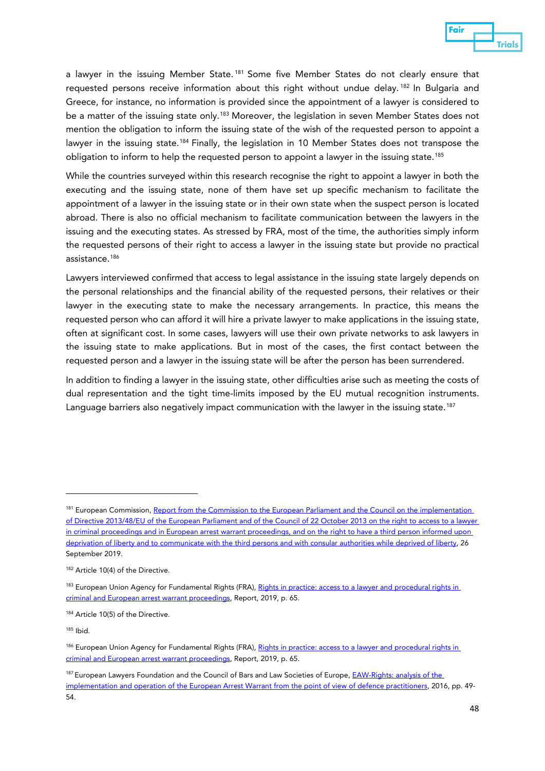a lawyer in the issuing Member State.[181] Some five Member States do not clearly ensure that requested persons receive information about this right without undue delay.[182] In Bulgaria and Greece, for instance, no information is provided since the appointment of a lawyer is considered to be a matter of the issuing state only.[183] Moreover, the legislation in seven Member States does not mention the obligation to inform the issuing state of the wish of the requested person to appoint a lawyer in the issuing state.[184] Finally, the legislation in 10 Member States does not transpose the obligation to inform to help the requested person to appoint a lawyer in the issuing state.[185]

While the countries surveyed within this research recognise the right to appoint a lawyer in both the executing and the issuing state, none of them have set up specific mechanism to facilitate the appointment of a lawyer in the issuing state or in their own state when the suspect person is located abroad. There is also no official mechanism to facilitate communication between the lawyers in the issuing and the executing states. As stressed by FRA, most of the time, the authorities simply inform the requested persons of their right to access a lawyer in the issuing state but provide no practical assistance.[186]

Lawyers interviewed confirmed that access to legal assistance in the issuing state largely depends on the personal relationships and the financial ability of the requested persons, their relatives or their lawyer in the executing state to make the necessary arrangements. In practice, this means the requested person who can afford it will hire a private lawyer to make applications in the issuing state, often at significant cost. In some cases, lawyers will use their own private networks to ask lawyers in the issuing state to make applications. But in most of the cases, the first contact between the requested person and a lawyer in the issuing state will be after the person has been surrendered.

In addition to finding a lawyer in the issuing state, other difficulties arise such as meeting the costs of dual representation and the tight time-limits imposed by the EU mutual recognition instruments. Language barriers also negatively impact communication with the lawyer in the issuing state.[187]

---

[181] European Commission, Report from the Commission to the European Parliament and the Council on the implementation of Directive 2013/48/EU of the European Parliament and of the Council of 22 October 2013 on the right to access to a lawyer in criminal proceedings and in European arrest warrant proceedings, and on the right to have a third person informed upon deprivation of liberty and to communicate with the third persons and with consular authorities while deprived of liberty, 26 September 2019.

[182] Article 10(4) of the Directive.

[183] European Union Agency for Fundamental Rights (FRA), Rights in practice: access to a lawyer and procedural rights in criminal and European arrest warrant proceedings, Report, 2019, p. 65.

[184] Article 10(5) of the Directive.

[185] Ibid.

[186] European Union Agency for Fundamental Rights (FRA), Rights in practice: access to a lawyer and procedural rights in criminal and European arrest warrant proceedings, Report, 2019, p. 65.

[187] European Lawyers Foundation and the Council of Bars and Law Societies of Europe, EAW-Rights: analysis of the implementation and operation of the European Arrest Warrant from the point of view of defence practitioners, 2016, pp. 49-54.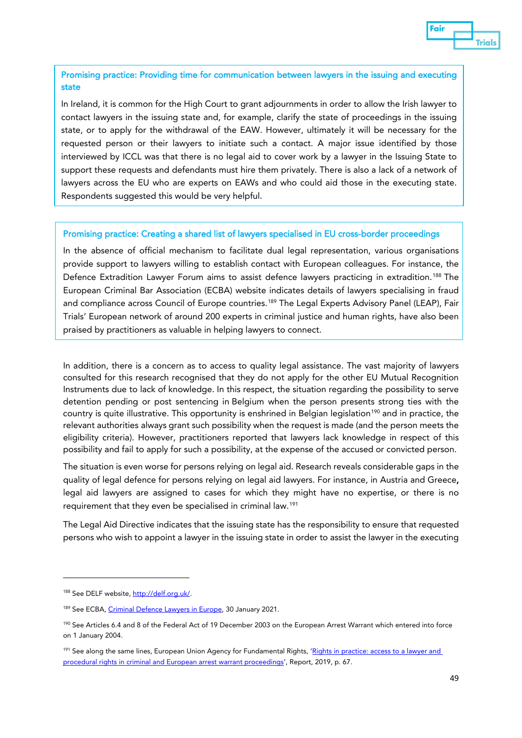**Promising practice: Providing time for communication between lawyers in the issuing and executing state**

In Ireland, it is common for the High Court to grant adjournments in order to allow the Irish lawyer to contact lawyers in the issuing state and, for example, clarify the state of proceedings in the issuing state, or to apply for the withdrawal of the EAW. However, ultimately it will be necessary for the requested person or their lawyers to initiate such a contact. A major issue identified by those interviewed by ICCL was that there is no legal aid to cover work by a lawyer in the Issuing State to support these requests and defendants must hire them privately. There is also a lack of a network of lawyers across the EU who are experts on EAWs and who could aid those in the executing state. Respondents suggested this would be very helpful.

**Promising practice: Creating a shared list of lawyers specialised in EU cross-border proceedings**

In the absence of official mechanism to facilitate dual legal representation, various organisations provide support to lawyers willing to establish contact with European colleagues. For instance, the Defence Extradition Lawyer Forum aims to assist defence lawyers practicing in extradition.[188] The European Criminal Bar Association (ECBA) website indicates details of lawyers specialising in fraud and compliance across Council of Europe countries.[189] The Legal Experts Advisory Panel (LEAP), Fair Trials' European network of around 200 experts in criminal justice and human rights, have also been praised by practitioners as valuable in helping lawyers to connect.

In addition, there is a concern as to access to quality legal assistance. The vast majority of lawyers consulted for this research recognised that they do not apply for the other EU Mutual Recognition Instruments due to lack of knowledge. In this respect, the situation regarding the possibility to serve detention pending or post sentencing in Belgium when the person presents strong ties with the country is quite illustrative. This opportunity is enshrined in Belgian legislation[190] and in practice, the relevant authorities always grant such possibility when the request is made (and the person meets the eligibility criteria). However, practitioners reported that lawyers lack knowledge in respect of this possibility and fail to apply for such a possibility, at the expense of the accused or convicted person.

The situation is even worse for persons relying on legal aid. Research reveals considerable gaps in the quality of legal defence for persons relying on legal aid lawyers. For instance, in Austria and Greece**,** legal aid lawyers are assigned to cases for which they might have no expertise, or there is no requirement that they even be specialised in criminal law.[191]

The Legal Aid Directive indicates that the issuing state has the responsibility to ensure that requested persons who wish to appoint a lawyer in the issuing state in order to assist the lawyer in the executing

---

[188] See DELF website, http://delf.org.uk/.

[189] See ECBA, Criminal Defence Lawyers in Europe, 30 January 2021.

[190] See Articles 6.4 and 8 of the Federal Act of 19 December 2003 on the European Arrest Warrant which entered into force on 1 January 2004.

[191] See along the same lines, European Union Agency for Fundamental Rights, 'Rights in practice: access to a lawyer and procedural rights in criminal and European arrest warrant proceedings', Report, 2019, p. 67.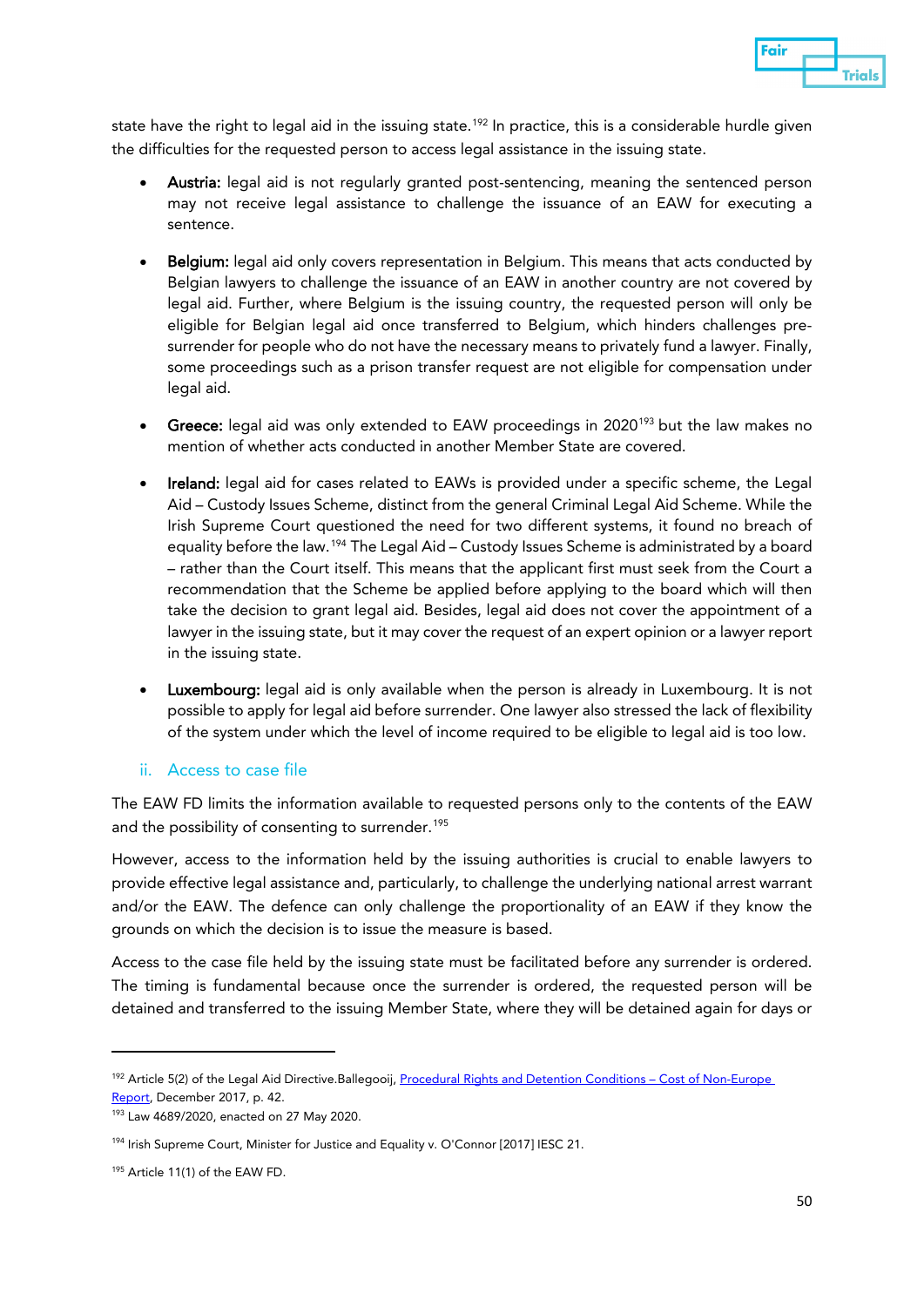state have the right to legal aid in the issuing state.[192] In practice, this is a considerable hurdle given the difficulties for the requested person to access legal assistance in the issuing state.

- **Austria:** legal aid is not regularly granted post-sentencing, meaning the sentenced person may not receive legal assistance to challenge the issuance of an EAW for executing a sentence.

- **Belgium:** legal aid only covers representation in Belgium. This means that acts conducted by Belgian lawyers to challenge the issuance of an EAW in another country are not covered by legal aid. Further, where Belgium is the issuing country, the requested person will only be eligible for Belgian legal aid once transferred to Belgium, which hinders challenges pre-surrender for people who do not have the necessary means to privately fund a lawyer. Finally, some proceedings such as a prison transfer request are not eligible for compensation under legal aid.

- **Greece:** legal aid was only extended to EAW proceedings in 2020[193] but the law makes no mention of whether acts conducted in another Member State are covered.

- **Ireland:** legal aid for cases related to EAWs is provided under a specific scheme, the Legal Aid – Custody Issues Scheme, distinct from the general Criminal Legal Aid Scheme. While the Irish Supreme Court questioned the need for two different systems, it found no breach of equality before the law.[194] The Legal Aid – Custody Issues Scheme is administrated by a board – rather than the Court itself. This means that the applicant first must seek from the Court a recommendation that the Scheme be applied before applying to the board which will then take the decision to grant legal aid. Besides, legal aid does not cover the appointment of a lawyer in the issuing state, but it may cover the request of an expert opinion or a lawyer report in the issuing state.

- **Luxembourg:** legal aid is only available when the person is already in Luxembourg. It is not possible to apply for legal aid before surrender. One lawyer also stressed the lack of flexibility of the system under which the level of income required to be eligible to legal aid is too low.

### ii. Access to case file

The EAW FD limits the information available to requested persons only to the contents of the EAW and the possibility of consenting to surrender.[195]

However, access to the information held by the issuing authorities is crucial to enable lawyers to provide effective legal assistance and, particularly, to challenge the underlying national arrest warrant and/or the EAW. The defence can only challenge the proportionality of an EAW if they know the grounds on which the decision is to issue the measure is based.

Access to the case file held by the issuing state must be facilitated before any surrender is ordered. The timing is fundamental because once the surrender is ordered, the requested person will be detained and transferred to the issuing Member State, where they will be detained again for days or

---

[192] Article 5(2) of the Legal Aid Directive.Ballegooij, Procedural Rights and Detention Conditions – Cost of Non-Europe Report, December 2017, p. 42.

[193] Law 4689/2020, enacted on 27 May 2020.

[194] Irish Supreme Court, Minister for Justice and Equality v. O'Connor [2017] IESC 21.

[195] Article 11(1) of the EAW FD.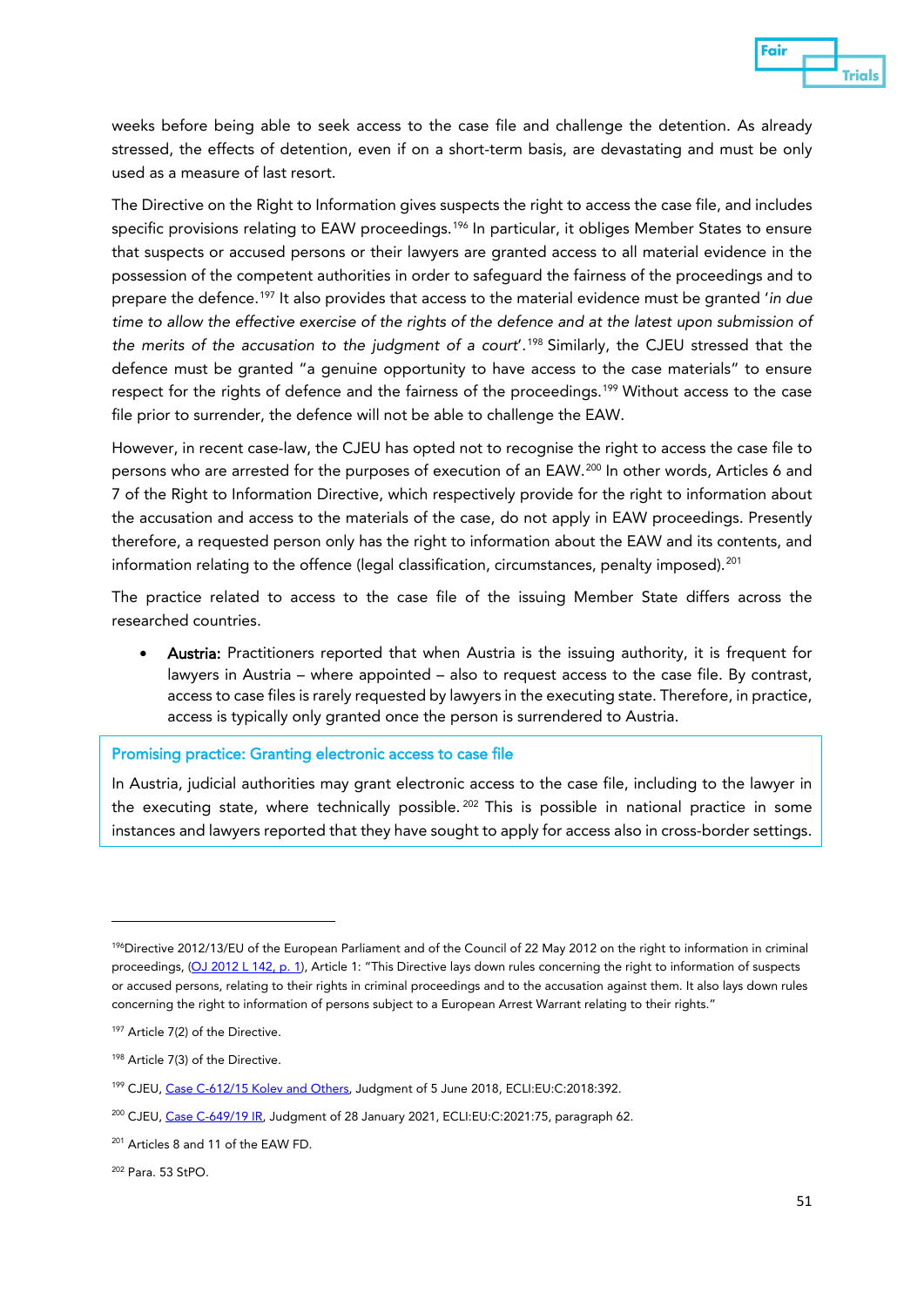weeks before being able to seek access to the case file and challenge the detention. As already stressed, the effects of detention, even if on a short-term basis, are devastating and must be only used as a measure of last resort.

The Directive on the Right to Information gives suspects the right to access the case file, and includes specific provisions relating to EAW proceedings.[196] In particular, it obliges Member States to ensure that suspects or accused persons or their lawyers are granted access to all material evidence in the possession of the competent authorities in order to safeguard the fairness of the proceedings and to prepare the defence.[197] It also provides that access to the material evidence must be granted '*in due time to allow the effective exercise of the rights of the defence and at the latest upon submission of the merits of the accusation to the judgment of a court*'.[198] Similarly, the CJEU stressed that the defence must be granted "a genuine opportunity to have access to the case materials" to ensure respect for the rights of defence and the fairness of the proceedings.[199] Without access to the case file prior to surrender, the defence will not be able to challenge the EAW.

However, in recent case-law, the CJEU has opted not to recognise the right to access the case file to persons who are arrested for the purposes of execution of an EAW.[200] In other words, Articles 6 and 7 of the Right to Information Directive, which respectively provide for the right to information about the accusation and access to the materials of the case, do not apply in EAW proceedings. Presently therefore, a requested person only has the right to information about the EAW and its contents, and information relating to the offence (legal classification, circumstances, penalty imposed).[201]

The practice related to access to the case file of the issuing Member State differs across the researched countries.

- **Austria:** Practitioners reported that when Austria is the issuing authority, it is frequent for lawyers in Austria – where appointed – also to request access to the case file. By contrast, access to case files is rarely requested by lawyers in the executing state. Therefore, in practice, access is typically only granted once the person is surrendered to Austria.

**Promising practice: Granting electronic access to case file**

In Austria, judicial authorities may grant electronic access to the case file, including to the lawyer in the executing state, where technically possible.[202] This is possible in national practice in some instances and lawyers reported that they have sought to apply for access also in cross-border settings.

---

[196] Directive 2012/13/EU of the European Parliament and of the Council of 22 May 2012 on the right to information in criminal proceedings, (OJ 2012 L 142, p. 1), Article 1: "This Directive lays down rules concerning the right to information of suspects or accused persons, relating to their rights in criminal proceedings and to the accusation against them. It also lays down rules concerning the right to information of persons subject to a European Arrest Warrant relating to their rights."

[197] Article 7(2) of the Directive.

[198] Article 7(3) of the Directive.

[199] CJEU, Case C-612/15 Kolev and Others, Judgment of 5 June 2018, ECLI:EU:C:2018:392.

[200] CJEU, Case C-649/19 IR, Judgment of 28 January 2021, ECLI:EU:C:2021:75, paragraph 62.

[201] Articles 8 and 11 of the EAW FD.

[202] Para. 53 StPO.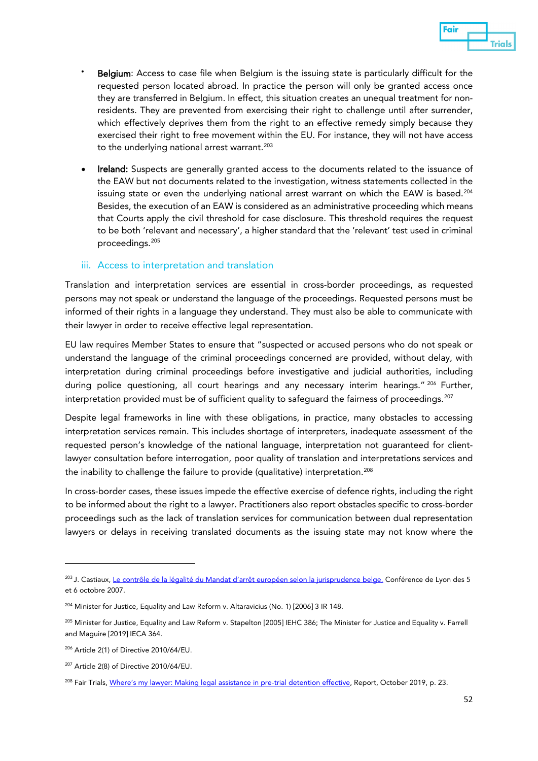- **Belgium**: Access to case file when Belgium is the issuing state is particularly difficult for the requested person located abroad. In practice the person will only be granted access once they are transferred in Belgium. In effect, this situation creates an unequal treatment for non-residents. They are prevented from exercising their right to challenge until after surrender, which effectively deprives them from the right to an effective remedy simply because they exercised their right to free movement within the EU. For instance, they will not have access to the underlying national arrest warrant.[203]

- **Ireland:** Suspects are generally granted access to the documents related to the issuance of the EAW but not documents related to the investigation, witness statements collected in the issuing state or even the underlying national arrest warrant on which the EAW is based.[204] Besides, the execution of an EAW is considered as an administrative proceeding which means that Courts apply the civil threshold for case disclosure. This threshold requires the request to be both 'relevant and necessary', a higher standard that the 'relevant' test used in criminal proceedings.[205]

### iii. Access to interpretation and translation

Translation and interpretation services are essential in cross-border proceedings, as requested persons may not speak or understand the language of the proceedings. Requested persons must be informed of their rights in a language they understand. They must also be able to communicate with their lawyer in order to receive effective legal representation.

EU law requires Member States to ensure that "suspected or accused persons who do not speak or understand the language of the criminal proceedings concerned are provided, without delay, with interpretation during criminal proceedings before investigative and judicial authorities, including during police questioning, all court hearings and any necessary interim hearings." [206] Further, interpretation provided must be of sufficient quality to safeguard the fairness of proceedings.[207]

Despite legal frameworks in line with these obligations, in practice, many obstacles to accessing interpretation services remain. This includes shortage of interpreters, inadequate assessment of the requested person's knowledge of the national language, interpretation not guaranteed for client-lawyer consultation before interrogation, poor quality of translation and interpretations services and the inability to challenge the failure to provide (qualitative) interpretation.[208]

In cross-border cases, these issues impede the effective exercise of defence rights, including the right to be informed about the right to a lawyer. Practitioners also report obstacles specific to cross-border proceedings such as the lack of translation services for communication between dual representation lawyers or delays in receiving translated documents as the issuing state may not know where the

---

[203] J. Castiaux, Le contrôle de la légalité du Mandat d'arrêt européen selon la jurisprudence belge, Conférence de Lyon des 5 et 6 octobre 2007.

[204] Minister for Justice, Equality and Law Reform v. Altaravicius (No. 1) [2006] 3 IR 148.

[205] Minister for Justice, Equality and Law Reform v. Stapelton [2005] IEHC 386; The Minister for Justice and Equality v. Farrell and Maguire [2019] IECA 364.

[206] Article 2(1) of Directive 2010/64/EU.

[207] Article 2(8) of Directive 2010/64/EU.

[208] Fair Trials, Where's my lawyer: Making legal assistance in pre-trial detention effective, Report, October 2019, p. 23.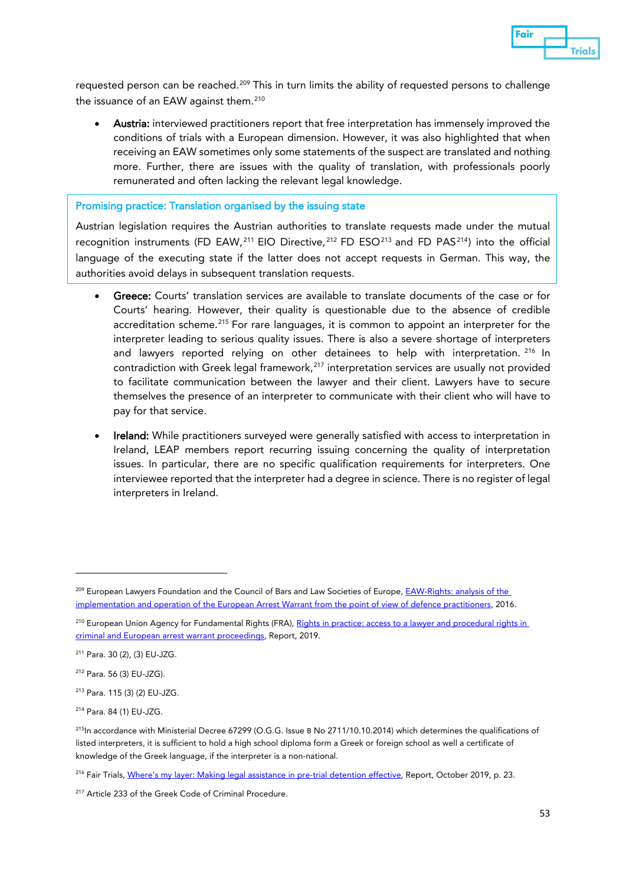requested person can be reached.[209] This in turn limits the ability of requested persons to challenge the issuance of an EAW against them.[210]

- **Austria:** interviewed practitioners report that free interpretation has immensely improved the conditions of trials with a European dimension. However, it was also highlighted that when receiving an EAW sometimes only some statements of the suspect are translated and nothing more. Further, there are issues with the quality of translation, with professionals poorly remunerated and often lacking the relevant legal knowledge.

> **Promising practice: Translation organised by the issuing state**
>
> Austrian legislation requires the Austrian authorities to translate requests made under the mutual recognition instruments (FD EAW,[211] EIO Directive,[212] FD ESO[213] and FD PAS[214]) into the official language of the executing state if the latter does not accept requests in German. This way, the authorities avoid delays in subsequent translation requests.

- **Greece:** Courts' translation services are available to translate documents of the case or for Courts' hearing. However, their quality is questionable due to the absence of credible accreditation scheme.[215] For rare languages, it is common to appoint an interpreter for the interpreter leading to serious quality issues. There is also a severe shortage of interpreters and lawyers reported relying on other detainees to help with interpretation.[216] In contradiction with Greek legal framework,[217] interpretation services are usually not provided to facilitate communication between the lawyer and their client. Lawyers have to secure themselves the presence of an interpreter to communicate with their client who will have to pay for that service.

- **Ireland:** While practitioners surveyed were generally satisfied with access to interpretation in Ireland, LEAP members report recurring issuing concerning the quality of interpretation issues. In particular, there are no specific qualification requirements for interpreters. One interviewee reported that the interpreter had a degree in science. There is no register of legal interpreters in Ireland.

---

[209] European Lawyers Foundation and the Council of Bars and Law Societies of Europe, EAW-Rights: analysis of the implementation and operation of the European Arrest Warrant from the point of view of defence practitioners, 2016.

[210] European Union Agency for Fundamental Rights (FRA), Rights in practice: access to a lawyer and procedural rights in criminal and European arrest warrant proceedings, Report, 2019.

[211] Para. 30 (2), (3) EU-JZG.

[212] Para. 56 (3) EU-JZG).

[213] Para. 115 (3) (2) EU-JZG.

[214] Para. 84 (1) EU-JZG.

[215] In accordance with Ministerial Decree 67299 (O.G.G. Issue B No 2711/10.10.2014) which determines the qualifications of listed interpreters, it is sufficient to hold a high school diploma form a Greek or foreign school as well a certificate of knowledge of the Greek language, if the interpreter is a non-national.

[216] Fair Trials, Where's my layer: Making legal assistance in pre-trial detention effective, Report, October 2019, p. 23.

[217] Article 233 of the Greek Code of Criminal Procedure.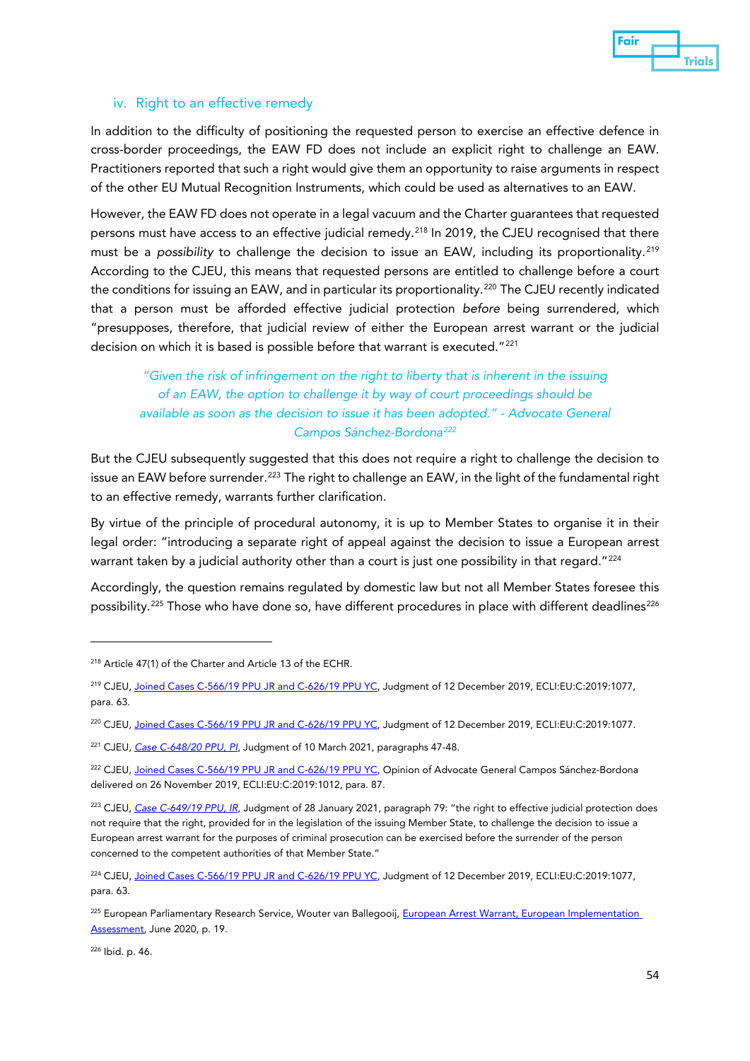### iv. Right to an effective remedy

In addition to the difficulty of positioning the requested person to exercise an effective defence in cross-border proceedings, the EAW FD does not include an explicit right to challenge an EAW. Practitioners reported that such a right would give them an opportunity to raise arguments in respect of the other EU Mutual Recognition Instruments, which could be used as alternatives to an EAW.

However, the EAW FD does not operate in a legal vacuum and the Charter guarantees that requested persons must have access to an effective judicial remedy.[218] In 2019, the CJEU recognised that there must be a *possibility* to challenge the decision to issue an EAW, including its proportionality.[219] According to the CJEU, this means that requested persons are entitled to challenge before a court the conditions for issuing an EAW, and in particular its proportionality.[220] The CJEU recently indicated that a person must be afforded effective judicial protection *before* being surrendered, which "presupposes, therefore, that judicial review of either the European arrest warrant or the judicial decision on which it is based is possible before that warrant is executed."[221]

> *"Given the risk of infringement on the right to liberty that is inherent in the issuing of an EAW, the option to challenge it by way of court proceedings should be available as soon as the decision to issue it has been adopted." - Advocate General Campos Sánchez-Bordona[222]*

But the CJEU subsequently suggested that this does not require a right to challenge the decision to issue an EAW before surrender.[223] The right to challenge an EAW, in the light of the fundamental right to an effective remedy, warrants further clarification.

By virtue of the principle of procedural autonomy, it is up to Member States to organise it in their legal order: "introducing a separate right of appeal against the decision to issue a European arrest warrant taken by a judicial authority other than a court is just one possibility in that regard."[224]

Accordingly, the question remains regulated by domestic law but not all Member States foresee this possibility.[225] Those who have done so, have different procedures in place with different deadlines[226]

---

[218] Article 47(1) of the Charter and Article 13 of the ECHR.

[219] CJEU, Joined Cases C-566/19 PPU JR and C-626/19 PPU YC, Judgment of 12 December 2019, ECLI:EU:C:2019:1077, para. 63.

[220] CJEU, Joined Cases C-566/19 PPU JR and C-626/19 PPU YC, Judgment of 12 December 2019, ECLI:EU:C:2019:1077.

[221] CJEU, *Case C-648/20 PPU, PI*, Judgment of 10 March 2021, paragraphs 47-48.

[222] CJEU, Joined Cases C-566/19 PPU JR and C-626/19 PPU YC, Opinion of Advocate General Campos Sánchez-Bordona delivered on 26 November 2019, ECLI:EU:C:2019:1012, para. 87.

[223] CJEU, *Case C-649/19 PPU, IR*, Judgment of 28 January 2021, paragraph 79: "the right to effective judicial protection does not require that the right, provided for in the legislation of the issuing Member State, to challenge the decision to issue a European arrest warrant for the purposes of criminal prosecution can be exercised before the surrender of the person concerned to the competent authorities of that Member State."

[224] CJEU, Joined Cases C-566/19 PPU JR and C-626/19 PPU YC, Judgment of 12 December 2019, ECLI:EU:C:2019:1077, para. 63.

[225] European Parliamentary Research Service, Wouter van Ballegooij, European Arrest Warrant, European Implementation Assessment, June 2020, p. 19.

[226] Ibid. p. 46.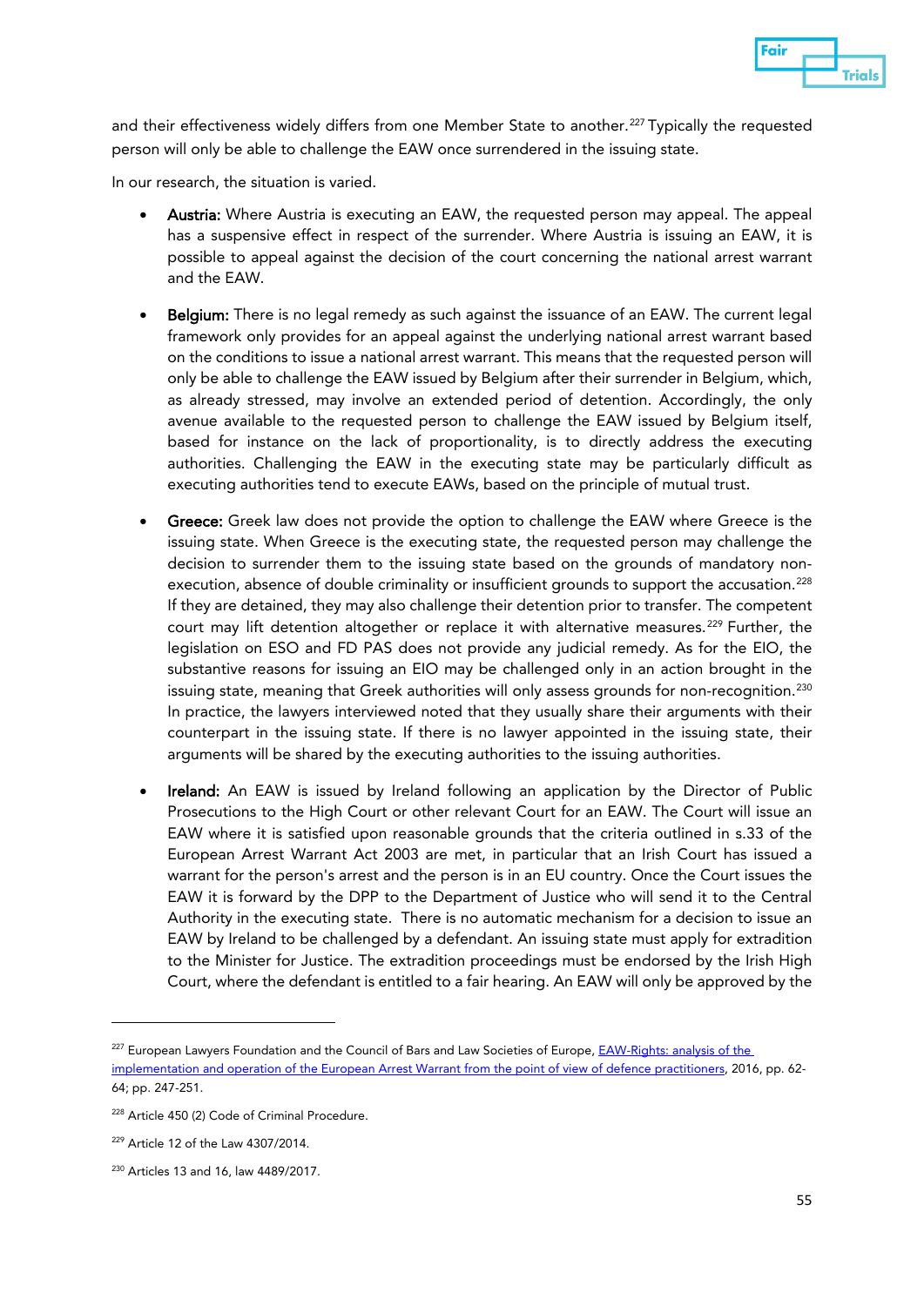and their effectiveness widely differs from one Member State to another.[227] Typically the requested person will only be able to challenge the EAW once surrendered in the issuing state.

In our research, the situation is varied.

- Austria: Where Austria is executing an EAW, the requested person may appeal. The appeal has a suspensive effect in respect of the surrender. Where Austria is issuing an EAW, it is possible to appeal against the decision of the court concerning the national arrest warrant and the EAW.

- Belgium: There is no legal remedy as such against the issuance of an EAW. The current legal framework only provides for an appeal against the underlying national arrest warrant based on the conditions to issue a national arrest warrant. This means that the requested person will only be able to challenge the EAW issued by Belgium after their surrender in Belgium, which, as already stressed, may involve an extended period of detention. Accordingly, the only avenue available to the requested person to challenge the EAW issued by Belgium itself, based for instance on the lack of proportionality, is to directly address the executing authorities. Challenging the EAW in the executing state may be particularly difficult as executing authorities tend to execute EAWs, based on the principle of mutual trust.

- Greece: Greek law does not provide the option to challenge the EAW where Greece is the issuing state. When Greece is the executing state, the requested person may challenge the decision to surrender them to the issuing state based on the grounds of mandatory non-execution, absence of double criminality or insufficient grounds to support the accusation.[228] If they are detained, they may also challenge their detention prior to transfer. The competent court may lift detention altogether or replace it with alternative measures.[229] Further, the legislation on ESO and FD PAS does not provide any judicial remedy. As for the EIO, the substantive reasons for issuing an EIO may be challenged only in an action brought in the issuing state, meaning that Greek authorities will only assess grounds for non-recognition.[230] In practice, the lawyers interviewed noted that they usually share their arguments with their counterpart in the issuing state. If there is no lawyer appointed in the issuing state, their arguments will be shared by the executing authorities to the issuing authorities.

- Ireland: An EAW is issued by Ireland following an application by the Director of Public Prosecutions to the High Court or other relevant Court for an EAW. The Court will issue an EAW where it is satisfied upon reasonable grounds that the criteria outlined in s.33 of the European Arrest Warrant Act 2003 are met, in particular that an Irish Court has issued a warrant for the person's arrest and the person is in an EU country. Once the Court issues the EAW it is forward by the DPP to the Department of Justice who will send it to the Central Authority in the executing state. There is no automatic mechanism for a decision to issue an EAW by Ireland to be challenged by a defendant. An issuing state must apply for extradition to the Minister for Justice. The extradition proceedings must be endorsed by the Irish High Court, where the defendant is entitled to a fair hearing. An EAW will only be approved by the

---

[227] European Lawyers Foundation and the Council of Bars and Law Societies of Europe, EAW-Rights: analysis of the implementation and operation of the European Arrest Warrant from the point of view of defence practitioners, 2016, pp. 62-64; pp. 247-251.

[228] Article 450 (2) Code of Criminal Procedure.

[229] Article 12 of the Law 4307/2014.

[230] Articles 13 and 16, law 4489/2017.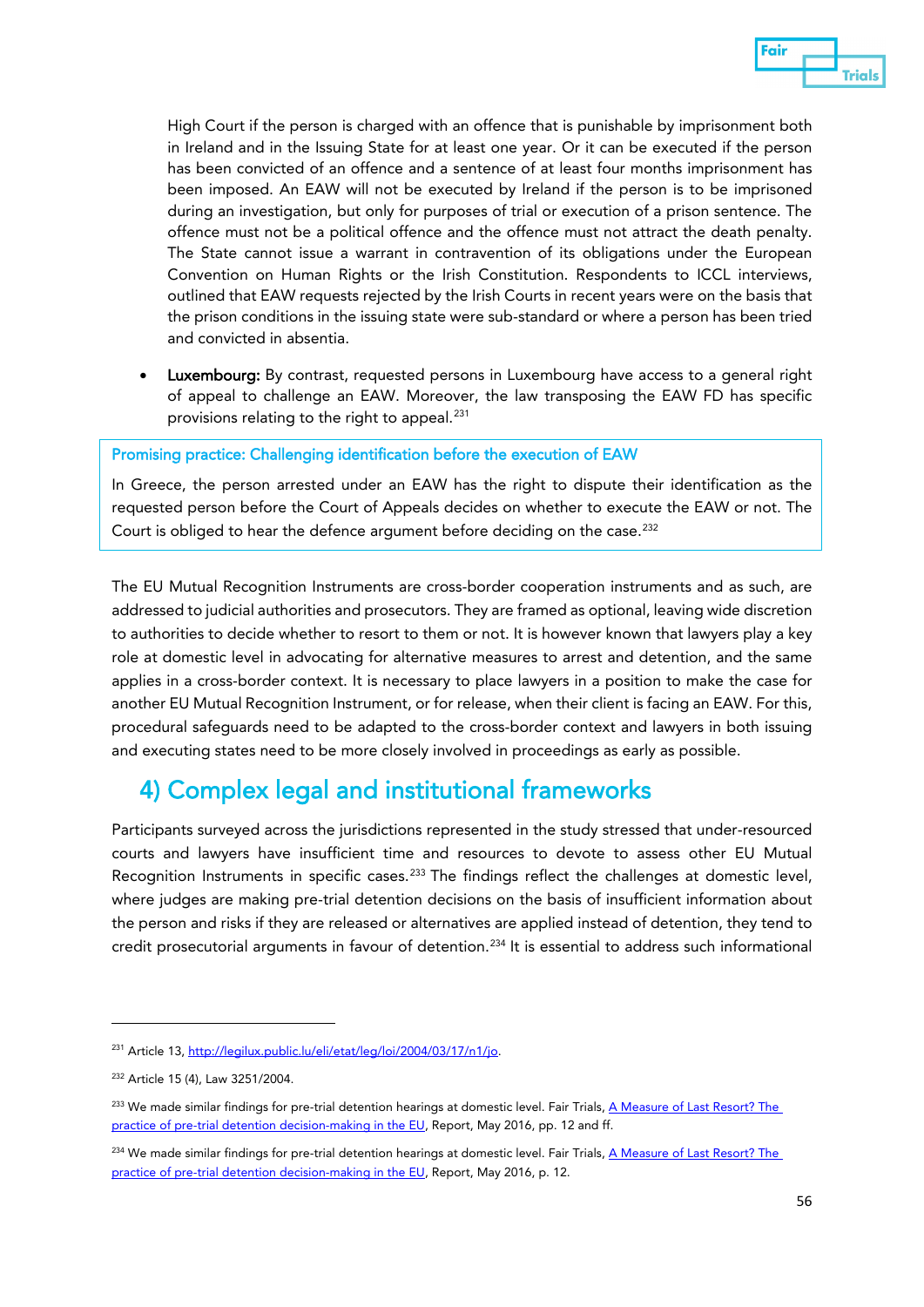High Court if the person is charged with an offence that is punishable by imprisonment both in Ireland and in the Issuing State for at least one year. Or it can be executed if the person has been convicted of an offence and a sentence of at least four months imprisonment has been imposed. An EAW will not be executed by Ireland if the person is to be imprisoned during an investigation, but only for purposes of trial or execution of a prison sentence. The offence must not be a political offence and the offence must not attract the death penalty. The State cannot issue a warrant in contravention of its obligations under the European Convention on Human Rights or the Irish Constitution. Respondents to ICCL interviews, outlined that EAW requests rejected by the Irish Courts in recent years were on the basis that the prison conditions in the issuing state were sub-standard or where a person has been tried and convicted in absentia.

- **Luxembourg:** By contrast, requested persons in Luxembourg have access to a general right of appeal to challenge an EAW. Moreover, the law transposing the EAW FD has specific provisions relating to the right to appeal.[231]

> **Promising practice: Challenging identification before the execution of EAW**
>
> In Greece, the person arrested under an EAW has the right to dispute their identification as the requested person before the Court of Appeals decides on whether to execute the EAW or not. The Court is obliged to hear the defence argument before deciding on the case.[232]

The EU Mutual Recognition Instruments are cross-border cooperation instruments and as such, are addressed to judicial authorities and prosecutors. They are framed as optional, leaving wide discretion to authorities to decide whether to resort to them or not. It is however known that lawyers play a key role at domestic level in advocating for alternative measures to arrest and detention, and the same applies in a cross-border context. It is necessary to place lawyers in a position to make the case for another EU Mutual Recognition Instrument, or for release, when their client is facing an EAW. For this, procedural safeguards need to be adapted to the cross-border context and lawyers in both issuing and executing states need to be more closely involved in proceedings as early as possible.

## 4) Complex legal and institutional frameworks

Participants surveyed across the jurisdictions represented in the study stressed that under-resourced courts and lawyers have insufficient time and resources to devote to assess other EU Mutual Recognition Instruments in specific cases.[233] The findings reflect the challenges at domestic level, where judges are making pre-trial detention decisions on the basis of insufficient information about the person and risks if they are released or alternatives are applied instead of detention, they tend to credit prosecutorial arguments in favour of detention.[234] It is essential to address such informational

---

[231] Article 13, http://legilux.public.lu/eli/etat/leg/loi/2004/03/17/n1/jo.

[232] Article 15 (4), Law 3251/2004.

[233] We made similar findings for pre-trial detention hearings at domestic level. Fair Trials, A Measure of Last Resort? The practice of pre-trial detention decision-making in the EU, Report, May 2016, pp. 12 and ff.

[234] We made similar findings for pre-trial detention hearings at domestic level. Fair Trials, A Measure of Last Resort? The practice of pre-trial detention decision-making in the EU, Report, May 2016, p. 12.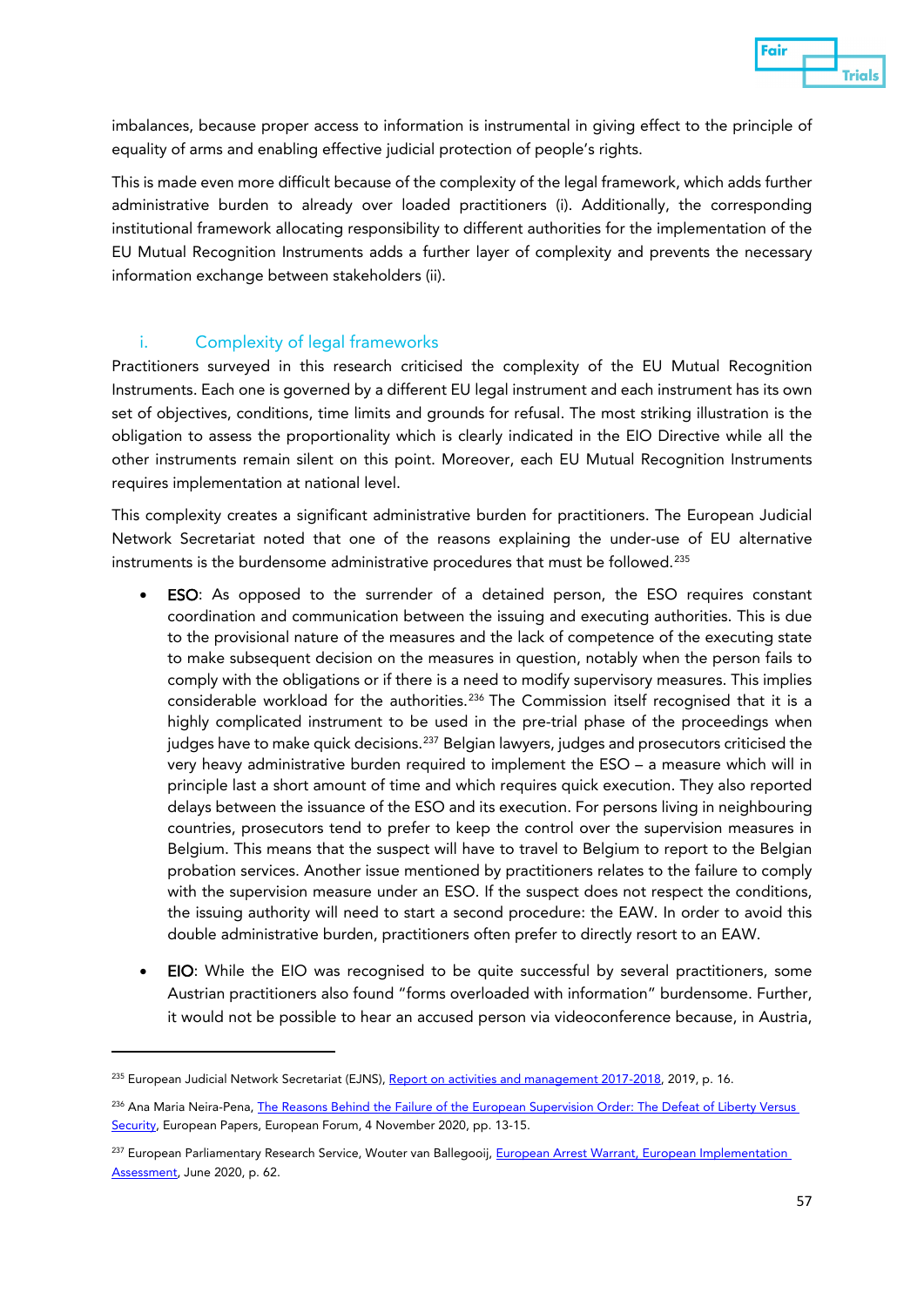imbalances, because proper access to information is instrumental in giving effect to the principle of equality of arms and enabling effective judicial protection of people's rights.

This is made even more difficult because of the complexity of the legal framework, which adds further administrative burden to already over loaded practitioners (i). Additionally, the corresponding institutional framework allocating responsibility to different authorities for the implementation of the EU Mutual Recognition Instruments adds a further layer of complexity and prevents the necessary information exchange between stakeholders (ii).

### i. Complexity of legal frameworks

Practitioners surveyed in this research criticised the complexity of the EU Mutual Recognition Instruments. Each one is governed by a different EU legal instrument and each instrument has its own set of objectives, conditions, time limits and grounds for refusal. The most striking illustration is the obligation to assess the proportionality which is clearly indicated in the EIO Directive while all the other instruments remain silent on this point. Moreover, each EU Mutual Recognition Instruments requires implementation at national level.

This complexity creates a significant administrative burden for practitioners. The European Judicial Network Secretariat noted that one of the reasons explaining the under-use of EU alternative instruments is the burdensome administrative procedures that must be followed.[235]

- **ESO**: As opposed to the surrender of a detained person, the ESO requires constant coordination and communication between the issuing and executing authorities. This is due to the provisional nature of the measures and the lack of competence of the executing state to make subsequent decision on the measures in question, notably when the person fails to comply with the obligations or if there is a need to modify supervisory measures. This implies considerable workload for the authorities.[236] The Commission itself recognised that it is a highly complicated instrument to be used in the pre-trial phase of the proceedings when judges have to make quick decisions.[237] Belgian lawyers, judges and prosecutors criticised the very heavy administrative burden required to implement the ESO – a measure which will in principle last a short amount of time and which requires quick execution. They also reported delays between the issuance of the ESO and its execution. For persons living in neighbouring countries, prosecutors tend to prefer to keep the control over the supervision measures in Belgium. This means that the suspect will have to travel to Belgium to report to the Belgian probation services. Another issue mentioned by practitioners relates to the failure to comply with the supervision measure under an ESO. If the suspect does not respect the conditions, the issuing authority will need to start a second procedure: the EAW. In order to avoid this double administrative burden, practitioners often prefer to directly resort to an EAW.

- **EIO**: While the EIO was recognised to be quite successful by several practitioners, some Austrian practitioners also found "forms overloaded with information" burdensome. Further, it would not be possible to hear an accused person via videoconference because, in Austria,

---

[235] European Judicial Network Secretariat (EJNS), Report on activities and management 2017-2018, 2019, p. 16.

[236] Ana Maria Neira-Pena, The Reasons Behind the Failure of the European Supervision Order: The Defeat of Liberty Versus Security, European Papers, European Forum, 4 November 2020, pp. 13-15.

[237] European Parliamentary Research Service, Wouter van Ballegooij, European Arrest Warrant, European Implementation Assessment, June 2020, p. 62.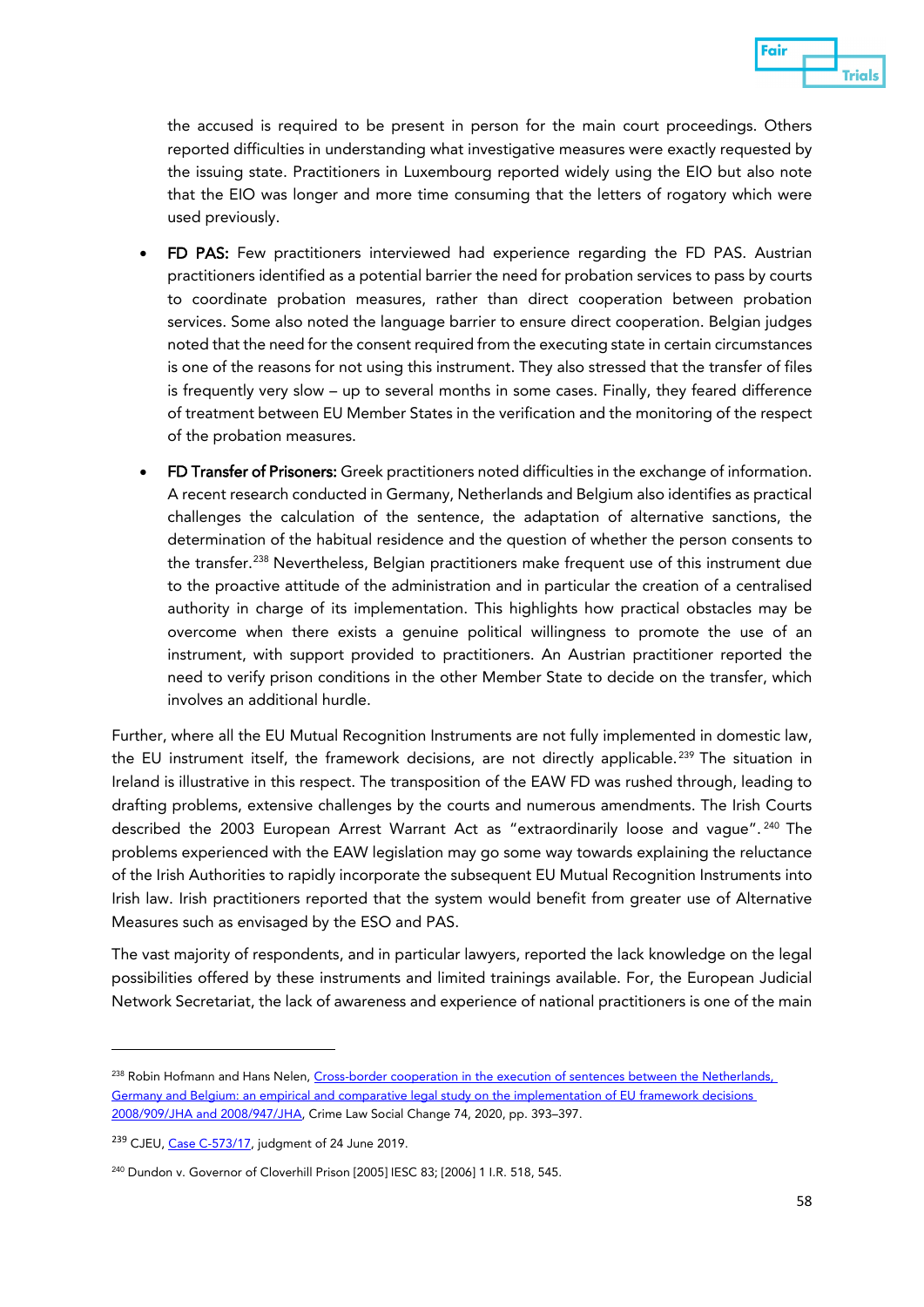the accused is required to be present in person for the main court proceedings. Others reported difficulties in understanding what investigative measures were exactly requested by the issuing state. Practitioners in Luxembourg reported widely using the EIO but also note that the EIO was longer and more time consuming that the letters of rogatory which were used previously.

- **FD PAS:** Few practitioners interviewed had experience regarding the FD PAS. Austrian practitioners identified as a potential barrier the need for probation services to pass by courts to coordinate probation measures, rather than direct cooperation between probation services. Some also noted the language barrier to ensure direct cooperation. Belgian judges noted that the need for the consent required from the executing state in certain circumstances is one of the reasons for not using this instrument. They also stressed that the transfer of files is frequently very slow – up to several months in some cases. Finally, they feared difference of treatment between EU Member States in the verification and the monitoring of the respect of the probation measures.

- **FD Transfer of Prisoners:** Greek practitioners noted difficulties in the exchange of information. A recent research conducted in Germany, Netherlands and Belgium also identifies as practical challenges the calculation of the sentence, the adaptation of alternative sanctions, the determination of the habitual residence and the question of whether the person consents to the transfer.[238] Nevertheless, Belgian practitioners make frequent use of this instrument due to the proactive attitude of the administration and in particular the creation of a centralised authority in charge of its implementation. This highlights how practical obstacles may be overcome when there exists a genuine political willingness to promote the use of an instrument, with support provided to practitioners. An Austrian practitioner reported the need to verify prison conditions in the other Member State to decide on the transfer, which involves an additional hurdle.

Further, where all the EU Mutual Recognition Instruments are not fully implemented in domestic law, the EU instrument itself, the framework decisions, are not directly applicable.[239] The situation in Ireland is illustrative in this respect. The transposition of the EAW FD was rushed through, leading to drafting problems, extensive challenges by the courts and numerous amendments. The Irish Courts described the 2003 European Arrest Warrant Act as "extraordinarily loose and vague".[240] The problems experienced with the EAW legislation may go some way towards explaining the reluctance of the Irish Authorities to rapidly incorporate the subsequent EU Mutual Recognition Instruments into Irish law. Irish practitioners reported that the system would benefit from greater use of Alternative Measures such as envisaged by the ESO and PAS.

The vast majority of respondents, and in particular lawyers, reported the lack knowledge on the legal possibilities offered by these instruments and limited trainings available. For, the European Judicial Network Secretariat, the lack of awareness and experience of national practitioners is one of the main

---

[238] Robin Hofmann and Hans Nelen, Cross-border cooperation in the execution of sentences between the Netherlands, Germany and Belgium: an empirical and comparative legal study on the implementation of EU framework decisions 2008/909/JHA and 2008/947/JHA, Crime Law Social Change 74, 2020, pp. 393–397.

[239] CJEU, Case C-573/17, judgment of 24 June 2019.

[240] Dundon v. Governor of Cloverhill Prison [2005] IESC 83; [2006] 1 I.R. 518, 545.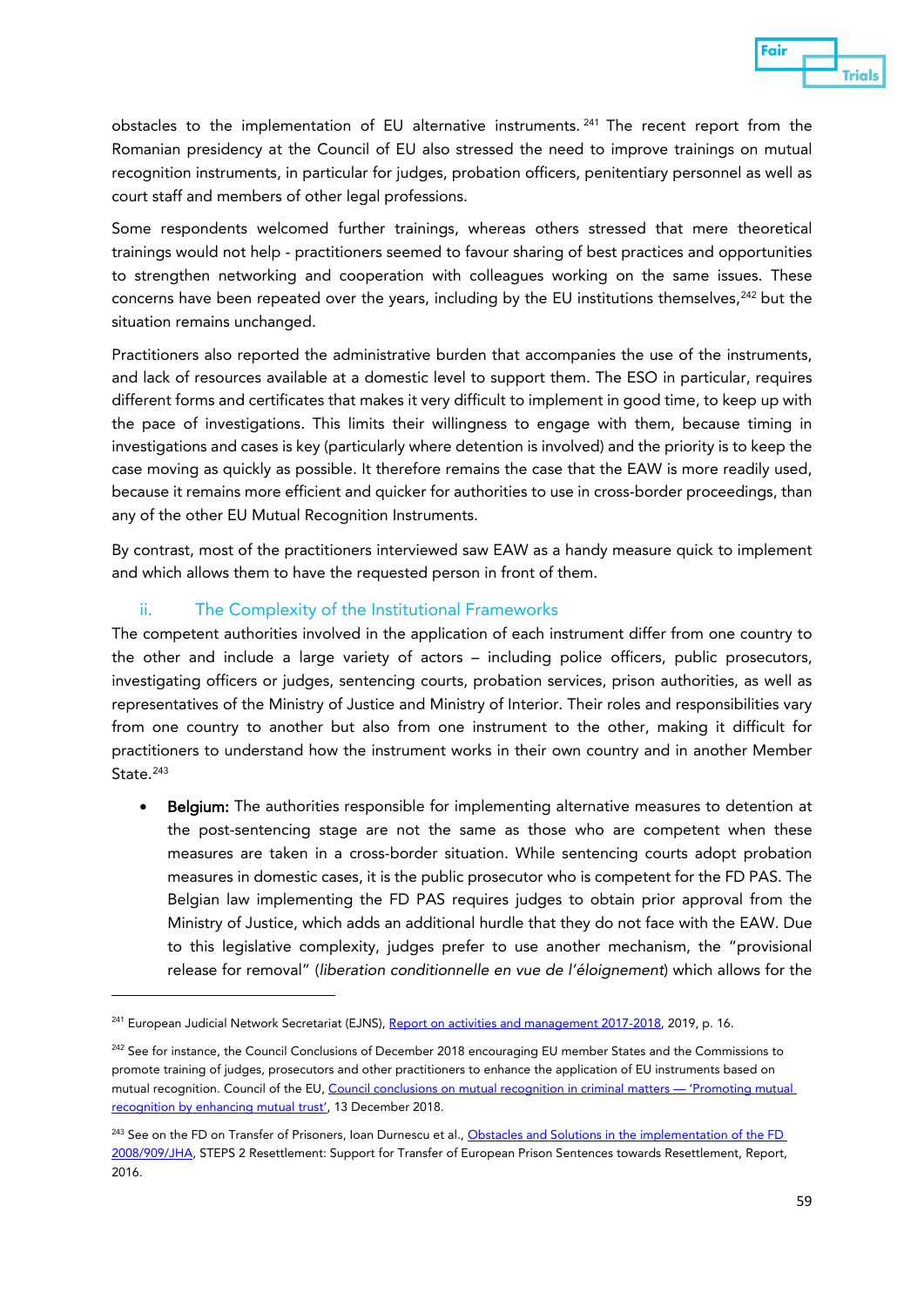obstacles to the implementation of EU alternative instruments.[241] The recent report from the Romanian presidency at the Council of EU also stressed the need to improve trainings on mutual recognition instruments, in particular for judges, probation officers, penitentiary personnel as well as court staff and members of other legal professions.

Some respondents welcomed further trainings, whereas others stressed that mere theoretical trainings would not help - practitioners seemed to favour sharing of best practices and opportunities to strengthen networking and cooperation with colleagues working on the same issues. These concerns have been repeated over the years, including by the EU institutions themselves,[242] but the situation remains unchanged.

Practitioners also reported the administrative burden that accompanies the use of the instruments, and lack of resources available at a domestic level to support them. The ESO in particular, requires different forms and certificates that makes it very difficult to implement in good time, to keep up with the pace of investigations. This limits their willingness to engage with them, because timing in investigations and cases is key (particularly where detention is involved) and the priority is to keep the case moving as quickly as possible. It therefore remains the case that the EAW is more readily used, because it remains more efficient and quicker for authorities to use in cross-border proceedings, than any of the other EU Mutual Recognition Instruments.

By contrast, most of the practitioners interviewed saw EAW as a handy measure quick to implement and which allows them to have the requested person in front of them.

### ii. The Complexity of the Institutional Frameworks

The competent authorities involved in the application of each instrument differ from one country to the other and include a large variety of actors – including police officers, public prosecutors, investigating officers or judges, sentencing courts, probation services, prison authorities, as well as representatives of the Ministry of Justice and Ministry of Interior. Their roles and responsibilities vary from one country to another but also from one instrument to the other, making it difficult for practitioners to understand how the instrument works in their own country and in another Member State.[243]

- **Belgium:** The authorities responsible for implementing alternative measures to detention at the post-sentencing stage are not the same as those who are competent when these measures are taken in a cross-border situation. While sentencing courts adopt probation measures in domestic cases, it is the public prosecutor who is competent for the FD PAS. The Belgian law implementing the FD PAS requires judges to obtain prior approval from the Ministry of Justice, which adds an additional hurdle that they do not face with the EAW. Due to this legislative complexity, judges prefer to use another mechanism, the "provisional release for removal" (*liberation conditionnelle en vue de l'éloignement*) which allows for the

---

[241] European Judicial Network Secretariat (EJNS), Report on activities and management 2017-2018, 2019, p. 16.

[242] See for instance, the Council Conclusions of December 2018 encouraging EU member States and the Commissions to promote training of judges, prosecutors and other practitioners to enhance the application of EU instruments based on mutual recognition. Council of the EU, Council conclusions on mutual recognition in criminal matters — 'Promoting mutual recognition by enhancing mutual trust', 13 December 2018.

[243] See on the FD on Transfer of Prisoners, Ioan Durnescu et al., Obstacles and Solutions in the implementation of the FD 2008/909/JHA, STEPS 2 Resettlement: Support for Transfer of European Prison Sentences towards Resettlement, Report, 2016.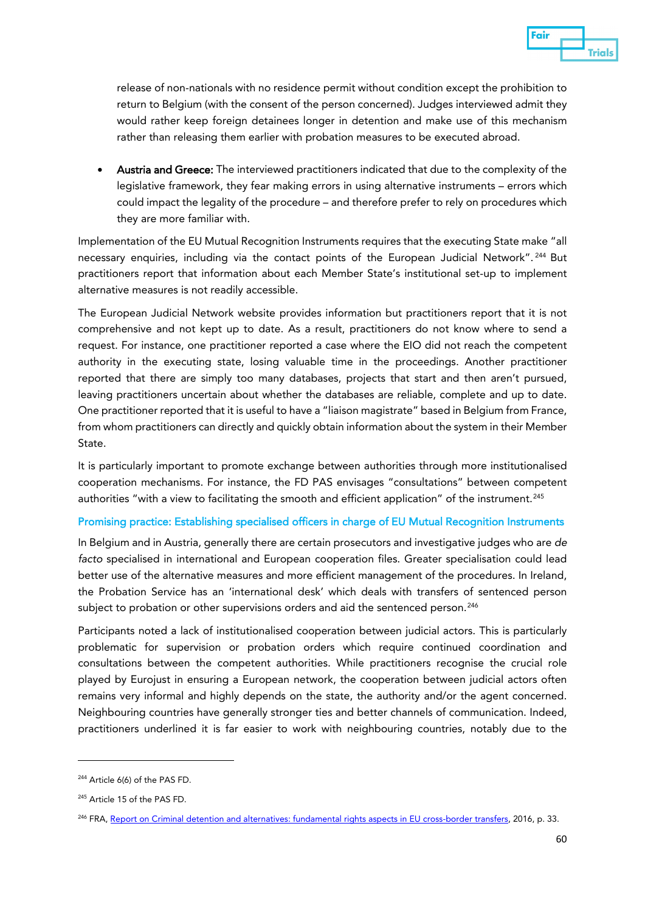release of non-nationals with no residence permit without condition except the prohibition to return to Belgium (with the consent of the person concerned). Judges interviewed admit they would rather keep foreign detainees longer in detention and make use of this mechanism rather than releasing them earlier with probation measures to be executed abroad.

- **Austria and Greece:** The interviewed practitioners indicated that due to the complexity of the legislative framework, they fear making errors in using alternative instruments – errors which could impact the legality of the procedure – and therefore prefer to rely on procedures which they are more familiar with.

Implementation of the EU Mutual Recognition Instruments requires that the executing State make "all necessary enquiries, including via the contact points of the European Judicial Network".[244] But practitioners report that information about each Member State's institutional set-up to implement alternative measures is not readily accessible.

The European Judicial Network website provides information but practitioners report that it is not comprehensive and not kept up to date. As a result, practitioners do not know where to send a request. For instance, one practitioner reported a case where the EIO did not reach the competent authority in the executing state, losing valuable time in the proceedings. Another practitioner reported that there are simply too many databases, projects that start and then aren't pursued, leaving practitioners uncertain about whether the databases are reliable, complete and up to date. One practitioner reported that it is useful to have a "liaison magistrate" based in Belgium from France, from whom practitioners can directly and quickly obtain information about the system in their Member State.

It is particularly important to promote exchange between authorities through more institutionalised cooperation mechanisms. For instance, the FD PAS envisages "consultations" between competent authorities "with a view to facilitating the smooth and efficient application" of the instrument.[245]

#### Promising practice: Establishing specialised officers in charge of EU Mutual Recognition Instruments

In Belgium and in Austria, generally there are certain prosecutors and investigative judges who are *de facto* specialised in international and European cooperation files. Greater specialisation could lead better use of the alternative measures and more efficient management of the procedures. In Ireland, the Probation Service has an 'international desk' which deals with transfers of sentenced person subject to probation or other supervisions orders and aid the sentenced person.[246]

Participants noted a lack of institutionalised cooperation between judicial actors. This is particularly problematic for supervision or probation orders which require continued coordination and consultations between the competent authorities. While practitioners recognise the crucial role played by Eurojust in ensuring a European network, the cooperation between judicial actors often remains very informal and highly depends on the state, the authority and/or the agent concerned. Neighbouring countries have generally stronger ties and better channels of communication. Indeed, practitioners underlined it is far easier to work with neighbouring countries, notably due to the

---

[244] Article 6(6) of the PAS FD.

[245] Article 15 of the PAS FD.

[246] FRA, [Report on Criminal detention and alternatives: fundamental rights aspects in EU cross-border transfers](), 2016, p. 33.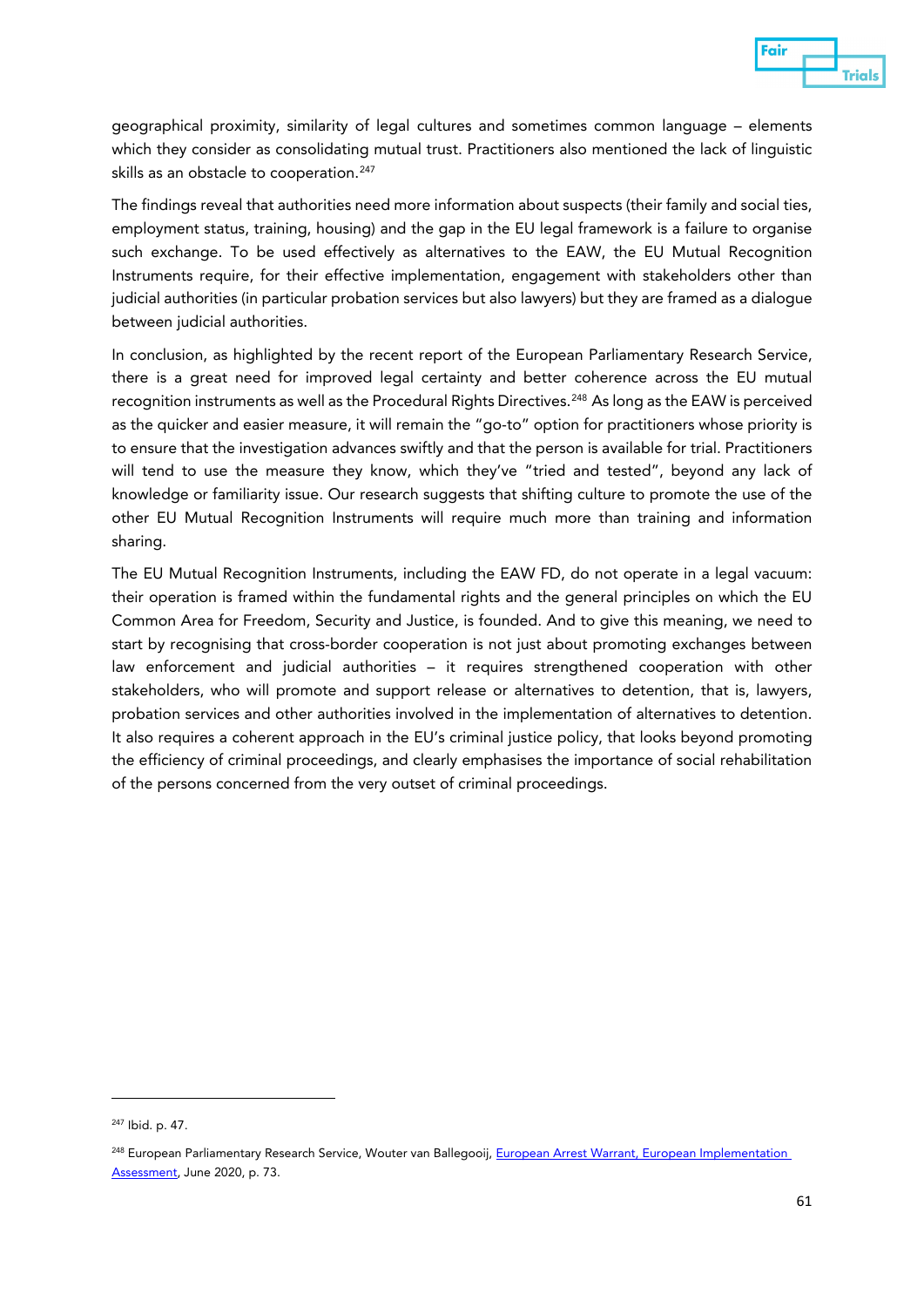geographical proximity, similarity of legal cultures and sometimes common language – elements which they consider as consolidating mutual trust. Practitioners also mentioned the lack of linguistic skills as an obstacle to cooperation.[247]

The findings reveal that authorities need more information about suspects (their family and social ties, employment status, training, housing) and the gap in the EU legal framework is a failure to organise such exchange. To be used effectively as alternatives to the EAW, the EU Mutual Recognition Instruments require, for their effective implementation, engagement with stakeholders other than judicial authorities (in particular probation services but also lawyers) but they are framed as a dialogue between judicial authorities.

In conclusion, as highlighted by the recent report of the European Parliamentary Research Service, there is a great need for improved legal certainty and better coherence across the EU mutual recognition instruments as well as the Procedural Rights Directives.[248] As long as the EAW is perceived as the quicker and easier measure, it will remain the "go-to" option for practitioners whose priority is to ensure that the investigation advances swiftly and that the person is available for trial. Practitioners will tend to use the measure they know, which they've "tried and tested", beyond any lack of knowledge or familiarity issue. Our research suggests that shifting culture to promote the use of the other EU Mutual Recognition Instruments will require much more than training and information sharing.

The EU Mutual Recognition Instruments, including the EAW FD, do not operate in a legal vacuum: their operation is framed within the fundamental rights and the general principles on which the EU Common Area for Freedom, Security and Justice, is founded. And to give this meaning, we need to start by recognising that cross-border cooperation is not just about promoting exchanges between law enforcement and judicial authorities – it requires strengthened cooperation with other stakeholders, who will promote and support release or alternatives to detention, that is, lawyers, probation services and other authorities involved in the implementation of alternatives to detention. It also requires a coherent approach in the EU's criminal justice policy, that looks beyond promoting the efficiency of criminal proceedings, and clearly emphasises the importance of social rehabilitation of the persons concerned from the very outset of criminal proceedings.

---

[247] Ibid. p. 47.

[248] European Parliamentary Research Service, Wouter van Ballegooij, European Arrest Warrant, European Implementation Assessment, June 2020, p. 73.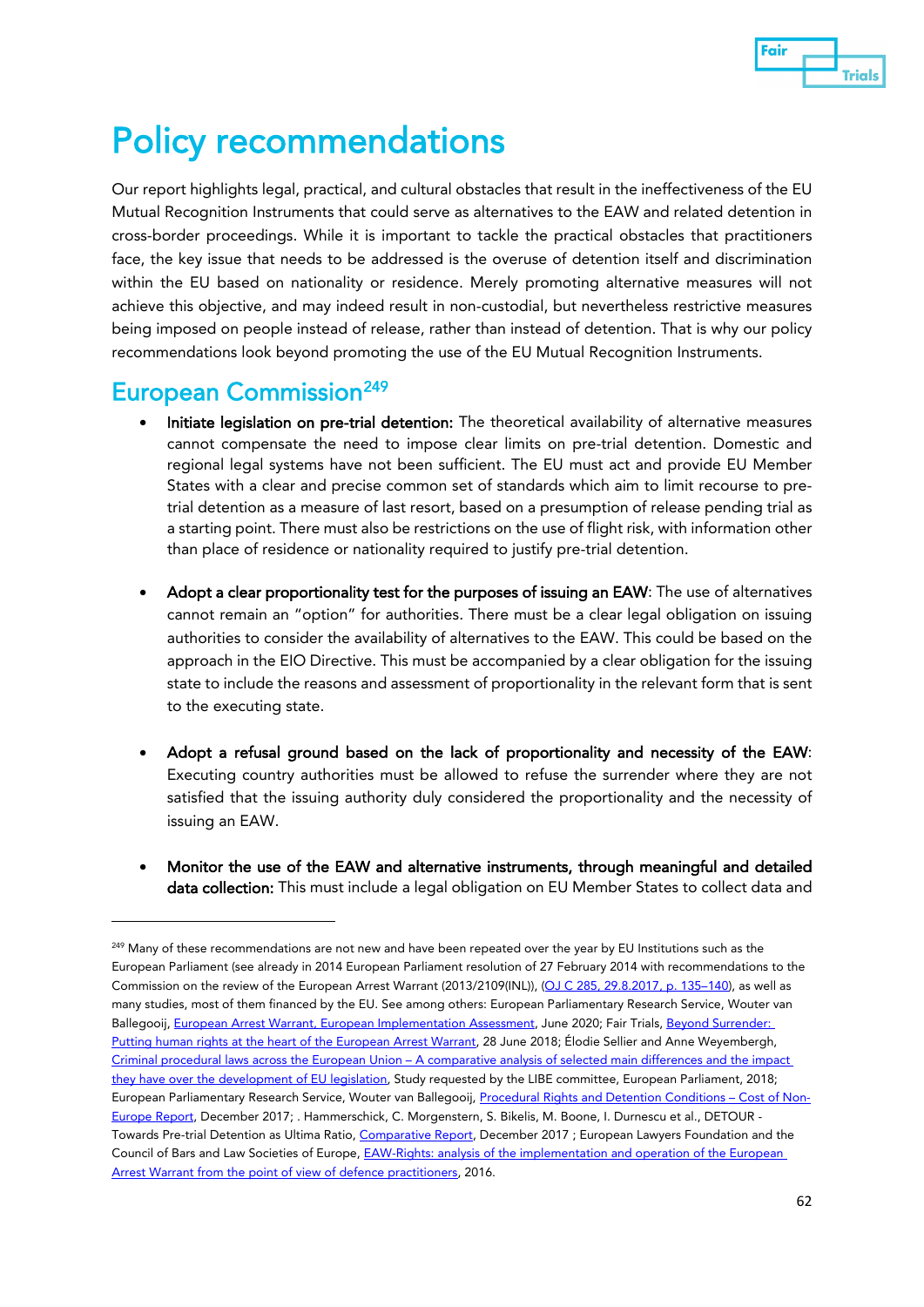# Policy recommendations

Our report highlights legal, practical, and cultural obstacles that result in the ineffectiveness of the EU Mutual Recognition Instruments that could serve as alternatives to the EAW and related detention in cross-border proceedings. While it is important to tackle the practical obstacles that practitioners face, the key issue that needs to be addressed is the overuse of detention itself and discrimination within the EU based on nationality or residence. Merely promoting alternative measures will not achieve this objective, and may indeed result in non-custodial, but nevertheless restrictive measures being imposed on people instead of release, rather than instead of detention. That is why our policy recommendations look beyond promoting the use of the EU Mutual Recognition Instruments.

## European Commission[249]

- **Initiate legislation on pre-trial detention:** The theoretical availability of alternative measures cannot compensate the need to impose clear limits on pre-trial detention. Domestic and regional legal systems have not been sufficient. The EU must act and provide EU Member States with a clear and precise common set of standards which aim to limit recourse to pre-trial detention as a measure of last resort, based on a presumption of release pending trial as a starting point. There must also be restrictions on the use of flight risk, with information other than place of residence or nationality required to justify pre-trial detention.

- **Adopt a clear proportionality test for the purposes of issuing an EAW**: The use of alternatives cannot remain an "option" for authorities. There must be a clear legal obligation on issuing authorities to consider the availability of alternatives to the EAW. This could be based on the approach in the EIO Directive. This must be accompanied by a clear obligation for the issuing state to include the reasons and assessment of proportionality in the relevant form that is sent to the executing state.

- **Adopt a refusal ground based on the lack of proportionality and necessity of the EAW**: Executing country authorities must be allowed to refuse the surrender where they are not satisfied that the issuing authority duly considered the proportionality and the necessity of issuing an EAW.

- **Monitor the use of the EAW and alternative instruments, through meaningful and detailed data collection:** This must include a legal obligation on EU Member States to collect data and

---

[249] Many of these recommendations are not new and have been repeated over the year by EU Institutions such as the European Parliament (see already in 2014 European Parliament resolution of 27 February 2014 with recommendations to the Commission on the review of the European Arrest Warrant (2013/2109(INL)), (OJ C 285, 29.8.2017, p. 135–140), as well as many studies, most of them financed by the EU. See among others: European Parliamentary Research Service, Wouter van Ballegooij, European Arrest Warrant, European Implementation Assessment, June 2020; Fair Trials, Beyond Surrender: Putting human rights at the heart of the European Arrest Warrant, 28 June 2018; Élodie Sellier and Anne Weyembergh, Criminal procedural laws across the European Union – A comparative analysis of selected main differences and the impact they have over the development of EU legislation, Study requested by the LIBE committee, European Parliament, 2018; European Parliamentary Research Service, Wouter van Ballegooij, Procedural Rights and Detention Conditions – Cost of Non-Europe Report, December 2017; . Hammerschick, C. Morgenstern, S. Bikelis, M. Boone, I. Durnescu et al., DETOUR - Towards Pre-trial Detention as Ultima Ratio, Comparative Report, December 2017 ; European Lawyers Foundation and the Council of Bars and Law Societies of Europe, EAW-Rights: analysis of the implementation and operation of the European Arrest Warrant from the point of view of defence practitioners, 2016.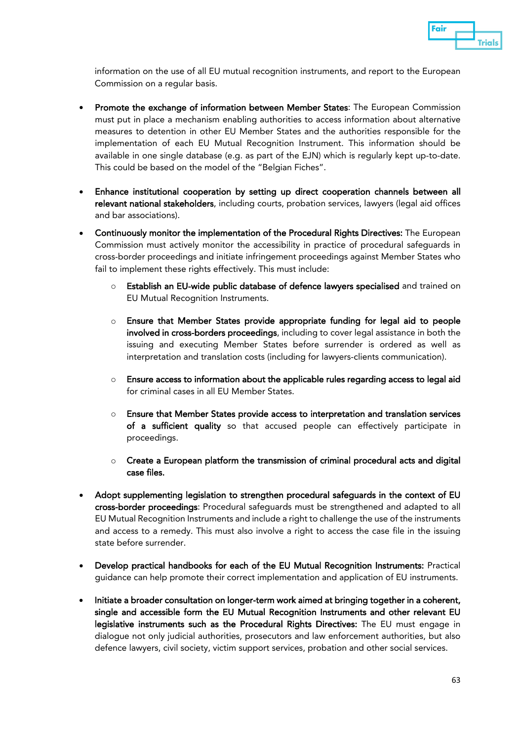information on the use of all EU mutual recognition instruments, and report to the European Commission on a regular basis.

- **Promote the exchange of information between Member States**: The European Commission must put in place a mechanism enabling authorities to access information about alternative measures to detention in other EU Member States and the authorities responsible for the implementation of each EU Mutual Recognition Instrument. This information should be available in one single database (e.g. as part of the EJN) which is regularly kept up-to-date. This could be based on the model of the "Belgian Fiches".

- **Enhance institutional cooperation by setting up direct cooperation channels between all relevant national stakeholders**, including courts, probation services, lawyers (legal aid offices and bar associations).

- **Continuously monitor the implementation of the Procedural Rights Directives:** The European Commission must actively monitor the accessibility in practice of procedural safeguards in cross-border proceedings and initiate infringement proceedings against Member States who fail to implement these rights effectively. This must include:

  - **Establish an EU-wide public database of defence lawyers specialised** and trained on EU Mutual Recognition Instruments.

  - **Ensure that Member States provide appropriate funding for legal aid to people involved in cross-borders proceedings**, including to cover legal assistance in both the issuing and executing Member States before surrender is ordered as well as interpretation and translation costs (including for lawyers-clients communication).

  - **Ensure access to information about the applicable rules regarding access to legal aid** for criminal cases in all EU Member States.

  - **Ensure that Member States provide access to interpretation and translation services of a sufficient quality** so that accused people can effectively participate in proceedings.

  - **Create a European platform the transmission of criminal procedural acts and digital case files.**

- **Adopt supplementing legislation to strengthen procedural safeguards in the context of EU cross-border proceedings**: Procedural safeguards must be strengthened and adapted to all EU Mutual Recognition Instruments and include a right to challenge the use of the instruments and access to a remedy. This must also involve a right to access the case file in the issuing state before surrender.

- **Develop practical handbooks for each of the EU Mutual Recognition Instruments:** Practical guidance can help promote their correct implementation and application of EU instruments.

- **Initiate a broader consultation on longer-term work aimed at bringing together in a coherent, single and accessible form the EU Mutual Recognition Instruments and other relevant EU legislative instruments such as the Procedural Rights Directives:** The EU must engage in dialogue not only judicial authorities, prosecutors and law enforcement authorities, but also defence lawyers, civil society, victim support services, probation and other social services.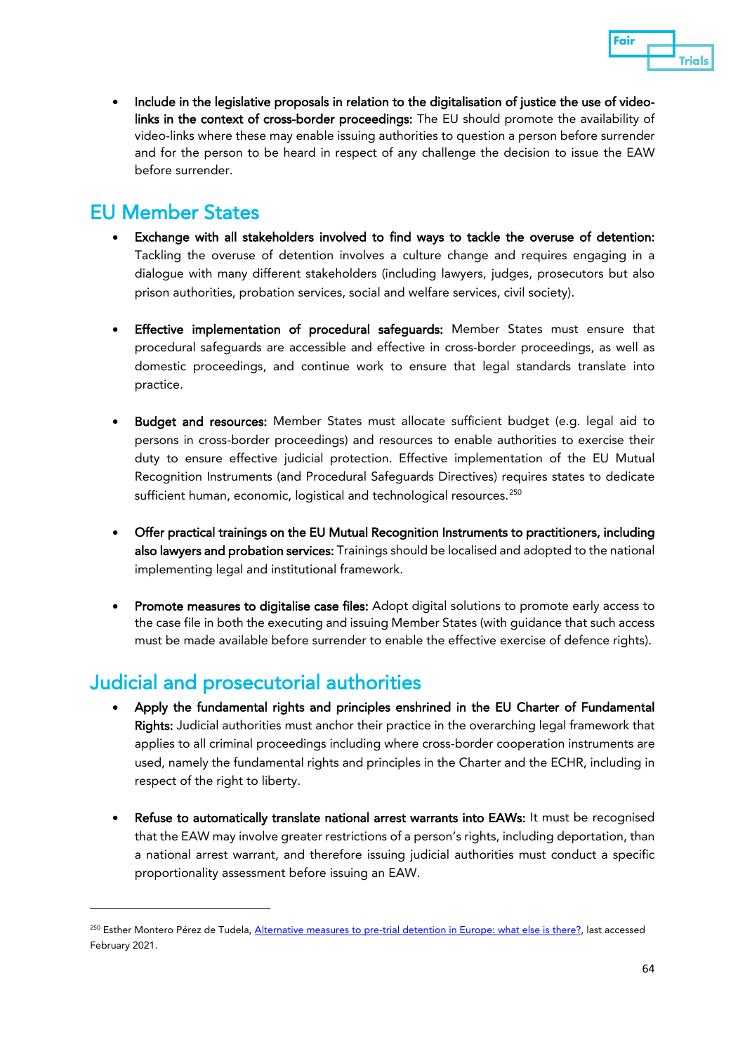- **Include in the legislative proposals in relation to the digitalisation of justice the use of video-links in the context of cross-border proceedings:** The EU should promote the availability of video-links where these may enable issuing authorities to question a person before surrender and for the person to be heard in respect of any challenge the decision to issue the EAW before surrender.

## EU Member States

- **Exchange with all stakeholders involved to find ways to tackle the overuse of detention:** Tackling the overuse of detention involves a culture change and requires engaging in a dialogue with many different stakeholders (including lawyers, judges, prosecutors but also prison authorities, probation services, social and welfare services, civil society).

- **Effective implementation of procedural safeguards:** Member States must ensure that procedural safeguards are accessible and effective in cross-border proceedings, as well as domestic proceedings, and continue work to ensure that legal standards translate into practice.

- **Budget and resources:** Member States must allocate sufficient budget (e.g. legal aid to persons in cross-border proceedings) and resources to enable authorities to exercise their duty to ensure effective judicial protection. Effective implementation of the EU Mutual Recognition Instruments (and Procedural Safeguards Directives) requires states to dedicate sufficient human, economic, logistical and technological resources.[250]

- **Offer practical trainings on the EU Mutual Recognition Instruments to practitioners, including also lawyers and probation services:** Trainings should be localised and adopted to the national implementing legal and institutional framework.

- **Promote measures to digitalise case files:** Adopt digital solutions to promote early access to the case file in both the executing and issuing Member States (with guidance that such access must be made available before surrender to enable the effective exercise of defence rights).

## Judicial and prosecutorial authorities

- **Apply the fundamental rights and principles enshrined in the EU Charter of Fundamental Rights:** Judicial authorities must anchor their practice in the overarching legal framework that applies to all criminal proceedings including where cross-border cooperation instruments are used, namely the fundamental rights and principles in the Charter and the ECHR, including in respect of the right to liberty.

- **Refuse to automatically translate national arrest warrants into EAWs:** It must be recognised that the EAW may involve greater restrictions of a person's rights, including deportation, than a national arrest warrant, and therefore issuing judicial authorities must conduct a specific proportionality assessment before issuing an EAW.

---

[250] Esther Montero Pérez de Tudela, [Alternative measures to pre-trial detention in Europe: what else is there?](), last accessed February 2021.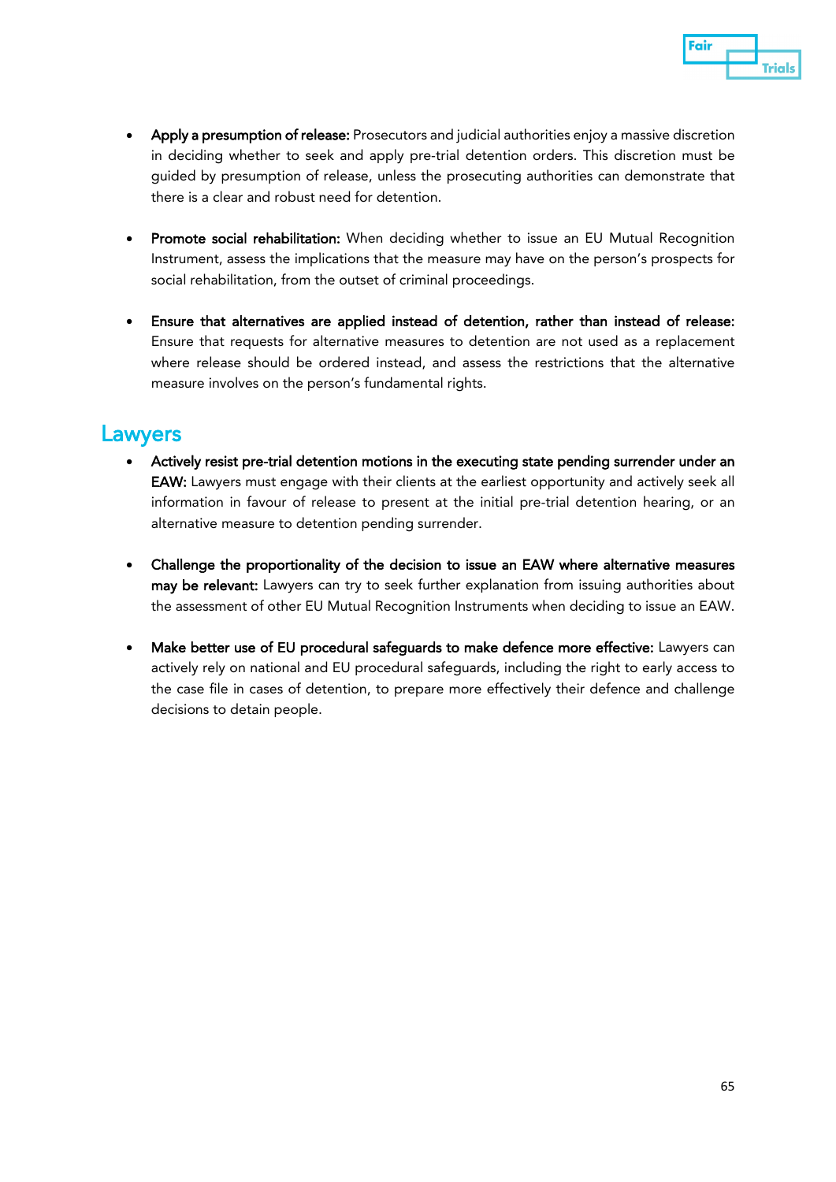- **Apply a presumption of release:** Prosecutors and judicial authorities enjoy a massive discretion in deciding whether to seek and apply pre-trial detention orders. This discretion must be guided by presumption of release, unless the prosecuting authorities can demonstrate that there is a clear and robust need for detention.

- **Promote social rehabilitation:** When deciding whether to issue an EU Mutual Recognition Instrument, assess the implications that the measure may have on the person's prospects for social rehabilitation, from the outset of criminal proceedings.

- **Ensure that alternatives are applied instead of detention, rather than instead of release:** Ensure that requests for alternative measures to detention are not used as a replacement where release should be ordered instead, and assess the restrictions that the alternative measure involves on the person's fundamental rights.

## Lawyers

- **Actively resist pre-trial detention motions in the executing state pending surrender under an EAW:** Lawyers must engage with their clients at the earliest opportunity and actively seek all information in favour of release to present at the initial pre-trial detention hearing, or an alternative measure to detention pending surrender.

- **Challenge the proportionality of the decision to issue an EAW where alternative measures may be relevant:** Lawyers can try to seek further explanation from issuing authorities about the assessment of other EU Mutual Recognition Instruments when deciding to issue an EAW.

- **Make better use of EU procedural safeguards to make defence more effective:** Lawyers can actively rely on national and EU procedural safeguards, including the right to early access to the case file in cases of detention, to prepare more effectively their defence and challenge decisions to detain people.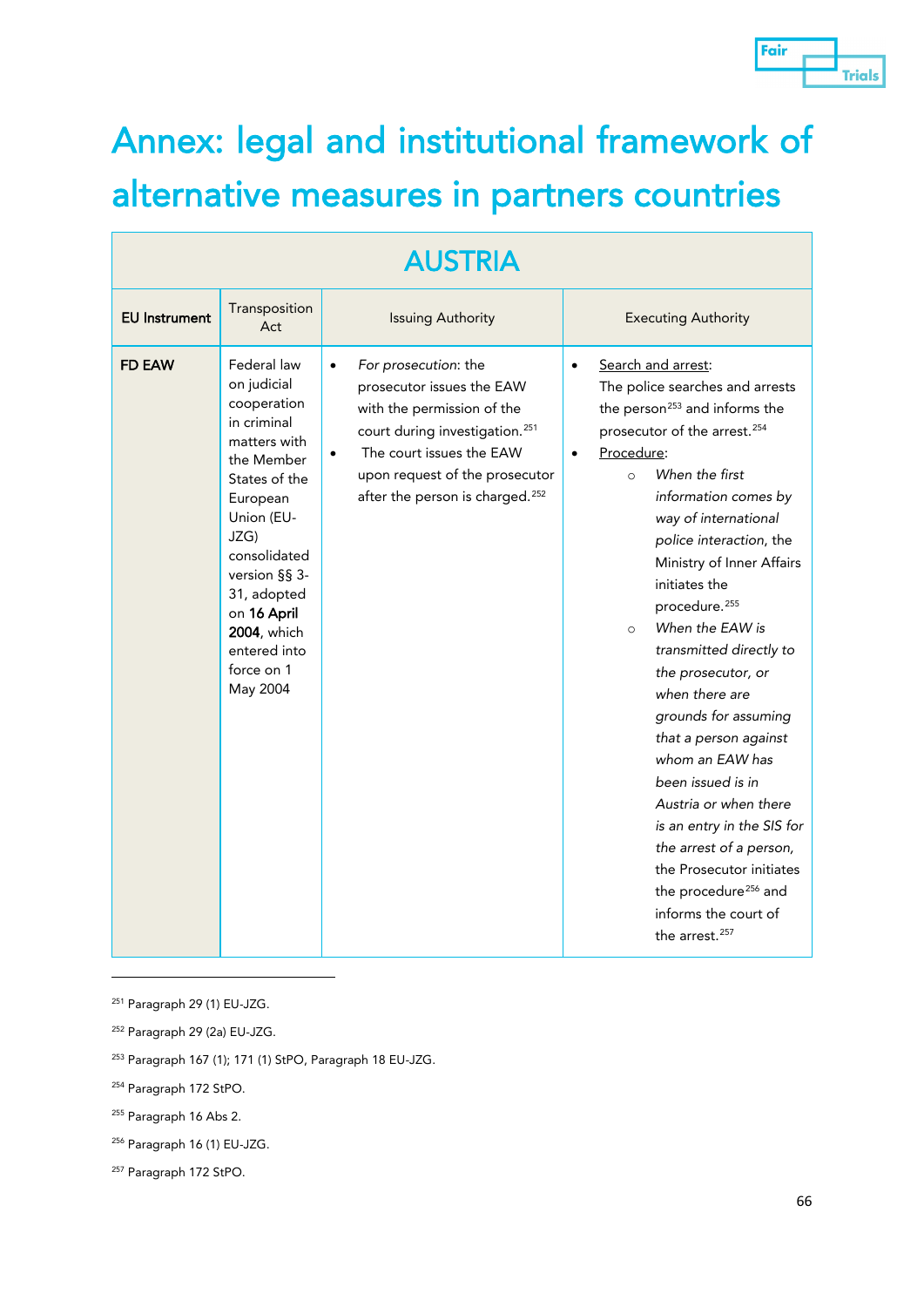# Annex: legal and institutional framework of alternative measures in partners countries

| AUSTRIA | | | |
|---|---|---|---|
| **EU Instrument** | Transposition Act | Issuing Authority | Executing Authority |
| **FD EAW** | Federal law on judicial cooperation in criminal matters with the Member States of the European Union (EU-JZG) consolidated version §§ 3-31, adopted on **16 April 2004**, which entered into force on 1 May 2004 | • *For prosecution*: the prosecutor issues the EAW with the permission of the court during investigation.[251]<br>• The court issues the EAW upon request of the prosecutor after the person is charged.[252] | • Search and arrest: The police searches and arrests the person[253] and informs the prosecutor of the arrest.[254]<br>• Procedure:<br>  ○ *When the first information comes by way of international police interaction*, the Ministry of Inner Affairs initiates the procedure.[255]<br>  ○ *When the EAW is transmitted directly to the prosecutor, or when there are grounds for assuming that a person against whom an EAW has been issued is in Austria or when there is an entry in the SIS for the arrest of a person*, the Prosecutor initiates the procedure[256] and informs the court of the arrest.[257] |

[251] Paragraph 29 (1) EU-JZG.

[252] Paragraph 29 (2a) EU-JZG.

[253] Paragraph 167 (1); 171 (1) StPO, Paragraph 18 EU-JZG.

[254] Paragraph 172 StPO.

[255] Paragraph 16 Abs 2.

[256] Paragraph 16 (1) EU-JZG.

[257] Paragraph 172 StPO.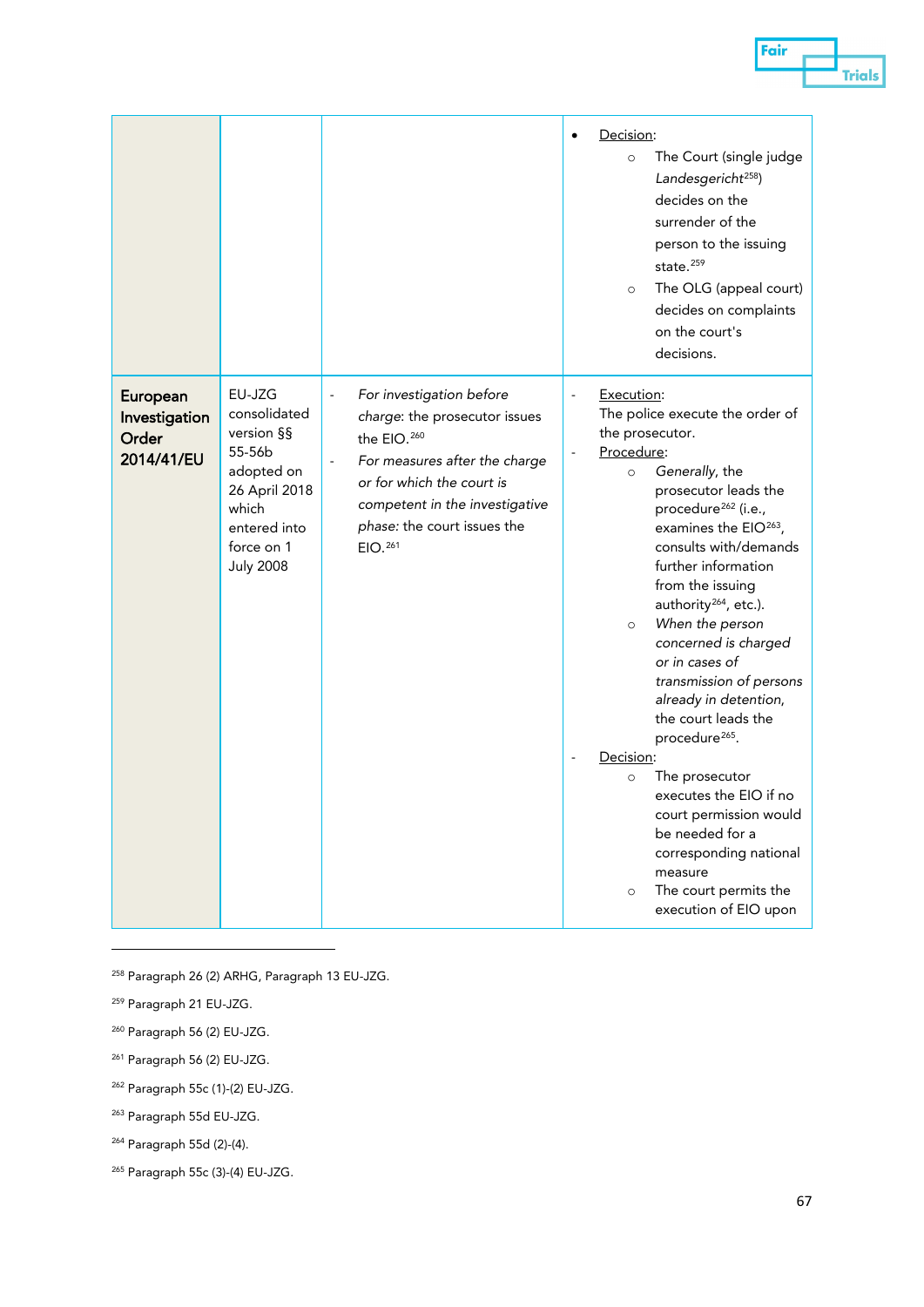| | | | |
|---|---|---|---|
| | | | • <u>Decision</u>:<br>○ The Court (single judge *Landesgericht*[258]) decides on the surrender of the person to the issuing state.[259]<br>○ The OLG (appeal court) decides on complaints on the court's decisions. |
| **European Investigation Order 2014/41/EU** | EU-JZG consolidated version §§ 55-56b adopted on 26 April 2018 which entered into force on 1 July 2008 | - *For investigation before charge*: the prosecutor issues the EIO.[260]<br>- *For measures after the charge or for which the court is competent in the investigative phase:* the court issues the EIO.[261] | - <u>Execution</u>: The police execute the order of the prosecutor.<br>- <u>Procedure</u>:<br>○ *Generally*, the prosecutor leads the procedure[262] (i.e., examines the EIO[263], consults with/demands further information from the issuing authority[264], etc.).<br>○ *When the person concerned is charged or in cases of transmission of persons already in detention*, the court leads the procedure[265].<br>- <u>Decision</u>:<br>○ The prosecutor executes the EIO if no court permission would be needed for a corresponding national measure<br>○ The court permits the execution of EIO upon |

[258] Paragraph 26 (2) ARHG, Paragraph 13 EU-JZG.

[259] Paragraph 21 EU-JZG.

[260] Paragraph 56 (2) EU-JZG.

[261] Paragraph 56 (2) EU-JZG.

[262] Paragraph 55c (1)-(2) EU-JZG.

[263] Paragraph 55d EU-JZG.

[264] Paragraph 55d (2)-(4).

[265] Paragraph 55c (3)-(4) EU-JZG.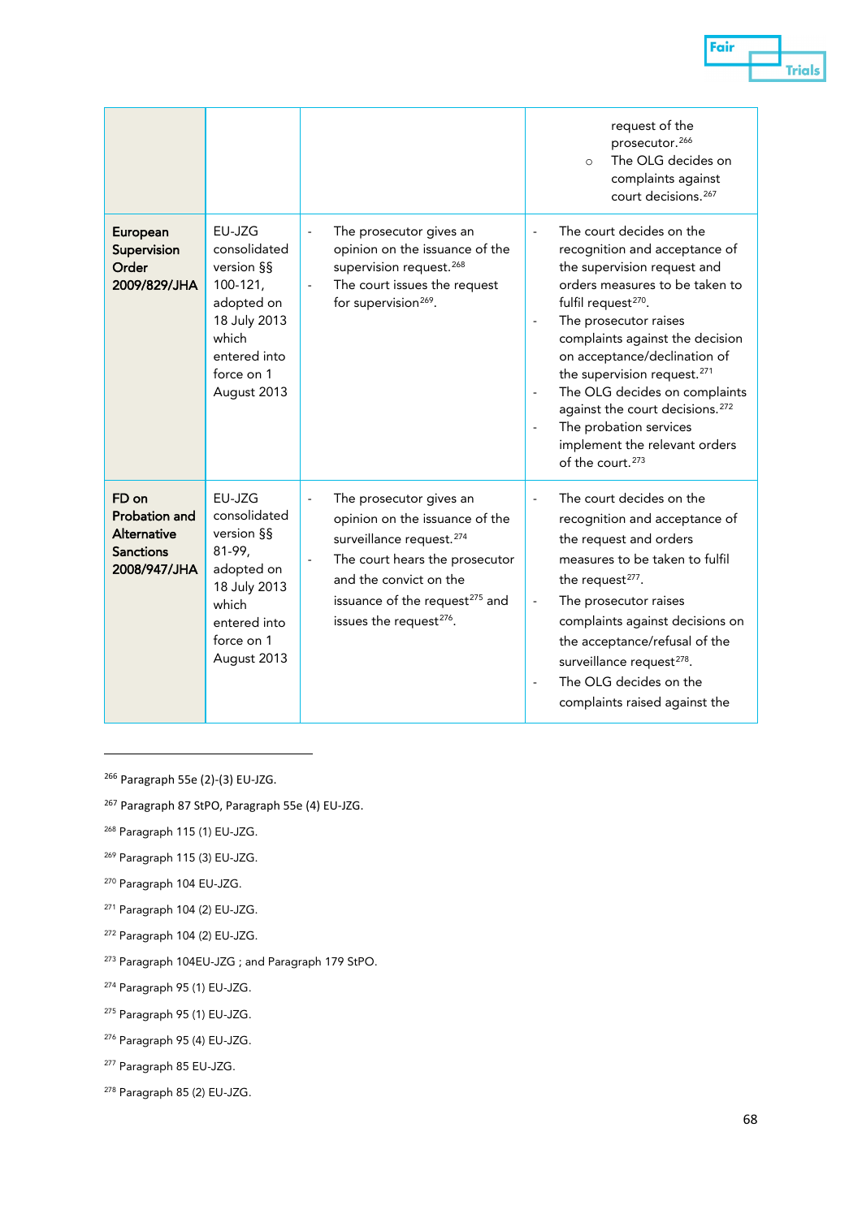| | | | |
|---|---|---|---|
| | | | ○ request of the prosecutor.[266]<br>○ The OLG decides on complaints against court decisions.[267] |
| **European Supervision Order 2009/829/JHA** | EU-JZG consolidated version §§ 100-121, adopted on 18 July 2013 which entered into force on 1 August 2013 | - The prosecutor gives an opinion on the issuance of the supervision request.[268]<br>- The court issues the request for supervision[269]. | - The court decides on the recognition and acceptance of the supervision request and orders measures to be taken to fulfil request[270].<br>- The prosecutor raises complaints against the decision on acceptance/declination of the supervision request.[271]<br>- The OLG decides on complaints against the court decisions.[272]<br>- The probation services implement the relevant orders of the court.[273] |
| **FD on Probation and Alternative Sanctions 2008/947/JHA** | EU-JZG consolidated version §§ 81-99, adopted on 18 July 2013 which entered into force on 1 August 2013 | - The prosecutor gives an opinion on the issuance of the surveillance request.[274]<br>- The court hears the prosecutor and the convict on the issuance of the request[275] and issues the request[276]. | - The court decides on the recognition and acceptance of the request and orders measures to be taken to fulfil the request[277].<br>- The prosecutor raises complaints against decisions on the acceptance/refusal of the surveillance request[278].<br>- The OLG decides on the complaints raised against the |

[266] Paragraph 55e (2)-(3) EU-JZG.

[267] Paragraph 87 StPO, Paragraph 55e (4) EU-JZG.

[268] Paragraph 115 (1) EU-JZG.

[269] Paragraph 115 (3) EU-JZG.

[270] Paragraph 104 EU-JZG.

[271] Paragraph 104 (2) EU-JZG.

[272] Paragraph 104 (2) EU-JZG.

[273] Paragraph 104EU-JZG ; and Paragraph 179 StPO.

[274] Paragraph 95 (1) EU-JZG.

[275] Paragraph 95 (1) EU-JZG.

[276] Paragraph 95 (4) EU-JZG.

[277] Paragraph 85 EU-JZG.

[278] Paragraph 85 (2) EU-JZG.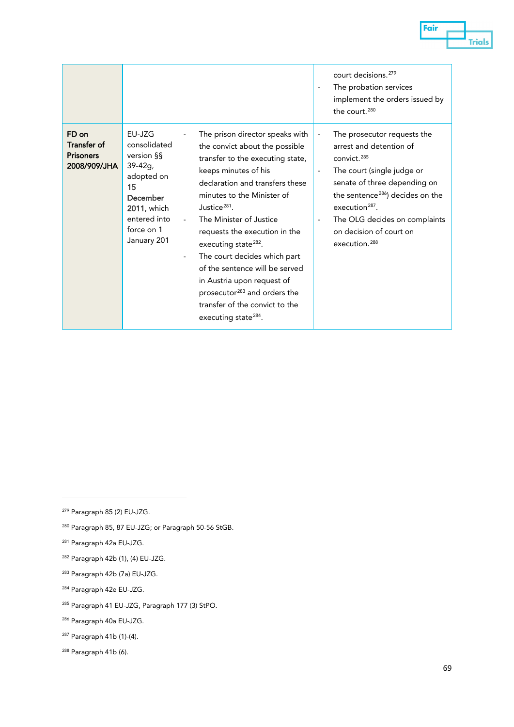| | | | |
|---|---|---|---|
| | | | court decisions.[279]<br>- The probation services implement the orders issued by the court.[280] |
| **FD on Transfer of Prisoners 2008/909/JHA** | EU-JZG consolidated version §§ 39-42g, adopted on 15 **December 2011**, which entered into force on 1 January 201 | - The prison director speaks with the convict about the possible transfer to the executing state, keeps minutes of his declaration and transfers these minutes to the Minister of Justice[281].<br>- The Minister of Justice requests the execution in the executing state[282].<br>- The court decides which part of the sentence will be served in Austria upon request of prosecutor[283] and orders the transfer of the convict to the executing state[284]. | - The prosecutor requests the arrest and detention of convict.[285]<br>- The court (single judge or senate of three depending on the sentence[286]) decides on the execution[287].<br>- The OLG decides on complaints on decision of court on execution.[288] |

[279] Paragraph 85 (2) EU-JZG.

[280] Paragraph 85, 87 EU-JZG; or Paragraph 50-56 StGB.

[281] Paragraph 42a EU-JZG.

[282] Paragraph 42b (1), (4) EU-JZG.

[283] Paragraph 42b (7a) EU-JZG.

[284] Paragraph 42e EU-JZG.

[285] Paragraph 41 EU-JZG, Paragraph 177 (3) StPO.

[286] Paragraph 40a EU-JZG.

[287] Paragraph 41b (1)-(4).

[288] Paragraph 41b (6).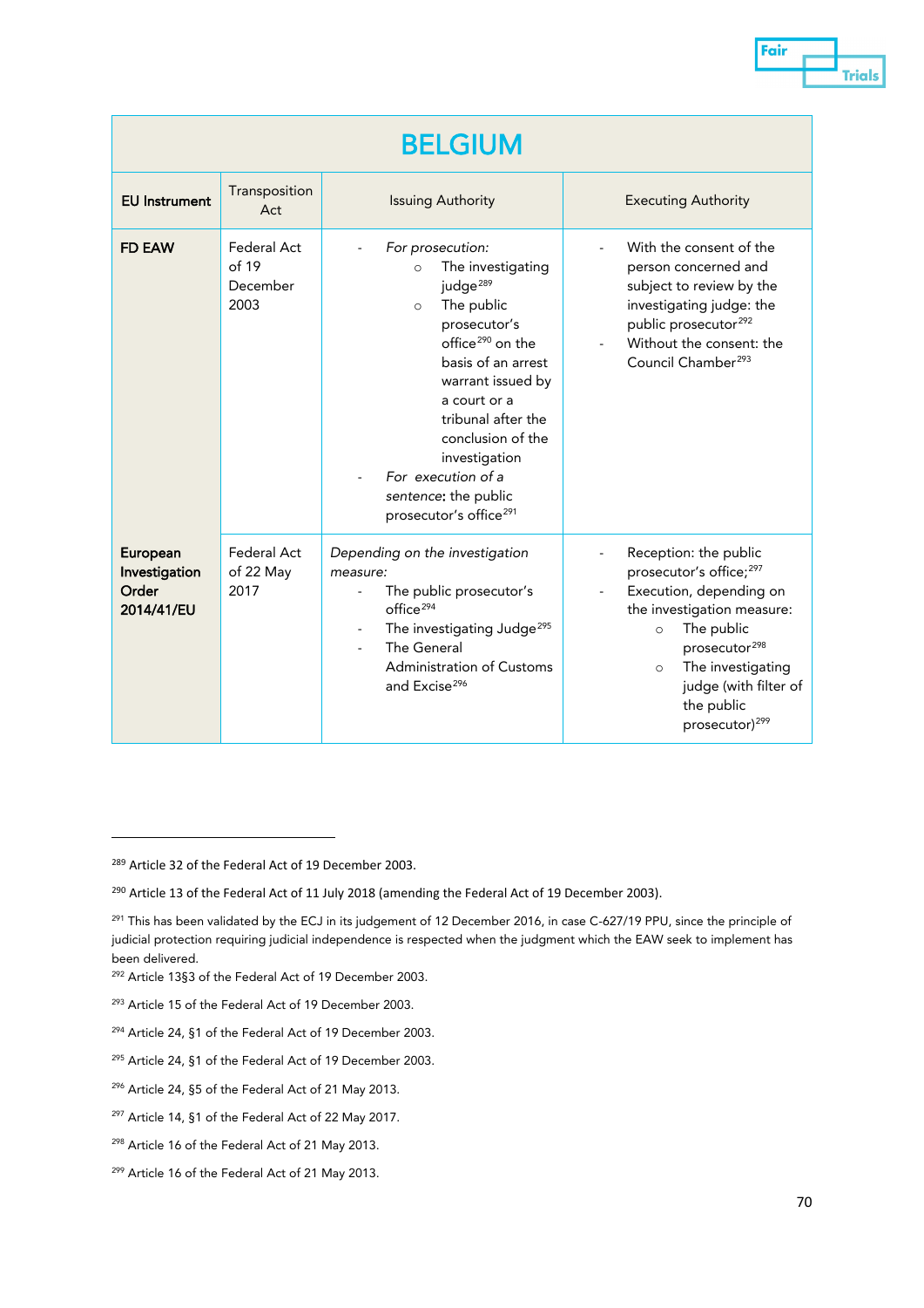| BELGIUM | | | |
|---|---|---|---|
| **EU Instrument** | Transposition Act | Issuing Authority | Executing Authority |
| **FD EAW** | Federal Act of 19 December 2003 | - *For prosecution:*<br>  ○ The investigating judge[289]<br>  ○ The public prosecutor's office[290] on the basis of an arrest warrant issued by a court or a tribunal after the conclusion of the investigation<br>- *For execution of a sentence*: the public prosecutor's office[291] | - With the consent of the person concerned and subject to review by the investigating judge: the public prosecutor[292]<br>- Without the consent: the Council Chamber[293] |
| **European Investigation Order 2014/41/EU** | Federal Act of 22 May 2017 | *Depending on the investigation measure:*<br>- The public prosecutor's office[294]<br>- The investigating Judge[295]<br>- The General Administration of Customs and Excise[296] | - Reception: the public prosecutor's office;[297]<br>- Execution, depending on the investigation measure:<br>  ○ The public prosecutor[298]<br>  ○ The investigating judge (with filter of the public prosecutor)[299] |

[289] Article 32 of the Federal Act of 19 December 2003.

[290] Article 13 of the Federal Act of 11 July 2018 (amending the Federal Act of 19 December 2003).

[291] This has been validated by the ECJ in its judgement of 12 December 2016, in case C-627/19 PPU, since the principle of judicial protection requiring judicial independence is respected when the judgment which the EAW seek to implement has been delivered.

[292] Article 13§3 of the Federal Act of 19 December 2003.

[293] Article 15 of the Federal Act of 19 December 2003.

[294] Article 24, §1 of the Federal Act of 19 December 2003.

[295] Article 24, §1 of the Federal Act of 19 December 2003.

[296] Article 24, §5 of the Federal Act of 21 May 2013.

[297] Article 14, §1 of the Federal Act of 22 May 2017.

[298] Article 16 of the Federal Act of 21 May 2013.

[299] Article 16 of the Federal Act of 21 May 2013.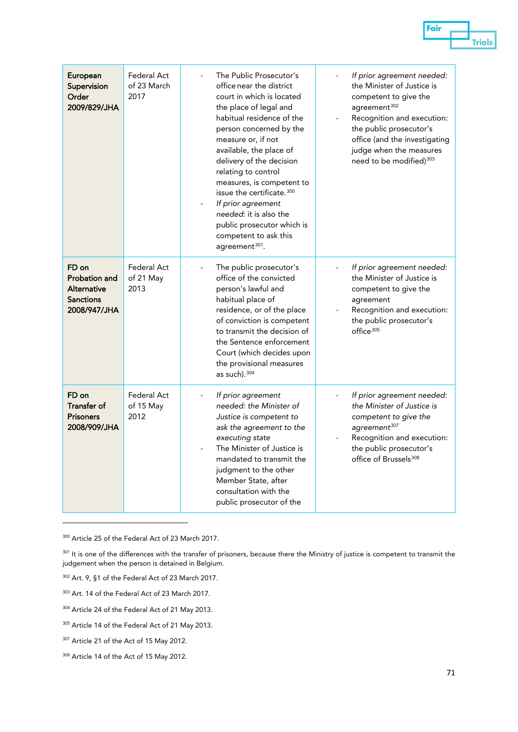| **European Supervision Order 2009/829/JHA** | Federal Act of 23 March 2017 | - The Public Prosecutor's office near the district court in which is located the place of legal and habitual residence of the person concerned by the measure or, if not available, the place of delivery of the decision relating to control measures, is competent to issue the certificate.[300]<br>- *If prior agreement needed*: it is also the public prosecutor which is competent to ask this agreement[301]. | - *If prior agreement needed:* the Minister of Justice is competent to give the agreement[302]<br>- Recognition and execution: the public prosecutor's office (and the investigating judge when the measures need to be modified)[303] |
|---|---|---|---|
| **FD on Probation and Alternative Sanctions 2008/947/JHA** | Federal Act of 21 May 2013 | - The public prosecutor's office of the convicted person's lawful and habitual place of residence, or of the place of conviction is competent to transmit the decision of the Sentence enforcement Court (which decides upon the provisional measures as such).[304] | - *If prior agreement needed:* the Minister of Justice is competent to give the agreement<br>- Recognition and execution: the public prosecutor's office[305] |
| **FD on Transfer of Prisoners 2008/909/JHA** | Federal Act of 15 May 2012 | - *If prior agreement needed: the Minister of Justice is competent to ask the agreement to the executing state*<br>- The Minister of Justice is mandated to transmit the judgment to the other Member State, after consultation with the public prosecutor of the | - *If prior agreement needed: the Minister of Justice is competent to give the agreement[307]*<br>- Recognition and execution: the public prosecutor's office of Brussels[308] |

[300] Article 25 of the Federal Act of 23 March 2017.

[301] It is one of the differences with the transfer of prisoners, because there the Ministry of justice is competent to transmit the judgement when the person is detained in Belgium.

[302] Art. 9, §1 of the Federal Act of 23 March 2017.

[303] Art. 14 of the Federal Act of 23 March 2017.

[304] Article 24 of the Federal Act of 21 May 2013.

[305] Article 14 of the Federal Act of 21 May 2013.

[307] Article 21 of the Act of 15 May 2012.

[308] Article 14 of the Act of 15 May 2012.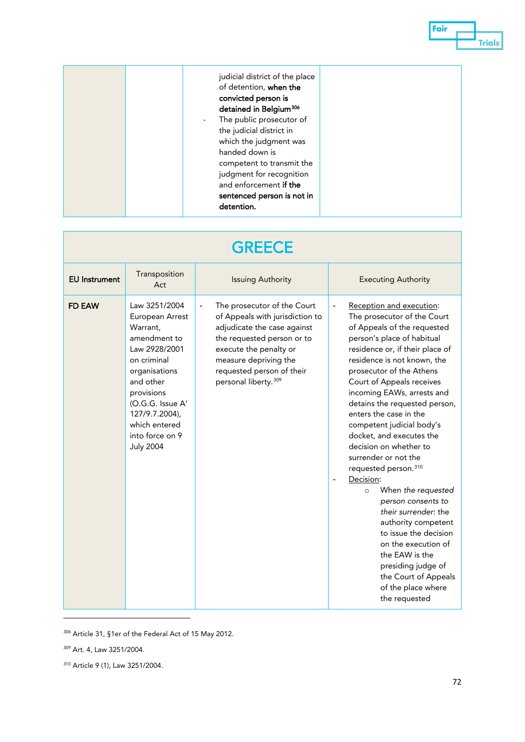| | | | |
|---|---|---|---|
| | | judicial district of the place of detention, **when the convicted person is detained in Belgium**[306]<br>- The public prosecutor of the judicial district in which the judgment was handed down is competent to transmit the judgment for recognition and enforcement **if the sentenced person is not in detention.** | |

## GREECE

| EU Instrument | Transposition Act | Issuing Authority | Executing Authority |
|---|---|---|---|
| **FD EAW** | Law 3251/2004 European Arrest Warrant, amendment to Law 2928/2001 on criminal organisations and other provisions (O.G.G. Issue A' 127/9.7.2004), which entered into force on 9 July 2004 | - The prosecutor of the Court of Appeals with jurisdiction to adjudicate the case against the requested person or to execute the penalty or measure depriving the requested person of their personal liberty.[309] | - Reception and execution: The prosecutor of the Court of Appeals of the requested person's place of habitual residence or, if their place of residence is not known, the prosecutor of the Athens Court of Appeals receives incoming EAWs, arrests and detains the requested person, enters the case in the competent judicial body's docket, and executes the decision on whether to surrender or not the requested person.[310]<br>- Decision:<br>  ○ When *the requested person consents to their surrender*: the authority competent to issue the decision on the execution of the EAW is the presiding judge of the Court of Appeals of the place where the requested |

[306] Article 31, §1er of the Federal Act of 15 May 2012.

[309] Art. 4, Law 3251/2004.

[310] Article 9 (1), Law 3251/2004.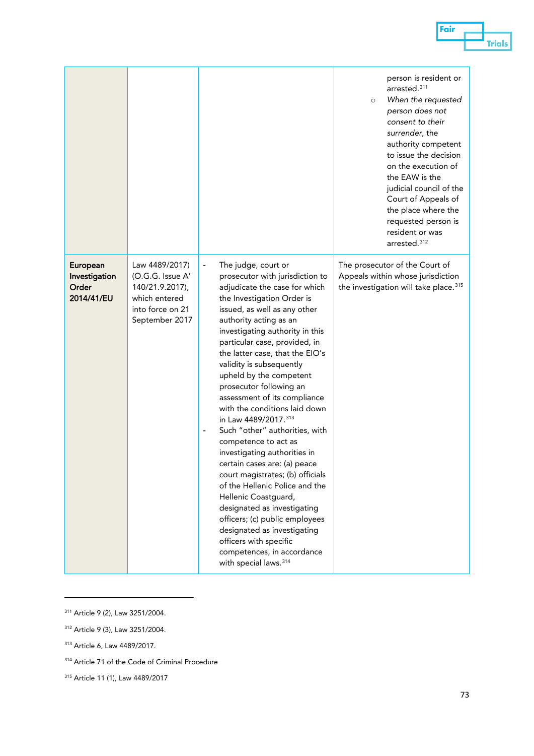| | | | |
|---|---|---|---|
| | | | person is resident or arrested.[311]<br>○ *When the requested person does not consent to their surrender*, the authority competent to issue the decision on the execution of the EAW is the judicial council of the Court of Appeals of the place where the requested person is resident or was arrested.[312] |
| **European Investigation Order 2014/41/EU** | Law 4489/2017) (O.G.G. Issue A' 140/21.9.2017), which entered into force on 21 September 2017 | - The judge, court or prosecutor with jurisdiction to adjudicate the case for which the Investigation Order is issued, as well as any other authority acting as an investigating authority in this particular case, provided, in the latter case, that the EIO's validity is subsequently upheld by the competent prosecutor following an assessment of its compliance with the conditions laid down in Law 4489/2017.[313]<br>- Such "other" authorities, with competence to act as investigating authorities in certain cases are: (a) peace court magistrates; (b) officials of the Hellenic Police and the Hellenic Coastguard, designated as investigating officers; (c) public employees designated as investigating officers with specific competences, in accordance with special laws.[314] | The prosecutor of the Court of Appeals within whose jurisdiction the investigation will take place.[315] |

[311] Article 9 (2), Law 3251/2004.

[312] Article 9 (3), Law 3251/2004.

[313] Article 6, Law 4489/2017.

[314] Article 71 of the Code of Criminal Procedure

[315] Article 11 (1), Law 4489/2017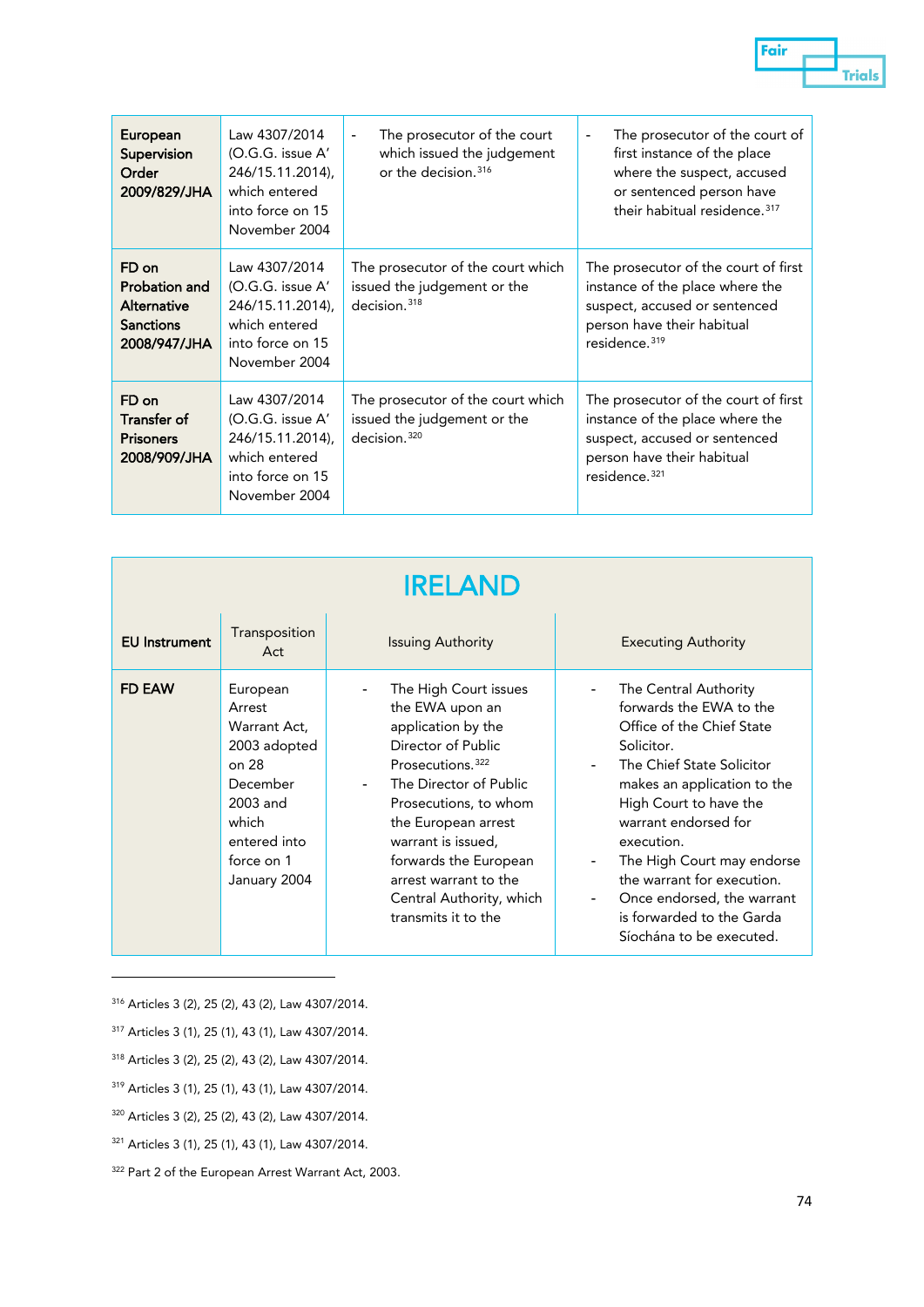| European Supervision Order 2009/829/JHA | Law 4307/2014 (O.G.G. issue A' 246/15.11.2014), which entered into force on 15 November 2004 | - The prosecutor of the court which issued the judgement or the decision.[316] | - The prosecutor of the court of first instance of the place where the suspect, accused or sentenced person have their habitual residence.[317] |
|---|---|---|---|
| **FD on Probation and Alternative Sanctions 2008/947/JHA** | Law 4307/2014 (O.G.G. issue A' 246/15.11.2014), which entered into force on 15 November 2004 | The prosecutor of the court which issued the judgement or the decision.[318] | The prosecutor of the court of first instance of the place where the suspect, accused or sentenced person have their habitual residence.[319] |
| **FD on Transfer of Prisoners 2008/909/JHA** | Law 4307/2014 (O.G.G. issue A' 246/15.11.2014), which entered into force on 15 November 2004 | The prosecutor of the court which issued the judgement or the decision.[320] | The prosecutor of the court of first instance of the place where the suspect, accused or sentenced person have their habitual residence.[321] |

## IRELAND

| EU Instrument | Transposition Act | Issuing Authority | Executing Authority |
|---|---|---|---|
| **FD EAW** | European Arrest Warrant Act, 2003 adopted on 28 December 2003 and which entered into force on 1 January 2004 | - The High Court issues the EWA upon an application by the Director of Public Prosecutions.[322]<br>- The Director of Public Prosecutions, to whom the European arrest warrant is issued, forwards the European arrest warrant to the Central Authority, which transmits it to the | - The Central Authority forwards the EWA to the Office of the Chief State Solicitor.<br>- The Chief State Solicitor makes an application to the High Court to have the warrant endorsed for execution.<br>- The High Court may endorse the warrant for execution.<br>- Once endorsed, the warrant is forwarded to the Garda Síochána to be executed. |

---

[316] Articles 3 (2), 25 (2), 43 (2), Law 4307/2014.

[317] Articles 3 (1), 25 (1), 43 (1), Law 4307/2014.

[318] Articles 3 (2), 25 (2), 43 (2), Law 4307/2014.

[319] Articles 3 (1), 25 (1), 43 (1), Law 4307/2014.

[320] Articles 3 (2), 25 (2), 43 (2), Law 4307/2014.

[321] Articles 3 (1), 25 (1), 43 (1), Law 4307/2014.

[322] Part 2 of the European Arrest Warrant Act, 2003.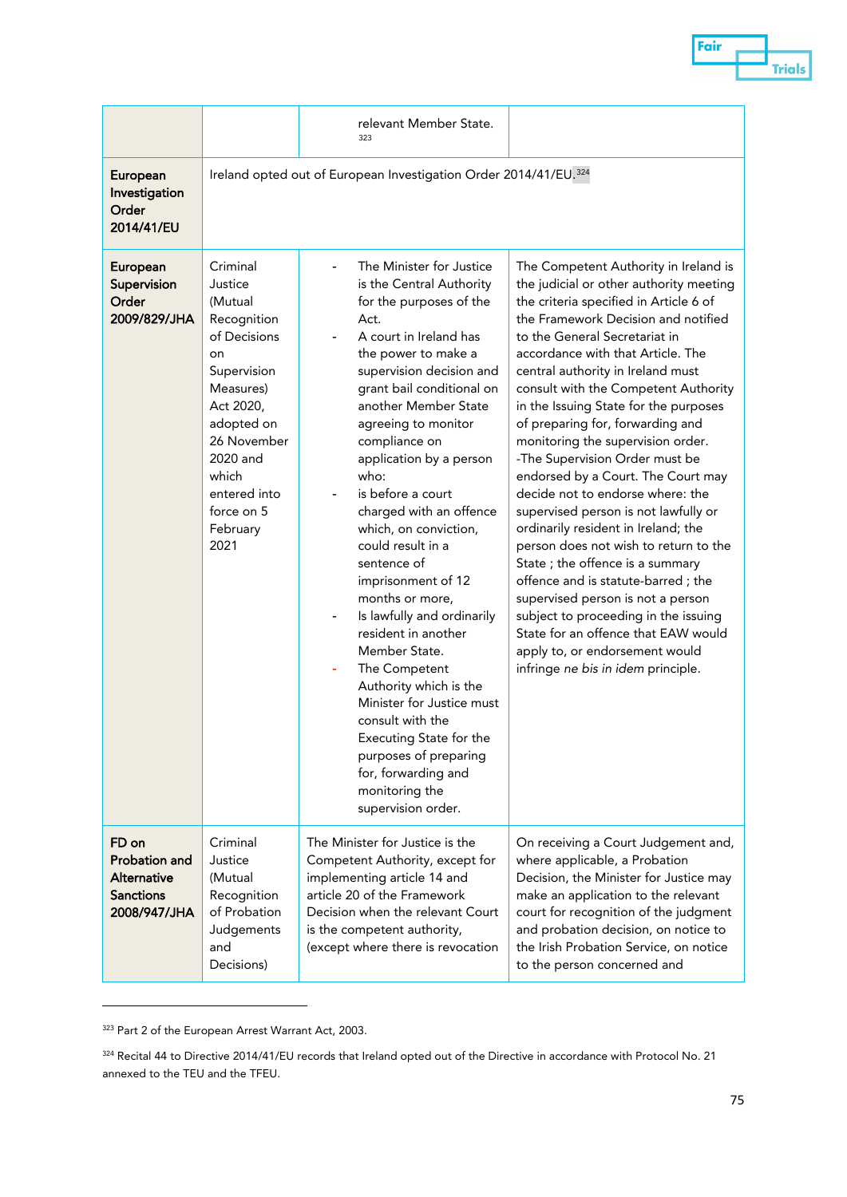| | | | |
|---|---|---|---|
| | | relevant Member State.[323] | |
| **European Investigation Order 2014/41/EU** | Ireland opted out of European Investigation Order 2014/41/EU.[324] | | |
| **European Supervision Order 2009/829/JHA** | Criminal Justice (Mutual Recognition of Decisions on Supervision Measures) Act 2020, adopted on 26 November 2020 and which entered into force on 5 February 2021 | - The Minister for Justice is the Central Authority for the purposes of the Act. - A court in Ireland has the power to make a supervision decision and grant bail conditional on another Member State agreeing to monitor compliance on application by a person who: - is before a court charged with an offence which, on conviction, could result in a sentence of imprisonment of 12 months or more, - Is lawfully and ordinarily resident in another Member State. - The Competent Authority which is the Minister for Justice must consult with the Executing State for the purposes of preparing for, forwarding and monitoring the supervision order. | The Competent Authority in Ireland is the judicial or other authority meeting the criteria specified in Article 6 of the Framework Decision and notified to the General Secretariat in accordance with that Article. The central authority in Ireland must consult with the Competent Authority in the Issuing State for the purposes of preparing for, forwarding and monitoring the supervision order. -The Supervision Order must be endorsed by a Court. The Court may decide not to endorse where: the supervised person is not lawfully or ordinarily resident in Ireland; the person does not wish to return to the State ; the offence is a summary offence and is statute-barred ; the supervised person is not a person subject to proceeding in the issuing State for an offence that EAW would apply to, or endorsement would infringe *ne bis in idem* principle. |
| **FD on Probation and Alternative Sanctions 2008/947/JHA** | Criminal Justice (Mutual Recognition of Probation Judgements and Decisions) | The Minister for Justice is the Competent Authority, except for implementing article 14 and article 20 of the Framework Decision when the relevant Court is the competent authority, (except where there is revocation | On receiving a Court Judgement and, where applicable, a Probation Decision, the Minister for Justice may make an application to the relevant court for recognition of the judgment and probation decision, on notice to the Irish Probation Service, on notice to the person concerned and |

[323] Part 2 of the European Arrest Warrant Act, 2003.

[324] Recital 44 to Directive 2014/41/EU records that Ireland opted out of the Directive in accordance with Protocol No. 21 annexed to the TEU and the TFEU.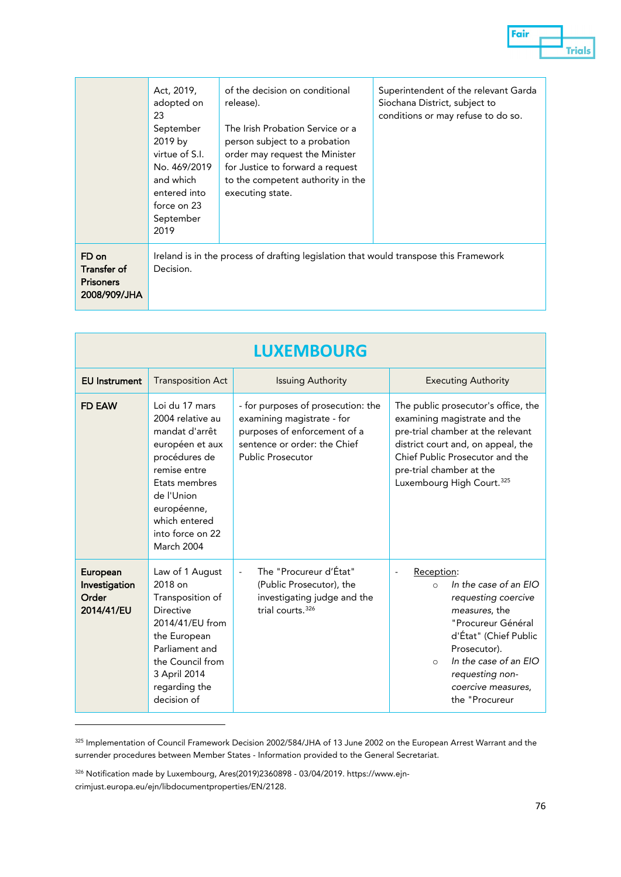| | Act, 2019, adopted on 23 September 2019 by virtue of S.I. No. 469/2019 and which entered into force on 23 September 2019 | of the decision on conditional release).<br><br>The Irish Probation Service or a person subject to a probation order may request the Minister for Justice to forward a request to the competent authority in the executing state. | Superintendent of the relevant Garda Siochana District, subject to conditions or may refuse to do so. |
|---|---|---|---|
| **FD on Transfer of Prisoners 2008/909/JHA** | Ireland is in the process of drafting legislation that would transpose this Framework Decision. | | |

| **LUXEMBOURG** | | | |
|---|---|---|---|
| **EU Instrument** | Transposition Act | Issuing Authority | Executing Authority |
| **FD EAW** | Loi du 17 mars 2004 relative au mandat d'arrêt européen et aux procédures de remise entre Etats membres de l'Union européenne, which entered into force on 22 March 2004 | - for purposes of prosecution: the examining magistrate - for purposes of enforcement of a sentence or order: the Chief Public Prosecutor | The public prosecutor's office, the examining magistrate and the pre-trial chamber at the relevant district court and, on appeal, the Chief Public Prosecutor and the pre-trial chamber at the Luxembourg High Court.[325] |
| **European Investigation Order 2014/41/EU** | Law of 1 August 2018 on Transposition of Directive 2014/41/EU from the European Parliament and the Council from 3 April 2014 regarding the decision of | - The "Procureur d'État" (Public Prosecutor), the investigating judge and the trial courts.[326] | - Reception:<br>○ *In the case of an EIO requesting coercive measures*, the "Procureur Général d'État" (Chief Public Prosecutor).<br>○ *In the case of an EIO requesting non-coercive measures*, the "Procureur |

[325] Implementation of Council Framework Decision 2002/584/JHA of 13 June 2002 on the European Arrest Warrant and the surrender procedures between Member States - Information provided to the General Secretariat.

[326] Notification made by Luxembourg, Ares(2019)2360898 - 03/04/2019. https://www.ejn-crimjust.europa.eu/ejn/libdocumentproperties/EN/2128.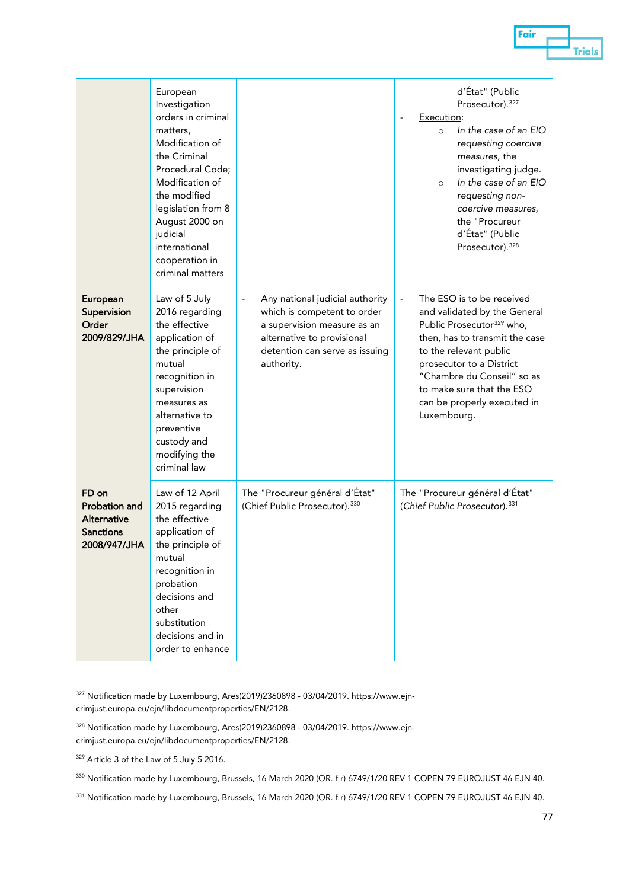| | | | |
|---|---|---|---|
| | European Investigation orders in criminal matters, Modification of the Criminal Procedural Code; Modification of the modified legislation from 8 August 2000 on judicial international cooperation in criminal matters | | d'État" (Public Prosecutor).[327]<br>- <u>Execution</u>:<br>○ *In the case of an EIO requesting coercive measures*, the investigating judge.<br>○ *In the case of an EIO requesting non-coercive measures*, the "Procureur d'État" (Public Prosecutor).[328] |
| **European Supervision Order 2009/829/JHA** | Law of 5 July 2016 regarding the effective application of the principle of mutual recognition in supervision measures as alternative to preventive custody and modifying the criminal law | - Any national judicial authority which is competent to order a supervision measure as an alternative to provisional detention can serve as issuing authority. | - The ESO is to be received and validated by the General Public Prosecutor[329] who, then, has to transmit the case to the relevant public prosecutor to a District "Chambre du Conseil" so as to make sure that the ESO can be properly executed in Luxembourg. |
| **FD on Probation and Alternative Sanctions 2008/947/JHA** | Law of 12 April 2015 regarding the effective application of the principle of mutual recognition in probation decisions and other substitution decisions and in order to enhance | The "Procureur général d'État" (Chief Public Prosecutor).[330] | The "Procureur général d'État" (*Chief Public Prosecutor*).[331] |

[327] Notification made by Luxembourg, Ares(2019)2360898 - 03/04/2019. https://www.ejn-crimjust.europa.eu/ejn/libdocumentproperties/EN/2128.

[328] Notification made by Luxembourg, Ares(2019)2360898 - 03/04/2019. https://www.ejn-crimjust.europa.eu/ejn/libdocumentproperties/EN/2128.

[329] Article 3 of the Law of 5 July 5 2016.

[330] Notification made by Luxembourg, Brussels, 16 March 2020 (OR. f r) 6749/1/20 REV 1 COPEN 79 EUROJUST 46 EJN 40.

[331] Notification made by Luxembourg, Brussels, 16 March 2020 (OR. f r) 6749/1/20 REV 1 COPEN 79 EUROJUST 46 EJN 40.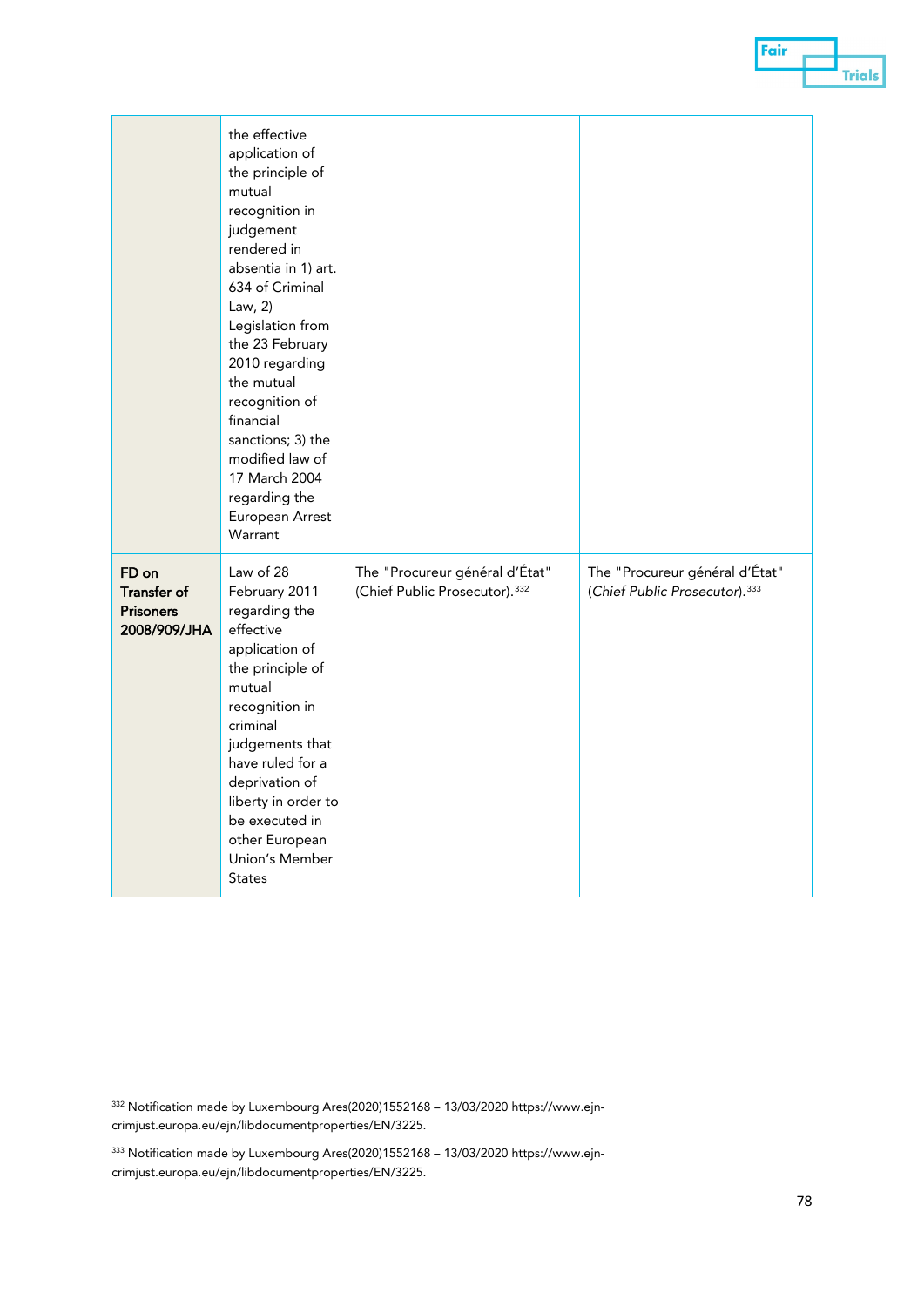| | | | |
|---|---|---|---|
| | the effective application of the principle of mutual recognition in judgement rendered in absentia in 1) art. 634 of Criminal Law, 2) Legislation from the 23 February 2010 regarding the mutual recognition of financial sanctions; 3) the modified law of 17 March 2004 regarding the European Arrest Warrant | | |
| **FD on Transfer of Prisoners 2008/909/JHA** | Law of 28 February 2011 regarding the effective application of the principle of mutual recognition in criminal judgements that have ruled for a deprivation of liberty in order to be executed in other European Union's Member States | The "Procureur général d'État" (Chief Public Prosecutor).[332] | The "Procureur général d'État" (*Chief Public Prosecutor*).[333] |

[332] Notification made by Luxembourg Ares(2020)1552168 – 13/03/2020 https://www.ejn-crimjust.europa.eu/ejn/libdocumentproperties/EN/3225.

[333] Notification made by Luxembourg Ares(2020)1552168 – 13/03/2020 https://www.ejn-crimjust.europa.eu/ejn/libdocumentproperties/EN/3225.